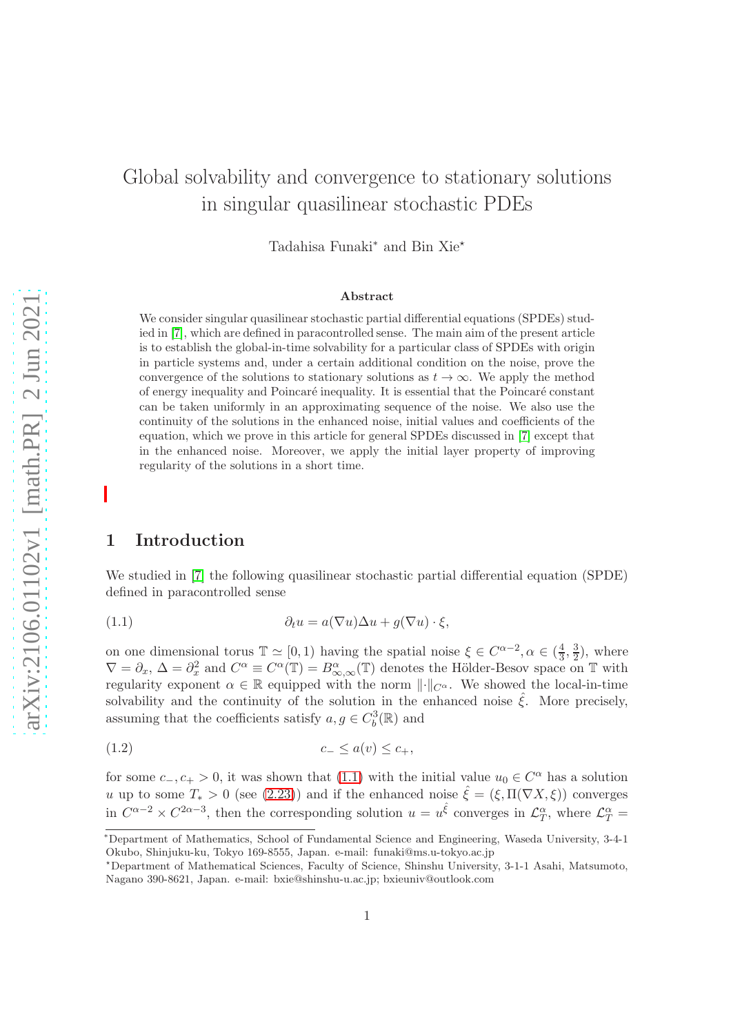# Global solvability and convergence to stationary solutions in singular quasilinear stochastic PDEs

Tadahisa Funaki[*] and Bin Xie[⋆]

### Abstract

We consider singular quasilinear stochastic partial differential equations (SPDEs) studied in [7], which are defined in paracontrolled sense. The main aim of the present article is to establish the global-in-time solvability for a particular class of SPDEs with origin in particle systems and, under a certain additional condition on the noise, prove the convergence of the solutions to stationary solutions as $t \to \infty$. We apply the method of energy inequality and Poincaré inequality. It is essential that the Poincaré constant can be taken uniformly in an approximating sequence of the noise. We also use the continuity of the solutions in the enhanced noise, initial values and coefficients of the equation, which we prove in this article for general SPDEs discussed in [7] except that in the enhanced noise. Moreover, we apply the initial layer property of improving regularity of the solutions in a short time.

## 1 Introduction

We studied in [7] the following quasilinear stochastic partial differential equation (SPDE) defined in paracontrolled sense

$$\partial_t u = a(\nabla u)\Delta u + g(\nabla u) \cdot \xi, \tag{1.1}$$

on one dimensional torus $\mathbb{T} \simeq [0, 1)$ having the spatial noise $\xi \in C^{\alpha-2}, \alpha \in (\frac{4}{3}, \frac{3}{2})$, where $\nabla = \partial_x$, $\Delta = \partial_x^2$ and $C^\alpha \equiv C^\alpha(\mathbb{T}) = B^\alpha_{\infty,\infty}(\mathbb{T})$ denotes the Hölder-Besov space on $\mathbb{T}$ with regularity exponent $\alpha \in \mathbb{R}$ equipped with the norm $\|\cdot\|_{C^\alpha}$. We showed the local-in-time solvability and the continuity of the solution in the enhanced noise $\hat{\xi}$. More precisely, assuming that the coefficients satisfy $a, g \in C_b^3(\mathbb{R})$ and

$$c_- \le a(v) \le c_+, \tag{1.2}$$

for some $c_-, c_+ > 0$, it was shown that (1.1) with the initial value $u_0 \in C^\alpha$ has a solution $u$ up to some $T_* > 0$ (see (2.23)) and if the enhanced noise $\hat{\xi} = (\xi, \Pi(\nabla X, \xi))$ converges in $C^{\alpha-2} \times C^{2\alpha-3}$, then the corresponding solution $u = u^{\hat{\xi}}$ converges in $\mathcal{L}_T^\alpha$, where $\mathcal{L}_T^\alpha =$

---

[*]Department of Mathematics, School of Fundamental Science and Engineering, Waseda University, 3-4-1 Okubo, Shinjuku-ku, Tokyo 169-8555, Japan. e-mail: funaki@ms.u-tokyo.ac.jp

[⋆]Department of Mathematical Sciences, Faculty of Science, Shinshu University, 3-1-1 Asahi, Matsumoto, Nagano 390-8621, Japan. e-mail: bxie@shinshu-u.ac.jp; bxieuniv@outlook.com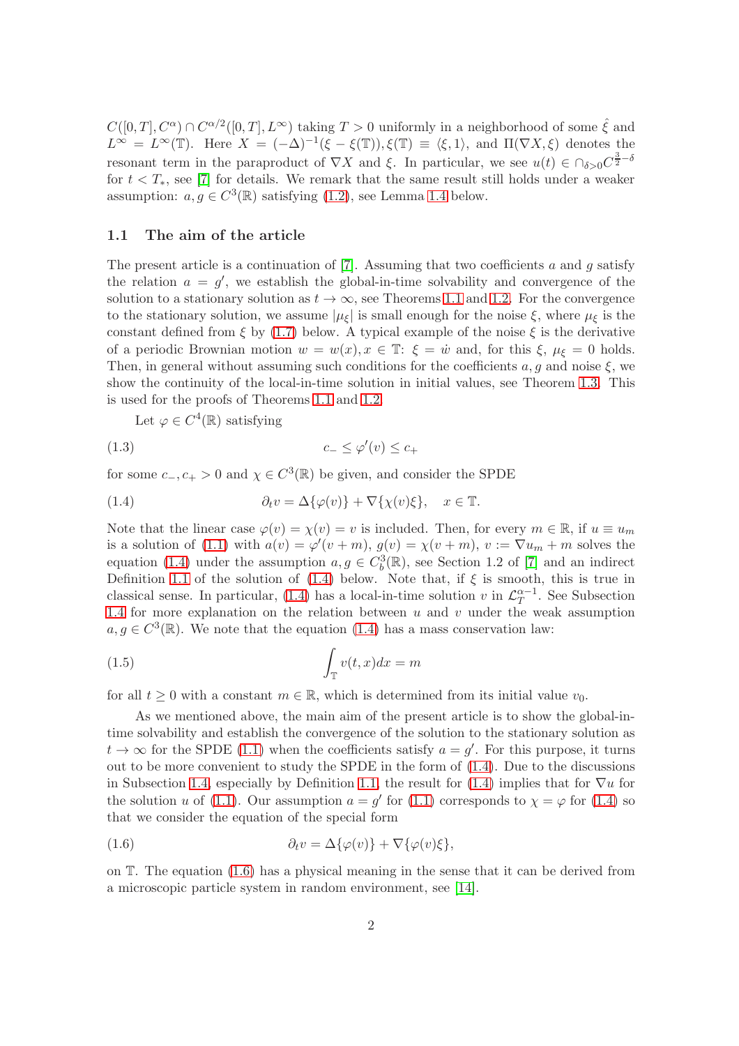$C([0,T],C^\alpha) \cap C^{\alpha/2}([0,T],L^\infty)$ taking $T > 0$ uniformly in a neighborhood of some $\hat{\xi}$ and $L^\infty = L^\infty(\mathbb{T})$. Here $X = (-\Delta)^{-1}(\xi - \xi(\mathbb{T})), \xi(\mathbb{T}) \equiv \langle \xi, 1\rangle$, and $\Pi(\nabla X, \xi)$ denotes the resonant term in the paraproduct of $\nabla X$ and $\xi$. In particular, we see $u(t) \in \cap_{\delta>0} C^{\frac{3}{2}-\delta}$ for $t < T_*$, see [7] for details. We remark that the same result still holds under a weaker assumption: $a, g \in C^3(\mathbb{R})$ satisfying (1.2), see Lemma 1.4 below.

### 1.1 The aim of the article

The present article is a continuation of [7]. Assuming that two coefficients $a$ and $g$ satisfy the relation $a = g'$, we establish the global-in-time solvability and convergence of the solution to a stationary solution as $t \to \infty$, see Theorems 1.1 and 1.2. For the convergence to the stationary solution, we assume $|\mu_\xi|$ is small enough for the noise $\xi$, where $\mu_\xi$ is the constant defined from $\xi$ by (1.7) below. A typical example of the noise $\xi$ is the derivative of a periodic Brownian motion $w = w(x), x \in \mathbb{T}$: $\xi = \dot{w}$ and, for this $\xi$, $\mu_\xi = 0$ holds. Then, in general without assuming such conditions for the coefficients $a, g$ and noise $\xi$, we show the continuity of the local-in-time solution in initial values, see Theorem 1.3. This is used for the proofs of Theorems 1.1 and 1.2.

Let $\varphi \in C^4(\mathbb{R})$ satisfying

$$c_- \le \varphi'(v) \le c_+ \tag{1.3}$$

for some $c_-, c_+ > 0$ and $\chi \in C^3(\mathbb{R})$ be given, and consider the SPDE

$$\partial_t v = \Delta\{\varphi(v)\} + \nabla\{\chi(v)\xi\}, \quad x \in \mathbb{T}. \tag{1.4}$$

Note that the linear case $\varphi(v) = \chi(v) = v$ is included. Then, for every $m \in \mathbb{R}$, if $u \equiv u_m$ is a solution of (1.1) with $a(v) = \varphi'(v+m)$, $g(v) = \chi(v+m)$, $v := \nabla u_m + m$ solves the equation (1.4) under the assumption $a, g \in C_b^3(\mathbb{R})$, see Section 1.2 of [7] and an indirect Definition 1.1 of the solution of (1.4) below. Note that, if $\xi$ is smooth, this is true in classical sense. In particular, (1.4) has a local-in-time solution $v$ in $\mathcal{L}_T^{\alpha-1}$. See Subsection 1.4 for more explanation on the relation between $u$ and $v$ under the weak assumption $a, g \in C^3(\mathbb{R})$. We note that the equation (1.4) has a mass conservation law:

$$\int_{\mathbb{T}} v(t,x)dx = m \tag{1.5}$$

for all $t \ge 0$ with a constant $m \in \mathbb{R}$, which is determined from its initial value $v_0$.

As we mentioned above, the main aim of the present article is to show the global-in-time solvability and establish the convergence of the solution to the stationary solution as $t \to \infty$ for the SPDE (1.1) when the coefficients satisfy $a = g'$. For this purpose, it turns out to be more convenient to study the SPDE in the form of (1.4). Due to the discussions in Subsection 1.4, especially by Definition 1.1, the result for (1.4) implies that for $\nabla u$ for the solution $u$ of (1.1). Our assumption $a = g'$ for (1.1) corresponds to $\chi = \varphi$ for (1.4) so that we consider the equation of the special form

$$\partial_t v = \Delta\{\varphi(v)\} + \nabla\{\varphi(v)\xi\}, \tag{1.6}$$

on $\mathbb{T}$. The equation (1.6) has a physical meaning in the sense that it can be derived from a microscopic particle system in random environment, see [14].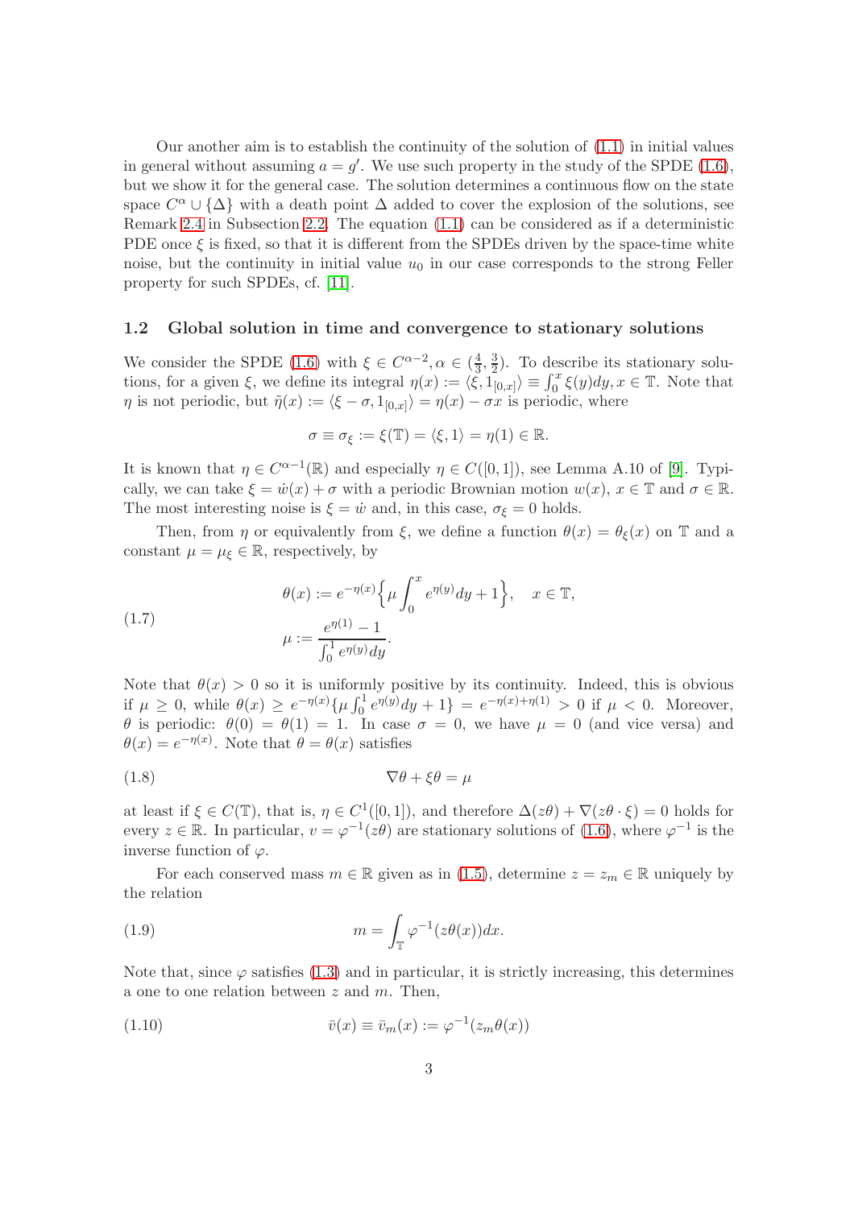Our another aim is to establish the continuity of the solution of (1.1) in initial values in general without assuming $a = g'$. We use such property in the study of the SPDE (1.6), but we show it for the general case. The solution determines a continuous flow on the state space $C^\alpha \cup \{\Delta\}$ with a death point $\Delta$ added to cover the explosion of the solutions, see Remark 2.4 in Subsection 2.2. The equation (1.1) can be considered as if a deterministic PDE once $\xi$ is fixed, so that it is different from the SPDEs driven by the space-time white noise, but the continuity in initial value $u_0$ in our case corresponds to the strong Feller property for such SPDEs, cf. [11].

### 1.2 Global solution in time and convergence to stationary solutions

We consider the SPDE (1.6) with $\xi \in C^{\alpha-2}, \alpha \in (\frac{4}{3}, \frac{3}{2})$. To describe its stationary solutions, for a given $\xi$, we define its integral $\eta(x) := \langle \xi, 1_{[0,x]} \rangle \equiv \int_0^x \xi(y)dy, x \in \mathbb{T}$. Note that $\eta$ is not periodic, but $\tilde{\eta}(x) := \langle \xi - \sigma, 1_{[0,x]} \rangle = \eta(x) - \sigma x$ is periodic, where

$$\sigma \equiv \sigma_\xi := \xi(\mathbb{T}) = \langle \xi, 1 \rangle = \eta(1) \in \mathbb{R}.$$

It is known that $\eta \in C^{\alpha-1}(\mathbb{R})$ and especially $\eta \in C([0,1])$, see Lemma A.10 of [9]. Typically, we can take $\xi = \dot{w}(x) + \sigma$ with a periodic Brownian motion $w(x), x \in \mathbb{T}$ and $\sigma \in \mathbb{R}$. The most interesting noise is $\xi = \dot{w}$ and, in this case, $\sigma_\xi = 0$ holds.

Then, from $\eta$ or equivalently from $\xi$, we define a function $\theta(x) = \theta_\xi(x)$ on $\mathbb{T}$ and a constant $\mu = \mu_\xi \in \mathbb{R}$, respectively, by

$$\begin{aligned} \theta(x) &:= e^{-\eta(x)} \Big\{ \mu \int_0^x e^{\eta(y)} dy + 1 \Big\}, \quad x \in \mathbb{T}, \\ \mu &:= \frac{e^{\eta(1)} - 1}{\int_0^1 e^{\eta(y)} dy}. \end{aligned} \tag{1.7}$$

Note that $\theta(x) > 0$ so it is uniformly positive by its continuity. Indeed, this is obvious if $\mu \geq 0$, while $\theta(x) \geq e^{-\eta(x)} \{ \mu \int_0^1 e^{\eta(y)} dy + 1 \} = e^{-\eta(x) + \eta(1)} > 0$ if $\mu < 0$. Moreover, $\theta$ is periodic: $\theta(0) = \theta(1) = 1$. In case $\sigma = 0$, we have $\mu = 0$ (and vice versa) and $\theta(x) = e^{-\eta(x)}$. Note that $\theta = \theta(x)$ satisfies

$$\nabla \theta + \xi \theta = \mu \tag{1.8}$$

at least if $\xi \in C(\mathbb{T})$, that is, $\eta \in C^1([0,1])$, and therefore $\Delta(z\theta) + \nabla(z\theta \cdot \xi) = 0$ holds for every $z \in \mathbb{R}$. In particular, $v = \varphi^{-1}(z\theta)$ are stationary solutions of (1.6), where $\varphi^{-1}$ is the inverse function of $\varphi$.

For each conserved mass $m \in \mathbb{R}$ given as in (1.5), determine $z = z_m \in \mathbb{R}$ uniquely by the relation

$$m = \int_{\mathbb{T}} \varphi^{-1}(z\theta(x)) dx. \tag{1.9}$$

Note that, since $\varphi$ satisfies (1.3) and in particular, it is strictly increasing, this determines a one to one relation between $z$ and $m$. Then,

$$\bar{v}(x) \equiv \bar{v}_m(x) := \varphi^{-1}(z_m \theta(x)) \tag{1.10}$$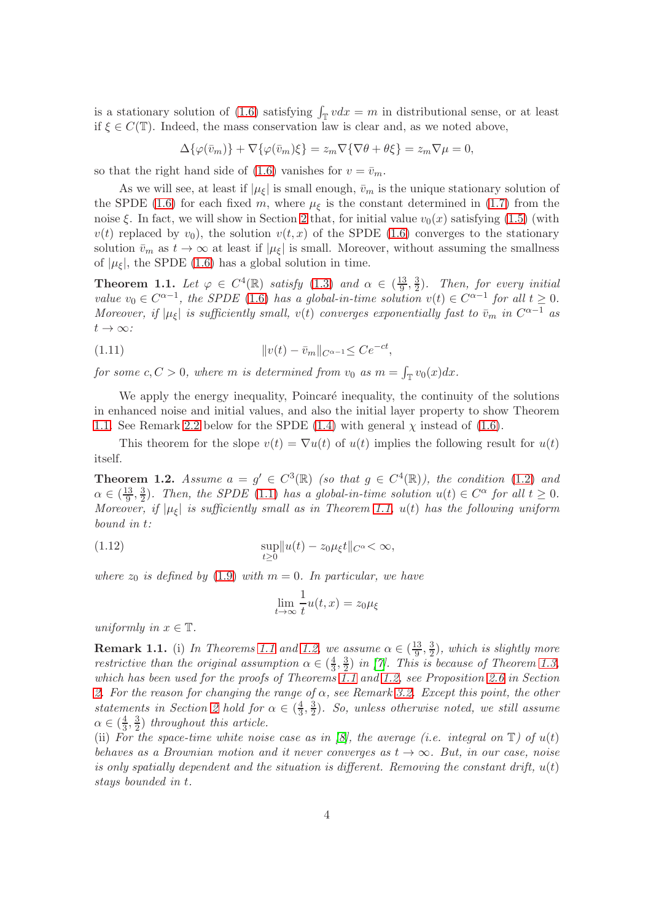is a stationary solution of (1.6) satisfying $\int_{\mathbb{T}} v dx = m$ in distributional sense, or at least if $\xi \in C(\mathbb{T})$. Indeed, the mass conservation law is clear and, as we noted above,

$$\Delta\{\varphi(\bar{v}_m)\} + \nabla\{\varphi(\bar{v}_m)\xi\} = z_m \nabla\{\nabla\theta + \theta\xi\} = z_m \nabla\mu = 0,$$

so that the right hand side of (1.6) vanishes for $v = \bar{v}_m$.

As we will see, at least if $|\mu_\xi|$ is small enough, $\bar{v}_m$ is the unique stationary solution of the SPDE (1.6) for each fixed $m$, where $\mu_\xi$ is the constant determined in (1.7) from the noise $\xi$. In fact, we will show in Section 2 that, for initial value $v_0(x)$ satisfying (1.5) (with $v(t)$ replaced by $v_0$), the solution $v(t,x)$ of the SPDE (1.6) converges to the stationary solution $\bar{v}_m$ as $t \to \infty$ at least if $|\mu_\xi|$ is small. Moreover, without assuming the smallness of $|\mu_\xi|$, the SPDE (1.6) has a global solution in time.

**Theorem 1.1.** *Let $\varphi \in C^4(\mathbb{R})$ satisfy (1.3) and $\alpha \in (\frac{13}{9}, \frac{3}{2})$. Then, for every initial value $v_0 \in C^{\alpha-1}$, the SPDE (1.6) has a global-in-time solution $v(t) \in C^{\alpha-1}$ for all $t \geq 0$. Moreover, if $|\mu_\xi|$ is sufficiently small, $v(t)$ converges exponentially fast to $\bar{v}_m$ in $C^{\alpha-1}$ as $t \to \infty$:*

$$\|v(t) - \bar{v}_m\|_{C^{\alpha-1}} \leq Ce^{-ct}, \tag{1.11}$$

*for some $c, C > 0$, where $m$ is determined from $v_0$ as $m = \int_{\mathbb{T}} v_0(x)dx$.*

We apply the energy inequality, Poincaré inequality, the continuity of the solutions in enhanced noise and initial values, and also the initial layer property to show Theorem 1.1. See Remark 2.2 below for the SPDE (1.4) with general $\chi$ instead of (1.6).

This theorem for the slope $v(t) = \nabla u(t)$ of $u(t)$ implies the following result for $u(t)$ itself.

**Theorem 1.2.** *Assume $a = g' \in C^3(\mathbb{R})$ (so that $g \in C^4(\mathbb{R})$), the condition (1.2) and $\alpha \in (\frac{13}{9}, \frac{3}{2})$. Then, the SPDE (1.1) has a global-in-time solution $u(t) \in C^\alpha$ for all $t \geq 0$. Moreover, if $|\mu_\xi|$ is sufficiently small as in Theorem 1.1, $u(t)$ has the following uniform bound in $t$:*

$$\sup_{t\geq 0} \|u(t) - z_0\mu_\xi t\|_{C^\alpha} < \infty, \tag{1.12}$$

*where $z_0$ is defined by (1.9) with $m = 0$. In particular, we have*

$$\lim_{t\to\infty} \frac{1}{t} u(t,x) = z_0\mu_\xi$$

*uniformly in $x \in \mathbb{T}$.*

**Remark 1.1.** (i) *In Theorems 1.1 and 1.2, we assume $\alpha \in (\frac{13}{9}, \frac{3}{2})$, which is slightly more restrictive than the original assumption $\alpha \in (\frac{4}{3}, \frac{3}{2})$ in [7]. This is because of Theorem 1.3, which has been used for the proofs of Theorems 1.1 and 1.2, see Proposition 2.6 in Section 2. For the reason for changing the range of $\alpha$, see Remark 3.2. Except this point, the other statements in Section 2 hold for $\alpha \in (\frac{4}{3}, \frac{3}{2})$. So, unless otherwise noted, we still assume $\alpha \in (\frac{4}{3}, \frac{3}{2})$ throughout this article.*
(ii) *For the space-time white noise case as in [8], the average (i.e. integral on $\mathbb{T}$) of $u(t)$ behaves as a Brownian motion and it never converges as $t \to \infty$. But, in our case, noise is only spatially dependent and the situation is different. Removing the constant drift, $u(t)$ stays bounded in $t$.*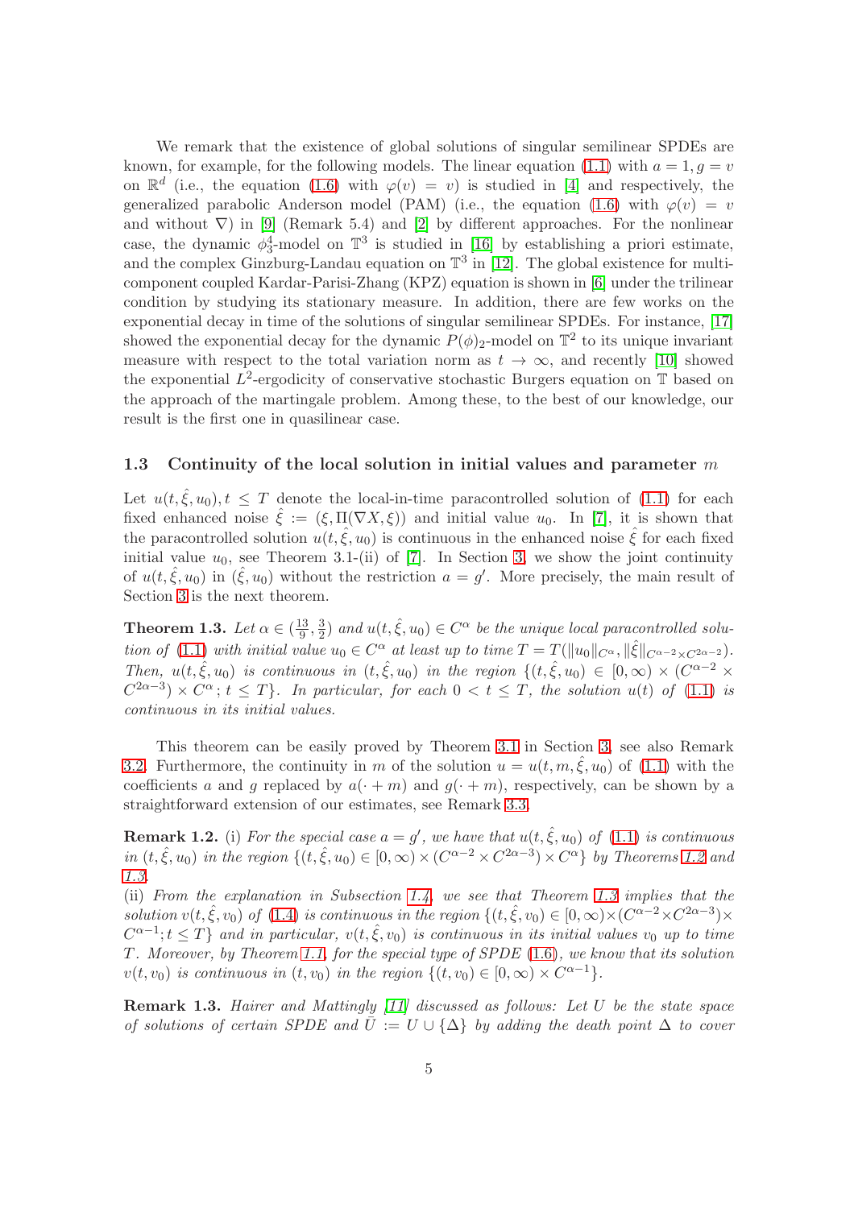We remark that the existence of global solutions of singular semilinear SPDEs are known, for example, for the following models. The linear equation (1.1) with $a = 1, g = v$ on $\mathbb{R}^d$ (i.e., the equation (1.6) with $\varphi(v) = v$) is studied in [4] and respectively, the generalized parabolic Anderson model (PAM) (i.e., the equation (1.6) with $\varphi(v) = v$ and without $\nabla$) in [9] (Remark 5.4) and [2] by different approaches. For the nonlinear case, the dynamic $\phi^4_3$-model on $\mathbb{T}^3$ is studied in [16] by establishing a priori estimate, and the complex Ginzburg-Landau equation on $\mathbb{T}^3$ in [12]. The global existence for multi-component coupled Kardar-Parisi-Zhang (KPZ) equation is shown in [6] under the trilinear condition by studying its stationary measure. In addition, there are few works on the exponential decay in time of the solutions of singular semilinear SPDEs. For instance, [17] showed the exponential decay for the dynamic $P(\phi)_2$-model on $\mathbb{T}^2$ to its unique invariant measure with respect to the total variation norm as $t \to \infty$, and recently [10] showed the exponential $L^2$-ergodicity of conservative stochastic Burgers equation on $\mathbb{T}$ based on the approach of the martingale problem. Among these, to the best of our knowledge, our result is the first one in quasilinear case.

### 1.3 Continuity of the local solution in initial values and parameter $m$

Let $u(t, \hat{\xi}, u_0), t \le T$ denote the local-in-time paracontrolled solution of (1.1) for each fixed enhanced noise $\hat{\xi} := (\xi, \Pi(\nabla X, \xi))$ and initial value $u_0$. In [7], it is shown that the paracontrolled solution $u(t, \hat{\xi}, u_0)$ is continuous in the enhanced noise $\hat{\xi}$ for each fixed initial value $u_0$, see Theorem 3.1-(ii) of [7]. In Section 3, we show the joint continuity of $u(t, \hat{\xi}, u_0)$ in $(\hat{\xi}, u_0)$ without the restriction $a = g'$. More precisely, the main result of Section 3 is the next theorem.

**Theorem 1.3.** *Let $\alpha \in (\frac{13}{9}, \frac{3}{2})$ and $u(t, \hat{\xi}, u_0) \in C^\alpha$ be the unique local paracontrolled solution of (1.1) with initial value $u_0 \in C^\alpha$ at least up to time $T = T(\|u_0\|_{C^\alpha}, \|\hat{\xi}\|_{C^{\alpha-2} \times C^{2\alpha-2}})$. Then, $u(t, \hat{\xi}, u_0)$ is continuous in $(t, \hat{\xi}, u_0)$ in the region $\{(t, \hat{\xi}, u_0) \in [0, \infty) \times (C^{\alpha-2} \times C^{2\alpha-3}) \times C^\alpha; t \le T\}$. In particular, for each $0 < t \le T$, the solution $u(t)$ of (1.1) is continuous in its initial values.*

This theorem can be easily proved by Theorem 3.1 in Section 3, see also Remark 3.2. Furthermore, the continuity in $m$ of the solution $u = u(t, m, \hat{\xi}, u_0)$ of (1.1) with the coefficients $a$ and $g$ replaced by $a(\cdot + m)$ and $g(\cdot + m)$, respectively, can be shown by a straightforward extension of our estimates, see Remark 3.3.

**Remark 1.2.** (i) *For the special case $a = g'$, we have that $u(t, \hat{\xi}, u_0)$ of (1.1) is continuous in $(t, \hat{\xi}, u_0)$ in the region $\{(t, \hat{\xi}, u_0) \in [0, \infty) \times (C^{\alpha-2} \times C^{2\alpha-3}) \times C^\alpha\}$ by Theorems 1.2 and 1.3.*
(ii) *From the explanation in Subsection 1.4, we see that Theorem 1.3 implies that the solution $v(t, \hat{\xi}, v_0)$ of (1.4) is continuous in the region $\{(t, \hat{\xi}, v_0) \in [0, \infty) \times (C^{\alpha-2} \times C^{2\alpha-3}) \times C^{\alpha-1}; t \le T\}$ and in particular, $v(t, \hat{\xi}, v_0)$ is continuous in its initial values $v_0$ up to time $T$. Moreover, by Theorem 1.1, for the special type of SPDE (1.6), we know that its solution $v(t, v_0)$ is continuous in $(t, v_0)$ in the region $\{(t, v_0) \in [0, \infty) \times C^{\alpha-1}\}$.*

**Remark 1.3.** *Hairer and Mattingly [11] discussed as follows: Let $U$ be the state space of solutions of certain SPDE and $\bar{U} := U \cup \{\Delta\}$ by adding the death point $\Delta$ to cover*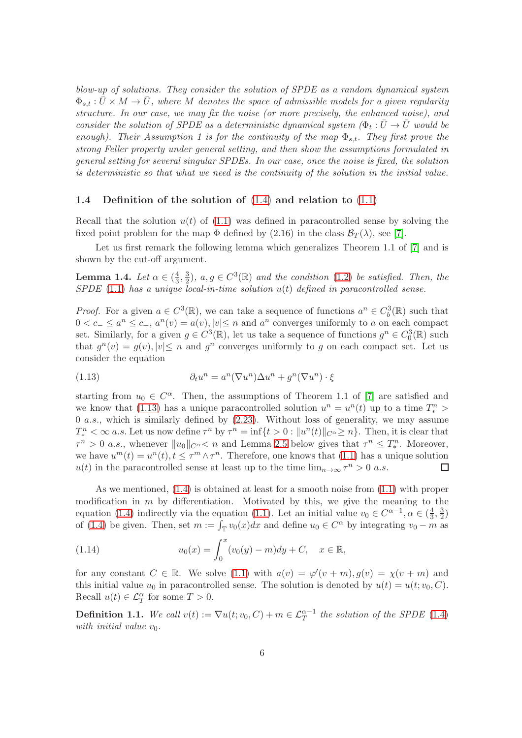*blow-up of solutions. They consider the solution of SPDE as a random dynamical system $\Phi_{s,t} : \bar{U} \times M \to \bar{U}$, where $M$ denotes the space of admissible models for a given regularity structure. In our case, we may fix the noise (or more precisely, the enhanced noise), and consider the solution of SPDE as a deterministic dynamical system ($\Phi_t : \bar{U} \to \bar{U}$ would be enough). Their Assumption 1 is for the continuity of the map $\Phi_{s,t}$. They first prove the strong Feller property under general setting, and then show the assumptions formulated in general setting for several singular SPDEs. In our case, once the noise is fixed, the solution is deterministic so that what we need is the continuity of the solution in the initial value.*

### 1.4 Definition of the solution of (1.4) and relation to (1.1)

Recall that the solution $u(t)$ of (1.1) was defined in paracontrolled sense by solving the fixed point problem for the map $\Phi$ defined by (2.16) in the class $\mathcal{B}_T(\lambda)$, see [7].

Let us first remark the following lemma which generalizes Theorem 1.1 of [7] and is shown by the cut-off argument.

**Lemma 1.4.** *Let $\alpha \in (\frac{4}{3}, \frac{3}{2})$, $a, g \in C^3(\mathbb{R})$ and the condition (1.2) be satisfied. Then, the SPDE (1.1) has a unique local-in-time solution $u(t)$ defined in paracontrolled sense.*

*Proof.* For a given $a \in C^3(\mathbb{R})$, we can take a sequence of functions $a^n \in C_b^3(\mathbb{R})$ such that $0 < c_- \le a^n \le c_+$, $a^n(v) = a(v), |v| \le n$ and $a^n$ converges uniformly to $a$ on each compact set. Similarly, for a given $g \in C^3(\mathbb{R})$, let us take a sequence of functions $g^n \in C_0^3(\mathbb{R})$ such that $g^n(v) = g(v), |v| \le n$ and $g^n$ converges uniformly to $g$ on each compact set. Let us consider the equation

$$\partial_t u^n = a^n(\nabla u^n)\Delta u^n + g^n(\nabla u^n) \cdot \xi \tag{1.13}$$

starting from $u_0 \in C^\alpha$. Then, the assumptions of Theorem 1.1 of [7] are satisfied and we know that (1.13) has a unique paracontrolled solution $u^n = u^n(t)$ up to a time $T_*^n > 0$ *a.s.*, which is similarly defined by (2.23). Without loss of generality, we may assume $T_*^n < \infty$ *a.s.* Let us now define $\tau^n$ by $\tau^n = \inf\{t > 0 : \|u^n(t)\|_{C^\alpha} \ge n\}$. Then, it is clear that $\tau^n > 0$ *a.s.*, whenever $\|u_0\|_{C^\alpha} < n$ and Lemma 2.5 below gives that $\tau^n \le T_*^n$. Moreover, we have $u^m(t) = u^n(t), t \le \tau^m \wedge \tau^n$. Therefore, one knows that (1.1) has a unique solution $u(t)$ in the paracontrolled sense at least up to the time $\lim_{n\to\infty} \tau^n > 0$ *a.s.* $\square$

As we mentioned, (1.4) is obtained at least for a smooth noise from (1.1) with proper modification in $m$ by differentiation. Motivated by this, we give the meaning to the equation (1.4) indirectly via the equation (1.1). Let an initial value $v_0 \in C^{\alpha-1}, \alpha \in (\frac{4}{3}, \frac{3}{2})$ of (1.4) be given. Then, set $m := \int_{\mathbb{T}} v_0(x)dx$ and define $u_0 \in C^\alpha$ by integrating $v_0 - m$ as

$$u_0(x) = \int_0^x (v_0(y) - m)dy + C, \quad x \in \mathbb{R}, \tag{1.14}$$

for any constant $C \in \mathbb{R}$. We solve (1.1) with $a(v) = \varphi'(v + m), g(v) = \chi(v + m)$ and this initial value $u_0$ in paracontrolled sense. The solution is denoted by $u(t) = u(t; v_0, C)$. Recall $u(t) \in \mathcal{L}_T^\alpha$ for some $T > 0$.

**Definition 1.1.** *We call $v(t) := \nabla u(t; v_0, C) + m \in \mathcal{L}_T^{\alpha-1}$ the solution of the SPDE (1.4) with initial value $v_0$.*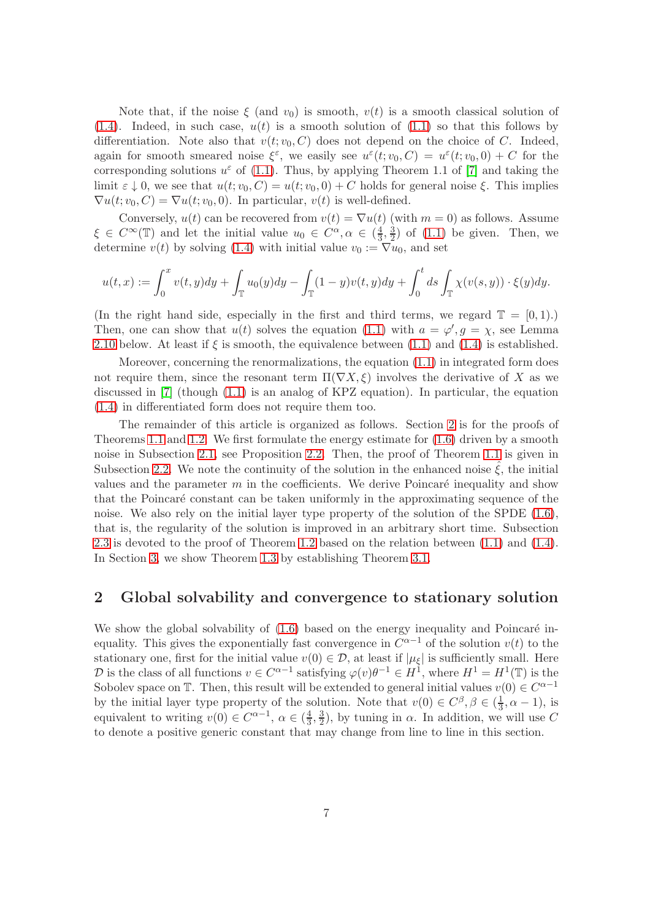Note that, if the noise $\xi$ (and $v_0$) is smooth, $v(t)$ is a smooth classical solution of (1.4). Indeed, in such case, $u(t)$ is a smooth solution of (1.1) so that this follows by differentiation. Note also that $v(t; v_0, C)$ does not depend on the choice of $C$. Indeed, again for smooth smeared noise $\xi^\varepsilon$, we easily see $u^\varepsilon(t; v_0, C) = u^\varepsilon(t; v_0, 0) + C$ for the corresponding solutions $u^\varepsilon$ of (1.1). Thus, by applying Theorem 1.1 of [7] and taking the limit $\varepsilon \downarrow 0$, we see that $u(t; v_0, C) = u(t; v_0, 0) + C$ holds for general noise $\xi$. This implies $\nabla u(t; v_0, C) = \nabla u(t; v_0, 0)$. In particular, $v(t)$ is well-defined.

Conversely, $u(t)$ can be recovered from $v(t) = \nabla u(t)$ (with $m = 0$) as follows. Assume $\xi \in C^\infty(\mathbb{T})$ and let the initial value $u_0 \in C^\alpha, \alpha \in (\frac{4}{3}, \frac{3}{2})$ of (1.1) be given. Then, we determine $v(t)$ by solving (1.4) with initial value $v_0 := \nabla u_0$, and set

$$u(t,x) := \int_0^x v(t,y)dy + \int_{\mathbb{T}} u_0(y)dy - \int_{\mathbb{T}} (1-y)v(t,y)dy + \int_0^t ds \int_{\mathbb{T}} \chi(v(s,y)) \cdot \xi(y)dy.$$

(In the right hand side, especially in the first and third terms, we regard $\mathbb{T} = [0, 1)$.) Then, one can show that $u(t)$ solves the equation (1.1) with $a = \varphi', g = \chi$, see Lemma 2.10 below. At least if $\xi$ is smooth, the equivalence between (1.1) and (1.4) is established.

Moreover, concerning the renormalizations, the equation (1.1) in integrated form does not require them, since the resonant term $\Pi(\nabla X, \xi)$ involves the derivative of $X$ as we discussed in [7] (though (1.1) is an analog of KPZ equation). In particular, the equation (1.4) in differentiated form does not require them too.

The remainder of this article is organized as follows. Section 2 is for the proofs of Theorems 1.1 and 1.2. We first formulate the energy estimate for (1.6) driven by a smooth noise in Subsection 2.1, see Proposition 2.2. Then, the proof of Theorem 1.1 is given in Subsection 2.2. We note the continuity of the solution in the enhanced noise $\hat{\xi}$, the initial values and the parameter $m$ in the coefficients. We derive Poincaré inequality and show that the Poincaré constant can be taken uniformly in the approximating sequence of the noise. We also rely on the initial layer type property of the solution of the SPDE (1.6), that is, the regularity of the solution is improved in an arbitrary short time. Subsection 2.3 is devoted to the proof of Theorem 1.2 based on the relation between (1.1) and (1.4). In Section 3, we show Theorem 1.3 by establishing Theorem 3.1.

## 2 Global solvability and convergence to stationary solution

We show the global solvability of (1.6) based on the energy inequality and Poincaré inequality. This gives the exponentially fast convergence in $C^{\alpha-1}$ of the solution $v(t)$ to the stationary one, first for the initial value $v(0) \in \mathcal{D}$, at least if $|\mu_\xi|$ is sufficiently small. Here $\mathcal{D}$ is the class of all functions $v \in C^{\alpha-1}$ satisfying $\varphi(v)\theta^{-1} \in H^1$, where $H^1 = H^1(\mathbb{T})$ is the Sobolev space on $\mathbb{T}$. Then, this result will be extended to general initial values $v(0) \in C^{\alpha-1}$ by the initial layer type property of the solution. Note that $v(0) \in C^\beta, \beta \in (\frac{1}{3}, \alpha - 1)$, is equivalent to writing $v(0) \in C^{\alpha-1}$, $\alpha \in (\frac{4}{3}, \frac{3}{2})$, by tuning in $\alpha$. In addition, we will use $C$ to denote a positive generic constant that may change from line to line in this section.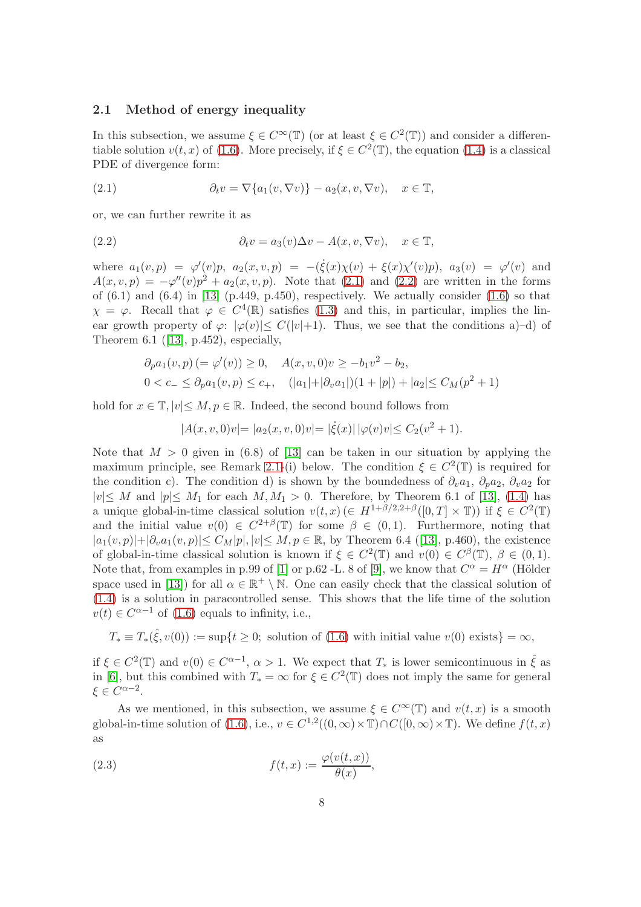### 2.1 Method of energy inequality

In this subsection, we assume $\xi \in C^\infty(\mathbb{T})$ (or at least $\xi \in C^2(\mathbb{T})$) and consider a differentiable solution $v(t,x)$ of (1.6). More precisely, if $\xi \in C^2(\mathbb{T})$, the equation (1.4) is a classical PDE of divergence form:

$$\partial_t v = \nabla\{a_1(v, \nabla v)\} - a_2(x, v, \nabla v), \quad x \in \mathbb{T}, \tag{2.1}$$

or, we can further rewrite it as

$$\partial_t v = a_3(v)\Delta v - A(x, v, \nabla v), \quad x \in \mathbb{T}, \tag{2.2}$$

where $a_1(v,p) = \varphi'(v)p$, $a_2(x,v,p) = -(\dot{\xi}(x)\chi(v) + \xi(x)\chi'(v)p)$, $a_3(v) = \varphi'(v)$ and $A(x,v,p) = -\varphi''(v)p^2 + a_2(x,v,p)$. Note that (2.1) and (2.2) are written in the forms of (6.1) and (6.4) in [13] (p.449, p.450), respectively. We actually consider (1.6) so that $\chi = \varphi$. Recall that $\varphi \in C^4(\mathbb{R})$ satisfies (1.3) and this, in particular, implies the linear growth property of $\varphi$: $|\varphi(v)| \leq C(|v|+1)$. Thus, we see that the conditions a)–d) of Theorem 6.1 ([13], p.452), especially,

$$\begin{aligned}
&\partial_p a_1(v,p)\,(= \varphi'(v)) \geq 0, \quad A(x,v,0)v \geq -b_1 v^2 - b_2, \\
&0 < c_- \leq \partial_p a_1(v,p) \leq c_+, \quad (|a_1| + |\partial_v a_1|)(1+|p|) + |a_2| \leq C_M(p^2+1)
\end{aligned}$$

hold for $x \in \mathbb{T}, |v| \leq M, p \in \mathbb{R}$. Indeed, the second bound follows from

$$|A(x,v,0)v| = |a_2(x,v,0)v| = |\dot{\xi}(x)|\,|\varphi(v)v| \leq C_2(v^2+1).$$

Note that $M > 0$ given in (6.8) of [13] can be taken in our situation by applying the maximum principle, see Remark 2.1-(i) below. The condition $\xi \in C^2(\mathbb{T})$ is required for the condition c). The condition d) is shown by the boundedness of $\partial_v a_1$, $\partial_p a_2$, $\partial_v a_2$ for $|v| \leq M$ and $|p| \leq M_1$ for each $M, M_1 > 0$. Therefore, by Theorem 6.1 of [13], (1.4) has a unique global-in-time classical solution $v(t,x)\,(\in H^{1+\beta/2, 2+\beta}([0,T] \times \mathbb{T}))$ if $\xi \in C^2(\mathbb{T})$ and the initial value $v(0) \in C^{2+\beta}(\mathbb{T})$ for some $\beta \in (0,1)$. Furthermore, noting that $|a_1(v,p)| + |\partial_v a_1(v,p)| \leq C_M|p|, |v| \leq M, p \in \mathbb{R}$, by Theorem 6.4 ([13], p.460), the existence of global-in-time classical solution is known if $\xi \in C^2(\mathbb{T})$ and $v(0) \in C^\beta(\mathbb{T})$, $\beta \in (0,1)$. Note that, from examples in p.99 of [1] or p.62 -L. 8 of [9], we know that $C^\alpha = H^\alpha$ (Hölder space used in [13]) for all $\alpha \in \mathbb{R}^+ \setminus \mathbb{N}$. One can easily check that the classical solution of (1.4) is a solution in paracontrolled sense. This shows that the life time of the solution $v(t) \in C^{\alpha-1}$ of (1.6) equals to infinity, i.e.,

$$T_* \equiv T_*(\hat{\xi}, v(0)) := \sup\{t \geq 0;\ \text{solution of (1.6) with initial value } v(0) \text{ exists}\} = \infty,$$

if $\xi \in C^2(\mathbb{T})$ and $v(0) \in C^{\alpha-1}$, $\alpha > 1$. We expect that $T_*$ is lower semicontinuous in $\hat{\xi}$ as in [6], but this combined with $T_* = \infty$ for $\xi \in C^2(\mathbb{T})$ does not imply the same for general $\xi \in C^{\alpha-2}$.

As we mentioned, in this subsection, we assume $\xi \in C^\infty(\mathbb{T})$ and $v(t,x)$ is a smooth global-in-time solution of (1.6), i.e., $v \in C^{1,2}((0,\infty) \times \mathbb{T}) \cap C([0,\infty) \times \mathbb{T})$. We define $f(t,x)$ as

$$f(t,x) := \frac{\varphi(v(t,x))}{\theta(x)}, \tag{2.3}$$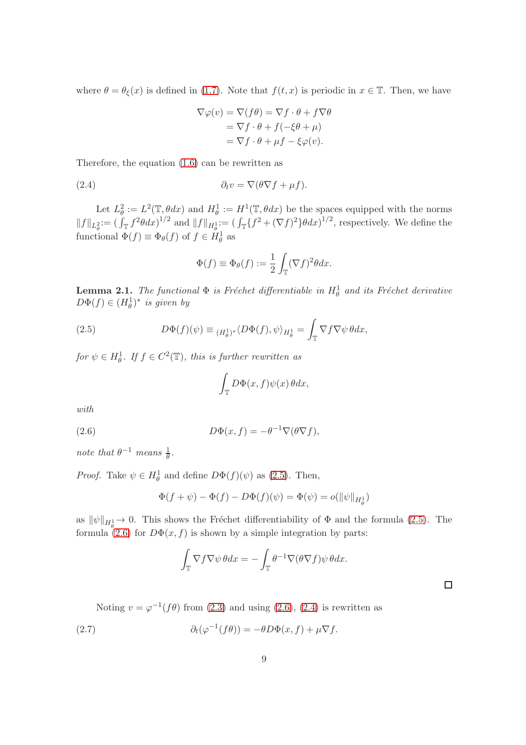where $\theta = \theta_\xi(x)$ is defined in (1.7). Note that $f(t,x)$ is periodic in $x \in \mathbb{T}$. Then, we have

$$\begin{aligned}
\nabla\varphi(v) = \nabla(f\theta) &= \nabla f \cdot \theta + f\nabla\theta \\
&= \nabla f \cdot \theta + f(-\xi\theta + \mu) \\
&= \nabla f \cdot \theta + \mu f - \xi\varphi(v).
\end{aligned}$$

Therefore, the equation (1.6) can be rewritten as

$$\partial_t v = \nabla(\theta\nabla f + \mu f). \tag{2.4}$$

Let $L^2_\theta := L^2(\mathbb{T}, \theta dx)$ and $H^1_\theta := H^1(\mathbb{T}, \theta dx)$ be the spaces equipped with the norms $\|f\|_{L^2_\theta} := (\int_{\mathbb{T}} f^2\theta dx)^{1/2}$ and $\|f\|_{H^1_\theta} := (\int_{\mathbb{T}}\{f^2 + (\nabla f)^2\}\theta dx)^{1/2}$, respectively. We define the functional $\Phi(f) \equiv \Phi_\theta(f)$ of $f \in H^1_\theta$ as

$$\Phi(f) \equiv \Phi_\theta(f) := \frac{1}{2}\int_{\mathbb{T}}(\nabla f)^2\theta dx.$$

**Lemma 2.1.** *The functional $\Phi$ is Fréchet differentiable in $H^1_\theta$ and its Fréchet derivative $D\Phi(f) \in (H^1_\theta)^*$ is given by*

$$D\Phi(f)(\psi) \equiv {}_{(H^1_\theta)^*}\langle D\Phi(f), \psi\rangle_{H^1_\theta} = \int_{\mathbb{T}} \nabla f \nabla\psi \, \theta dx, \tag{2.5}$$

*for $\psi \in H^1_\theta$. If $f \in C^2(\mathbb{T})$, this is further rewritten as*

$$\int_{\mathbb{T}} D\Phi(x,f)\psi(x)\,\theta dx,$$

*with*

$$D\Phi(x,f) = -\theta^{-1}\nabla(\theta\nabla f), \tag{2.6}$$

*note that $\theta^{-1}$ means $\frac{1}{\theta}$.*

*Proof.* Take $\psi \in H^1_\theta$ and define $D\Phi(f)(\psi)$ as (2.5). Then,

$$\Phi(f+\psi) - \Phi(f) - D\Phi(f)(\psi) = \Phi(\psi) = o(\|\psi\|_{H^1_\theta})$$

as $\|\psi\|_{H^1_\theta} \to 0$. This shows the Fréchet differentiability of $\Phi$ and the formula (2.5). The formula (2.6) for $D\Phi(x,f)$ is shown by a simple integration by parts:

$$\int_{\mathbb{T}} \nabla f \nabla\psi \, \theta dx = -\int_{\mathbb{T}} \theta^{-1}\nabla(\theta\nabla f)\psi \, \theta dx.$$

$\square$

Noting $v = \varphi^{-1}(f\theta)$ from (2.3) and using (2.6), (2.4) is rewritten as

$$\partial_t(\varphi^{-1}(f\theta)) = -\theta D\Phi(x,f) + \mu\nabla f. \tag{2.7}$$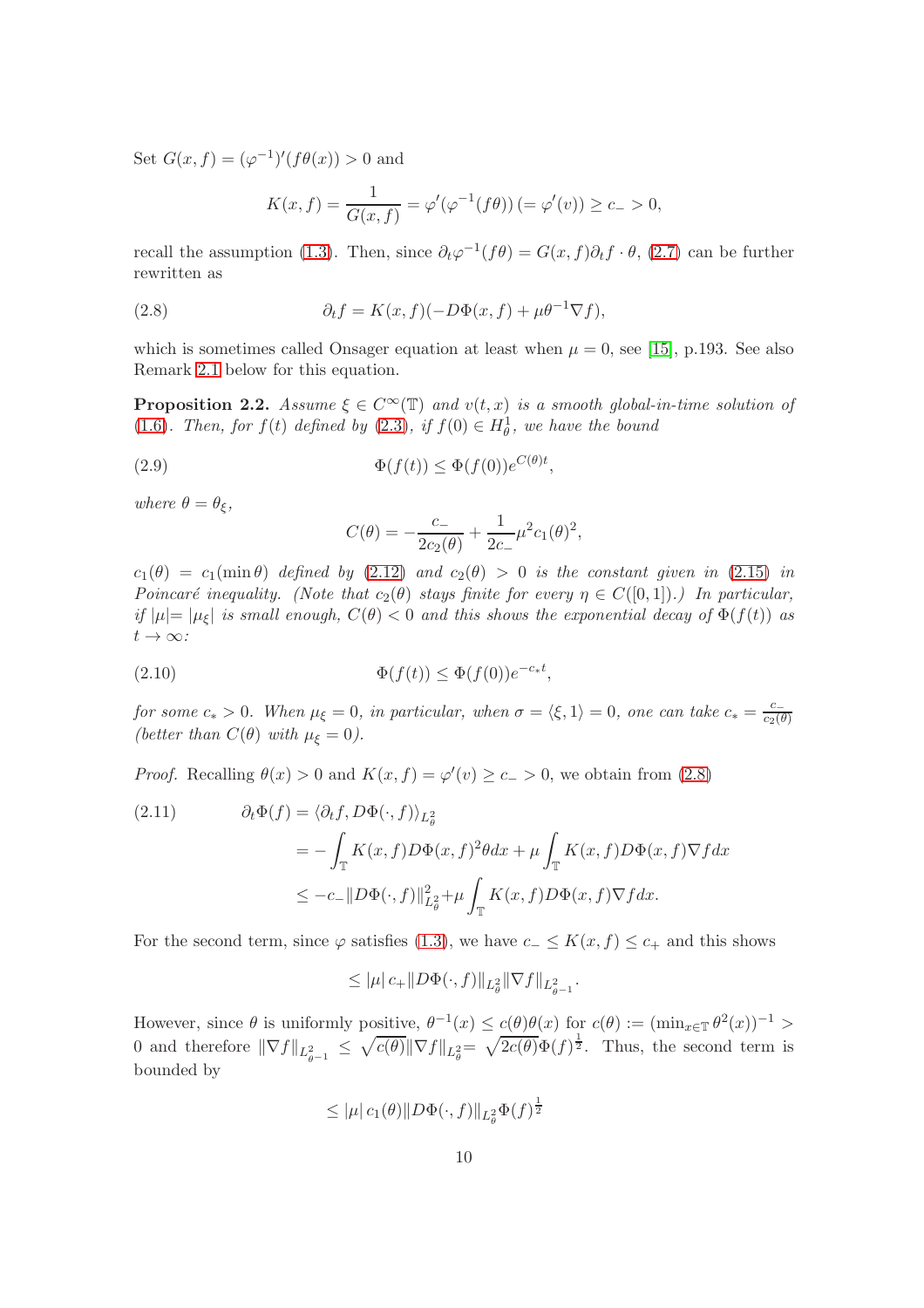Set $G(x,f) = (\varphi^{-1})'(f\theta(x)) > 0$ and

$$K(x,f) = \frac{1}{G(x,f)} = \varphi'(\varphi^{-1}(f\theta)) \, (= \varphi'(v)) \geq c_- > 0,$$

recall the assumption (1.3). Then, since $\partial_t \varphi^{-1}(f\theta) = G(x,f)\partial_t f \cdot \theta$, (2.7) can be further rewritten as

$$\partial_t f = K(x,f)(-D\Phi(x,f) + \mu\theta^{-1}\nabla f), \tag{2.8}$$

which is sometimes called Onsager equation at least when $\mu = 0$, see [15], p.193. See also Remark 2.1 below for this equation.

**Proposition 2.2.** *Assume $\xi \in C^\infty(\mathbb{T})$ and $v(t,x)$ is a smooth global-in-time solution of (1.6). Then, for $f(t)$ defined by (2.3), if $f(0) \in H^1_\theta$, we have the bound*

$$\Phi(f(t)) \leq \Phi(f(0))e^{C(\theta)t}, \tag{2.9}$$

*where $\theta = \theta_\xi$,*

$$C(\theta) = -\frac{c_-}{2c_2(\theta)} + \frac{1}{2c_-}\mu^2 c_1(\theta)^2,$$

*$c_1(\theta) = c_1(\min\theta)$ defined by (2.12) and $c_2(\theta) > 0$ is the constant given in (2.15) in Poincaré inequality. (Note that $c_2(\theta)$ stays finite for every $\eta \in C([0,1])$.) In particular, if $|\mu| = |\mu_\xi|$ is small enough, $C(\theta) < 0$ and this shows the exponential decay of $\Phi(f(t))$ as $t \to \infty$:*

$$\Phi(f(t)) \leq \Phi(f(0))e^{-c_* t}, \tag{2.10}$$

*for some $c_* > 0$. When $\mu_\xi = 0$, in particular, when $\sigma = \langle \xi, 1\rangle = 0$, one can take $c_* = \frac{c_-}{c_2(\theta)}$ (better than $C(\theta)$ with $\mu_\xi = 0$).*

*Proof.* Recalling $\theta(x) > 0$ and $K(x,f) = \varphi'(v) \geq c_- > 0$, we obtain from (2.8)

$$\begin{aligned}
\partial_t \Phi(f) &= \langle \partial_t f, D\Phi(\cdot, f)\rangle_{L^2_\theta} \\
&= -\int_{\mathbb{T}} K(x,f) D\Phi(x,f)^2 \theta dx + \mu \int_{\mathbb{T}} K(x,f) D\Phi(x,f)\nabla f dx \\
&\leq -c_- \|D\Phi(\cdot,f)\|^2_{L^2_\theta} + \mu \int_{\mathbb{T}} K(x,f) D\Phi(x,f)\nabla f dx.
\end{aligned} \tag{2.11}$$

For the second term, since $\varphi$ satisfies (1.3), we have $c_- \leq K(x,f) \leq c_+$ and this shows

$$\leq |\mu|\, c_+ \|D\Phi(\cdot,f)\|_{L^2_\theta} \|\nabla f\|_{L^2_{\theta^{-1}}}.$$

However, since $\theta$ is uniformly positive, $\theta^{-1}(x) \leq c(\theta)\theta(x)$ for $c(\theta) := (\min_{x\in\mathbb{T}} \theta^2(x))^{-1} > 0$ and therefore $\|\nabla f\|_{L^2_{\theta^{-1}}} \leq \sqrt{c(\theta)}\|\nabla f\|_{L^2_\theta} = \sqrt{2c(\theta)}\Phi(f)^{\frac{1}{2}}$. Thus, the second term is bounded by

$$\leq |\mu|\, c_1(\theta)\|D\Phi(\cdot,f)\|_{L^2_\theta}\Phi(f)^{\frac{1}{2}}$$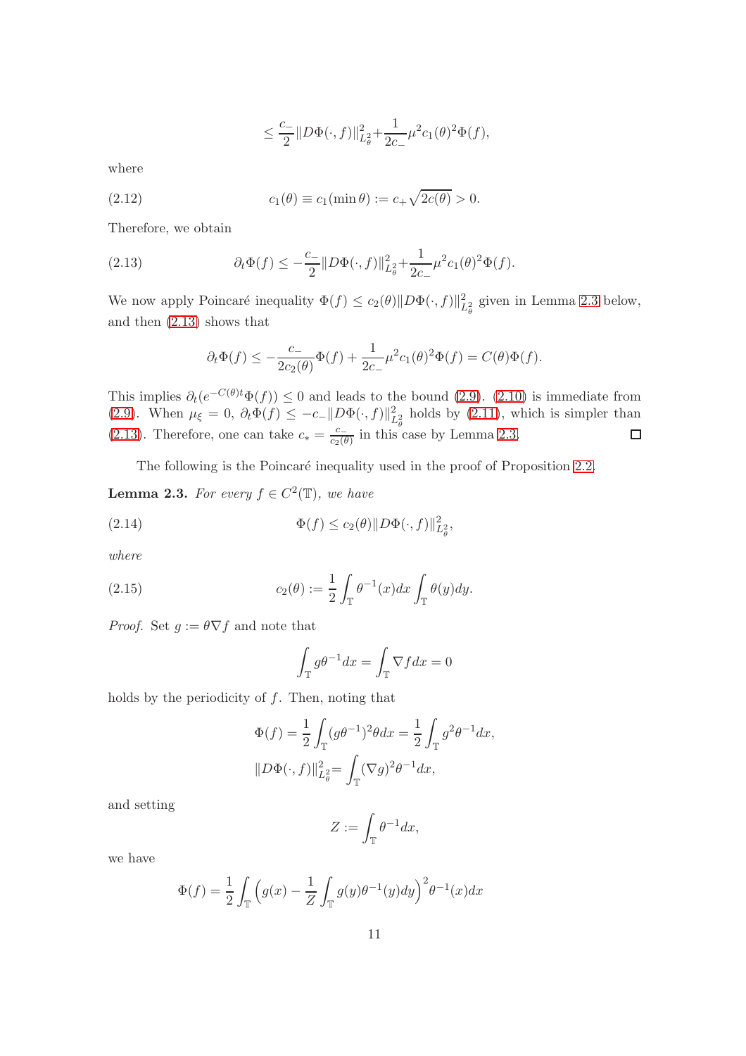$$\leq \frac{c_-}{2}\|D\Phi(\cdot,f)\|_{L^2_\theta}^2+\frac{1}{2c_-}\mu^2 c_1(\theta)^2\Phi(f),$$

where

$$c_1(\theta) \equiv c_1(\min\theta) := c_+\sqrt{2c(\theta)} > 0. \tag{2.12}$$

Therefore, we obtain

$$\partial_t\Phi(f) \leq -\frac{c_-}{2}\|D\Phi(\cdot,f)\|_{L^2_\theta}^2+\frac{1}{2c_-}\mu^2 c_1(\theta)^2\Phi(f). \tag{2.13}$$

We now apply Poincaré inequality $\Phi(f) \leq c_2(\theta)\|D\Phi(\cdot,f)\|_{L^2_\theta}^2$ given in Lemma 2.3 below, and then (2.13) shows that

$$\partial_t\Phi(f) \leq -\frac{c_-}{2c_2(\theta)}\Phi(f) + \frac{1}{2c_-}\mu^2 c_1(\theta)^2\Phi(f) = C(\theta)\Phi(f).$$

This implies $\partial_t(e^{-C(\theta)t}\Phi(f)) \leq 0$ and leads to the bound (2.9). (2.10) is immediate from (2.9). When $\mu_\xi = 0$, $\partial_t\Phi(f) \leq -c_-\|D\Phi(\cdot,f)\|_{L^2_\theta}^2$ holds by (2.11), which is simpler than (2.13). Therefore, one can take $c_* = \frac{c_-}{c_2(\theta)}$ in this case by Lemma 2.3. □

The following is the Poincaré inequality used in the proof of Proposition 2.2.

**Lemma 2.3.** *For every $f \in C^2(\mathbb{T})$, we have*

$$\Phi(f) \leq c_2(\theta)\|D\Phi(\cdot,f)\|_{L^2_\theta}^2, \tag{2.14}$$

*where*

$$c_2(\theta) := \frac{1}{2}\int_{\mathbb{T}}\theta^{-1}(x)dx\int_{\mathbb{T}}\theta(y)dy. \tag{2.15}$$

*Proof.* Set $g := \theta\nabla f$ and note that

$$\int_{\mathbb{T}} g\theta^{-1}dx = \int_{\mathbb{T}}\nabla f dx = 0$$

holds by the periodicity of $f$. Then, noting that

$$\Phi(f) = \frac{1}{2}\int_{\mathbb{T}}(g\theta^{-1})^2\theta dx = \frac{1}{2}\int_{\mathbb{T}} g^2\theta^{-1}dx,$$
$$\|D\Phi(\cdot,f)\|_{L^2_\theta}^2 = \int_{\mathbb{T}}(\nabla g)^2\theta^{-1}dx,$$

and setting

$$Z := \int_{\mathbb{T}}\theta^{-1}dx,$$

we have

$$\Phi(f) = \frac{1}{2}\int_{\mathbb{T}}\Big(g(x) - \frac{1}{Z}\int_{\mathbb{T}} g(y)\theta^{-1}(y)dy\Big)^2\theta^{-1}(x)dx$$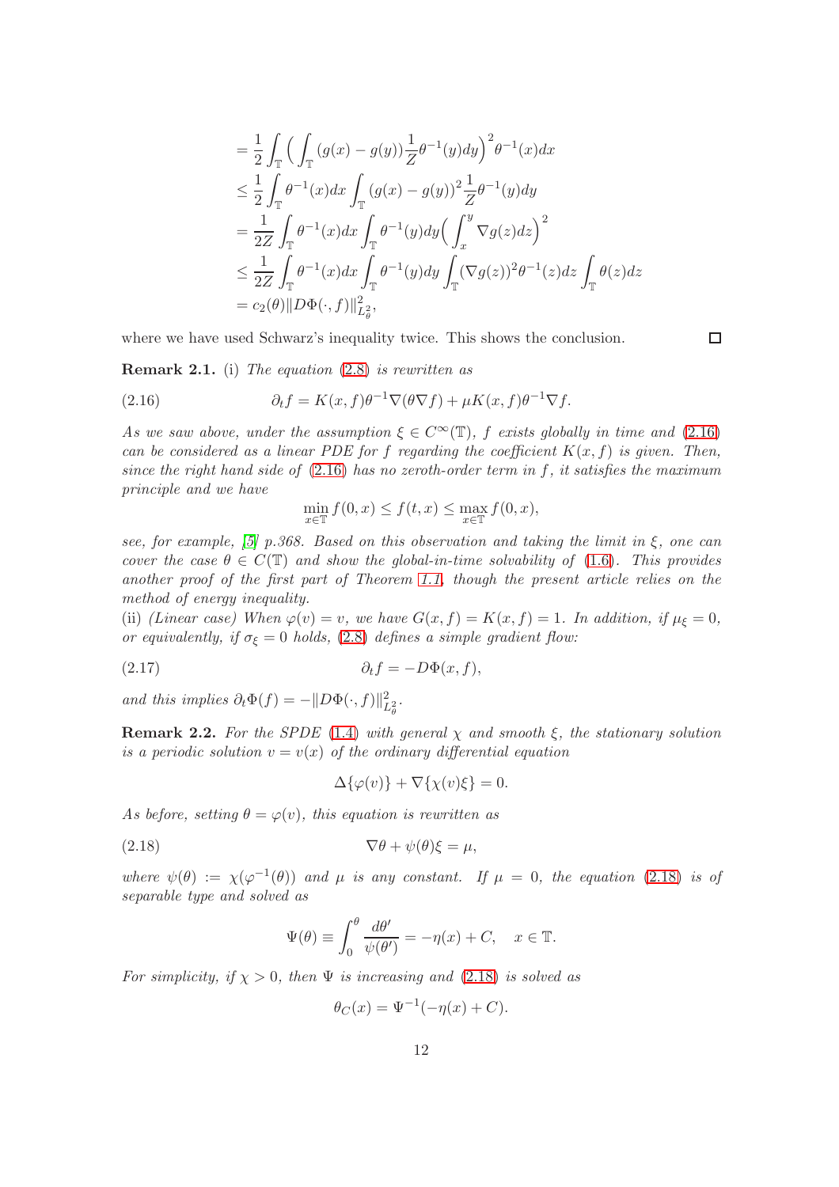$$
\begin{aligned}
&= \frac{1}{2}\int_{\mathbb{T}} \Big( \int_{\mathbb{T}} (g(x)-g(y)) \frac{1}{Z}\theta^{-1}(y)dy \Big)^2 \theta^{-1}(x)dx \\
&\le \frac{1}{2}\int_{\mathbb{T}} \theta^{-1}(x)dx \int_{\mathbb{T}} (g(x)-g(y))^2 \frac{1}{Z}\theta^{-1}(y)dy \\
&= \frac{1}{2Z}\int_{\mathbb{T}} \theta^{-1}(x)dx \int_{\mathbb{T}} \theta^{-1}(y)dy \Big( \int_x^y \nabla g(z)dz \Big)^2 \\
&\le \frac{1}{2Z}\int_{\mathbb{T}} \theta^{-1}(x)dx \int_{\mathbb{T}} \theta^{-1}(y)dy \int_{\mathbb{T}} (\nabla g(z))^2 \theta^{-1}(z)dz \int_{\mathbb{T}} \theta(z)dz \\
&= c_2(\theta)\|D\Phi(\cdot,f)\|_{L^2_\theta}^2,
\end{aligned}
$$

where we have used Schwarz's inequality twice. This shows the conclusion. □

**Remark 2.1.** (i) *The equation (2.8) is rewritten as*

$$
\partial_t f = K(x,f)\theta^{-1}\nabla(\theta\nabla f) + \mu K(x,f)\theta^{-1}\nabla f. \tag{2.16}
$$

*As we saw above, under the assumption $\xi \in C^\infty(\mathbb{T})$, $f$ exists globally in time and (2.16) can be considered as a linear PDE for $f$ regarding the coefficient $K(x,f)$ is given. Then, since the right hand side of (2.16) has no zeroth-order term in $f$, it satisfies the maximum principle and we have*

$$
\min_{x\in\mathbb{T}} f(0,x) \le f(t,x) \le \max_{x\in\mathbb{T}} f(0,x),
$$

*see, for example, [5] p.368. Based on this observation and taking the limit in $\xi$, one can cover the case $\theta \in C(\mathbb{T})$ and show the global-in-time solvability of (1.6). This provides another proof of the first part of Theorem 1.1, though the present article relies on the method of energy inequality.*
(ii) *(Linear case) When $\varphi(v) = v$, we have $G(x,f) = K(x,f) = 1$. In addition, if $\mu_\xi = 0$, or equivalently, if $\sigma_\xi = 0$ holds, (2.8) defines a simple gradient flow:*

$$
\partial_t f = -D\Phi(x,f), \tag{2.17}
$$

*and this implies $\partial_t \Phi(f) = -\|D\Phi(\cdot,f)\|_{L^2_\theta}^2$.*

**Remark 2.2.** *For the SPDE (1.4) with general $\chi$ and smooth $\xi$, the stationary solution is a periodic solution $v = v(x)$ of the ordinary differential equation*

$$
\Delta\{\varphi(v)\} + \nabla\{\chi(v)\xi\} = 0.
$$

*As before, setting $\theta = \varphi(v)$, this equation is rewritten as*

$$
\nabla\theta + \psi(\theta)\xi = \mu, \tag{2.18}
$$

*where $\psi(\theta) := \chi(\varphi^{-1}(\theta))$ and $\mu$ is any constant. If $\mu = 0$, the equation (2.18) is of separable type and solved as*

$$
\Psi(\theta) \equiv \int_0^\theta \frac{d\theta'}{\psi(\theta')} = -\eta(x) + C, \quad x \in \mathbb{T}.
$$

*For simplicity, if $\chi > 0$, then $\Psi$ is increasing and (2.18) is solved as*

$$
\theta_C(x) = \Psi^{-1}(-\eta(x) + C).
$$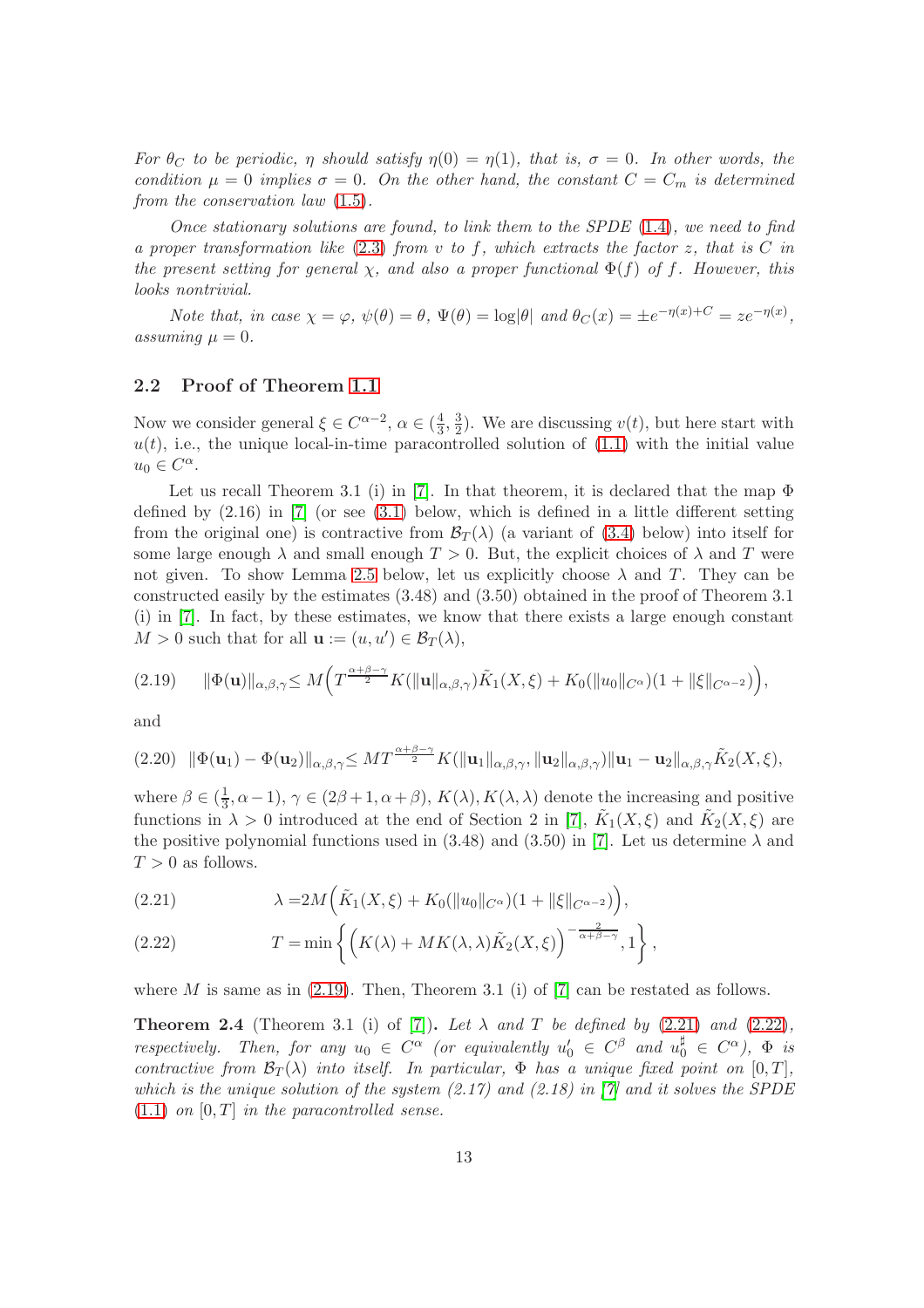*For $\theta_C$ to be periodic, $\eta$ should satisfy $\eta(0) = \eta(1)$, that is, $\sigma = 0$. In other words, the condition $\mu = 0$ implies $\sigma = 0$. On the other hand, the constant $C = C_m$ is determined from the conservation law (1.5).*

*Once stationary solutions are found, to link them to the SPDE (1.4), we need to find a proper transformation like (2.3) from $v$ to $f$, which extracts the factor $z$, that is $C$ in the present setting for general $\chi$, and also a proper functional $\Phi(f)$ of $f$. However, this looks nontrivial.*

*Note that, in case $\chi = \varphi$, $\psi(\theta) = \theta$, $\Psi(\theta) = \log|\theta|$ and $\theta_C(x) = \pm e^{-\eta(x)+C} = ze^{-\eta(x)}$, assuming $\mu = 0$.*

### 2.2 Proof of Theorem 1.1

Now we consider general $\xi \in C^{\alpha-2}$, $\alpha \in (\frac{4}{3}, \frac{3}{2})$. We are discussing $v(t)$, but here start with $u(t)$, i.e., the unique local-in-time paracontrolled solution of (1.1) with the initial value $u_0 \in C^\alpha$.

Let us recall Theorem 3.1 (i) in [7]. In that theorem, it is declared that the map $\Phi$ defined by (2.16) in [7] (or see (3.1) below, which is defined in a little different setting from the original one) is contractive from $\mathcal{B}_T(\lambda)$ (a variant of (3.4) below) into itself for some large enough $\lambda$ and small enough $T > 0$. But, the explicit choices of $\lambda$ and $T$ were not given. To show Lemma 2.5 below, let us explicitly choose $\lambda$ and $T$. They can be constructed easily by the estimates (3.48) and (3.50) obtained in the proof of Theorem 3.1 (i) in [7]. In fact, by these estimates, we know that there exists a large enough constant $M > 0$ such that for all $\mathbf{u} := (u, u') \in \mathcal{B}_T(\lambda)$,

$$\|\Phi(\mathbf{u})\|_{\alpha,\beta,\gamma} \leq M\Big(T^{\frac{\alpha+\beta-\gamma}{2}} K(\|\mathbf{u}\|_{\alpha,\beta,\gamma})\tilde{K}_1(X,\xi) + K_0(\|u_0\|_{C^\alpha})(1 + \|\xi\|_{C^{\alpha-2}})\Big), \tag{2.19}$$

and

$$\|\Phi(\mathbf{u}_1) - \Phi(\mathbf{u}_2)\|_{\alpha,\beta,\gamma} \leq MT^{\frac{\alpha+\beta-\gamma}{2}} K(\|\mathbf{u}_1\|_{\alpha,\beta,\gamma}, \|\mathbf{u}_2\|_{\alpha,\beta,\gamma})\|\mathbf{u}_1 - \mathbf{u}_2\|_{\alpha,\beta,\gamma}\tilde{K}_2(X,\xi), \tag{2.20}$$

where $\beta \in (\frac{1}{3}, \alpha - 1)$, $\gamma \in (2\beta + 1, \alpha + \beta)$, $K(\lambda), K(\lambda, \lambda)$ denote the increasing and positive functions in $\lambda > 0$ introduced at the end of Section 2 in [7], $\tilde{K}_1(X,\xi)$ and $\tilde{K}_2(X,\xi)$ are the positive polynomial functions used in (3.48) and (3.50) in [7]. Let us determine $\lambda$ and $T > 0$ as follows.

$$\lambda = 2M\Big(\tilde{K}_1(X,\xi) + K_0(\|u_0\|_{C^\alpha})(1 + \|\xi\|_{C^{\alpha-2}})\Big), \tag{2.21}$$

$$T = \min\left\{\Big(K(\lambda) + MK(\lambda,\lambda)\tilde{K}_2(X,\xi)\Big)^{-\frac{2}{\alpha+\beta-\gamma}}, 1\right\}, \tag{2.22}$$

where $M$ is same as in (2.19). Then, Theorem 3.1 (i) of [7] can be restated as follows.

**Theorem 2.4** (Theorem 3.1 (i) of [7])**.** *Let $\lambda$ and $T$ be defined by (2.21) and (2.22), respectively. Then, for any $u_0 \in C^\alpha$ (or equivalently $u_0' \in C^\beta$ and $u_0^\sharp \in C^\alpha$), $\Phi$ is contractive from $\mathcal{B}_T(\lambda)$ into itself. In particular, $\Phi$ has a unique fixed point on $[0,T]$, which is the unique solution of the system (2.17) and (2.18) in [7] and it solves the SPDE (1.1) on $[0,T]$ in the paracontrolled sense.*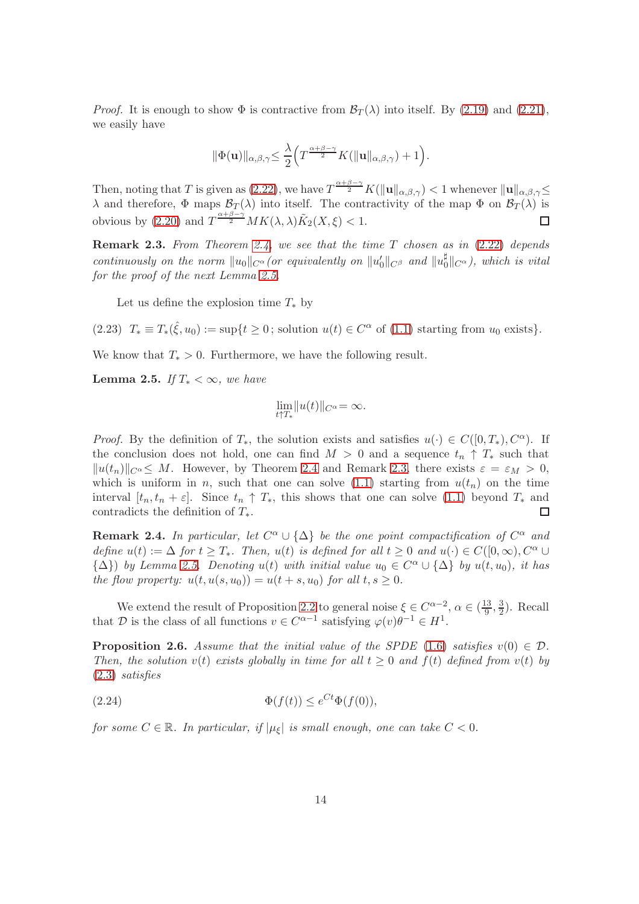*Proof.* It is enough to show $\Phi$ is contractive from $\mathcal{B}_T(\lambda)$ into itself. By (2.19) and (2.21), we easily have

$$\|\Phi(\mathbf{u})\|_{\alpha,\beta,\gamma} \leq \frac{\lambda}{2}\Big(T^{\frac{\alpha+\beta-\gamma}{2}} K(\|\mathbf{u}\|_{\alpha,\beta,\gamma}) + 1\Big).$$

Then, noting that $T$ is given as (2.22), we have $T^{\frac{\alpha+\beta-\gamma}{2}} K(\|\mathbf{u}\|_{\alpha,\beta,\gamma}) < 1$ whenever $\|\mathbf{u}\|_{\alpha,\beta,\gamma} \leq \lambda$ and therefore, $\Phi$ maps $\mathcal{B}_T(\lambda)$ into itself. The contractivity of the map $\Phi$ on $\mathcal{B}_T(\lambda)$ is obvious by (2.20) and $T^{\frac{\alpha+\beta-\gamma}{2}} MK(\lambda,\lambda)\tilde{K}_2(X,\xi) < 1$. $\square$

**Remark 2.3.** *From Theorem 2.4, we see that the time $T$ chosen as in (2.22) depends continuously on the norm $\|u_0\|_{C^\alpha}$ (or equivalently on $\|u_0'\|_{C^\beta}$ and $\|u_0^\sharp\|_{C^\alpha}$), which is vital for the proof of the next Lemma 2.5.*

Let us define the explosion time $T_*$ by

(2.23) $\quad T_* \equiv T_*(\hat{\xi}, u_0) := \sup\{t \geq 0\,;\, \text{solution } u(t) \in C^\alpha \text{ of (1.1) starting from } u_0 \text{ exists}\}.$

We know that $T_* > 0$. Furthermore, we have the following result.

**Lemma 2.5.** *If $T_* < \infty$, we have*

$$\lim_{t \uparrow T_*} \|u(t)\|_{C^\alpha} = \infty.$$

*Proof.* By the definition of $T_*$, the solution exists and satisfies $u(\cdot) \in C([0,T_*), C^\alpha)$. If the conclusion does not hold, one can find $M > 0$ and a sequence $t_n \uparrow T_*$ such that $\|u(t_n)\|_{C^\alpha} \leq M$. However, by Theorem 2.4 and Remark 2.3, there exists $\varepsilon = \varepsilon_M > 0$, which is uniform in $n$, such that one can solve (1.1) starting from $u(t_n)$ on the time interval $[t_n, t_n + \varepsilon]$. Since $t_n \uparrow T_*$, this shows that one can solve (1.1) beyond $T_*$ and contradicts the definition of $T_*$. $\square$

**Remark 2.4.** *In particular, let $C^\alpha \cup \{\Delta\}$ be the one point compactification of $C^\alpha$ and define $u(t) := \Delta$ for $t \geq T_*$. Then, $u(t)$ is defined for all $t \geq 0$ and $u(\cdot) \in C([0,\infty), C^\alpha \cup \{\Delta\})$ by Lemma 2.5. Denoting $u(t)$ with initial value $u_0 \in C^\alpha \cup \{\Delta\}$ by $u(t,u_0)$, it has the flow property: $u(t, u(s,u_0)) = u(t+s, u_0)$ for all $t,s \geq 0$.*

We extend the result of Proposition 2.2 to general noise $\xi \in C^{\alpha-2}$, $\alpha \in (\frac{13}{9}, \frac{3}{2})$. Recall that $\mathcal{D}$ is the class of all functions $v \in C^{\alpha-1}$ satisfying $\varphi(v)\theta^{-1} \in H^1$.

**Proposition 2.6.** *Assume that the initial value of the SPDE (1.6) satisfies $v(0) \in \mathcal{D}$. Then, the solution $v(t)$ exists globally in time for all $t \geq 0$ and $f(t)$ defined from $v(t)$ by (2.3) satisfies*

$$\Phi(f(t)) \leq e^{Ct}\Phi(f(0)), \tag{2.24}$$

*for some $C \in \mathbb{R}$. In particular, if $|\mu_\xi|$ is small enough, one can take $C < 0$.*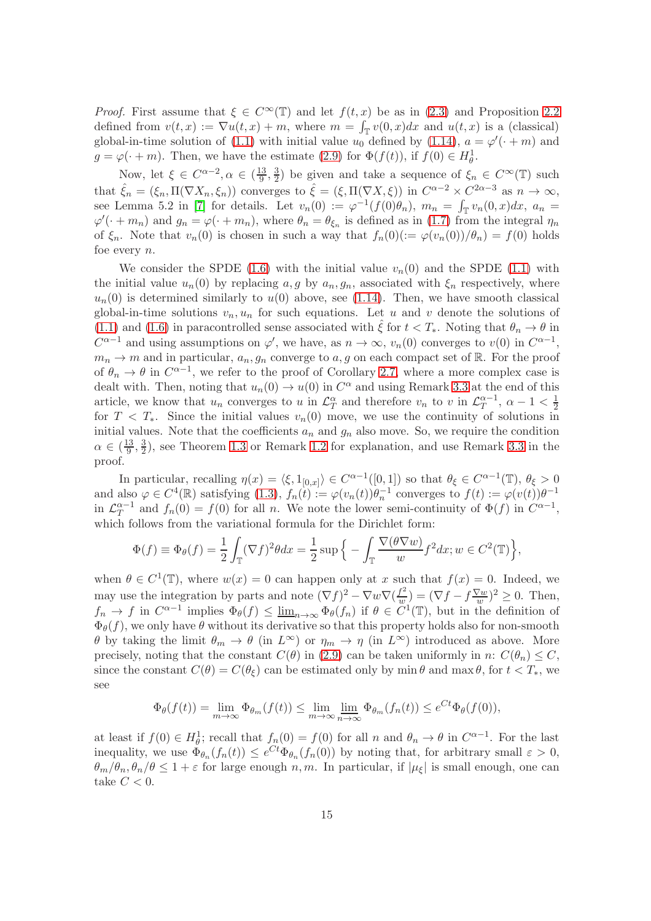*Proof.* First assume that $\xi \in C^\infty(\mathbb{T})$ and let $f(t,x)$ be as in (2.3) and Proposition 2.2 defined from $v(t,x) := \nabla u(t,x) + m$, where $m = \int_{\mathbb{T}} v(0,x)dx$ and $u(t,x)$ is a (classical) global-in-time solution of (1.1) with initial value $u_0$ defined by (1.14), $a = \varphi'(\cdot + m)$ and $g = \varphi(\cdot + m)$. Then, we have the estimate (2.9) for $\Phi(f(t))$, if $f(0) \in H^1_\theta$.

Now, let $\xi \in C^{\alpha-2}, \alpha \in (\frac{13}{9}, \frac{3}{2})$ be given and take a sequence of $\xi_n \in C^\infty(\mathbb{T})$ such that $\hat{\xi}_n = (\xi_n, \Pi(\nabla X_n, \xi_n))$ converges to $\hat{\xi} = (\xi, \Pi(\nabla X, \xi))$ in $C^{\alpha-2} \times C^{2\alpha-3}$ as $n \to \infty$, see Lemma 5.2 in [7] for details. Let $v_n(0) := \varphi^{-1}(f(0)\theta_n)$, $m_n = \int_{\mathbb{T}} v_n(0,x)dx$, $a_n = \varphi'(\cdot + m_n)$ and $g_n = \varphi(\cdot + m_n)$, where $\theta_n = \theta_{\xi_n}$ is defined as in (1.7) from the integral $\eta_n$ of $\xi_n$. Note that $v_n(0)$ is chosen in such a way that $f_n(0)(:= \varphi(v_n(0))/\theta_n) = f(0)$ holds foe every $n$.

We consider the SPDE (1.6) with the initial value $v_n(0)$ and the SPDE (1.1) with the initial value $u_n(0)$ by replacing $a, g$ by $a_n, g_n$, associated with $\xi_n$ respectively, where $u_n(0)$ is determined similarly to $u(0)$ above, see (1.14). Then, we have smooth classical global-in-time solutions $v_n, u_n$ for such equations. Let $u$ and $v$ denote the solutions of (1.1) and (1.6) in paracontrolled sense associated with $\hat{\xi}$ for $t < T_*$. Noting that $\theta_n \to \theta$ in $C^{\alpha-1}$ and using assumptions on $\varphi'$, we have, as $n \to \infty$, $v_n(0)$ converges to $v(0)$ in $C^{\alpha-1}$, $m_n \to m$ and in particular, $a_n, g_n$ converge to $a, g$ on each compact set of $\mathbb{R}$. For the proof of $\theta_n \to \theta$ in $C^{\alpha-1}$, we refer to the proof of Corollary 2.7, where a more complex case is dealt with. Then, noting that $u_n(0) \to u(0)$ in $C^\alpha$ and using Remark 3.3 at the end of this article, we know that $u_n$ converges to $u$ in $\mathcal{L}^\alpha_T$ and therefore $v_n$ to $v$ in $\mathcal{L}^{\alpha-1}_T$, $\alpha - 1 < \frac{1}{2}$ for $T < T_*$. Since the initial values $v_n(0)$ move, we use the continuity of solutions in initial values. Note that the coefficients $a_n$ and $g_n$ also move. So, we require the condition $\alpha \in (\frac{13}{9}, \frac{3}{2})$, see Theorem 1.3 or Remark 1.2 for explanation, and use Remark 3.3 in the proof.

In particular, recalling $\eta(x) = \langle \xi, 1_{[0,x]} \rangle \in C^{\alpha-1}([0,1])$ so that $\theta_\xi \in C^{\alpha-1}(\mathbb{T})$, $\theta_\xi > 0$ and also $\varphi \in C^4(\mathbb{R})$ satisfying (1.3), $f_n(t) := \varphi(v_n(t))\theta_n^{-1}$ converges to $f(t) := \varphi(v(t))\theta^{-1}$ in $\mathcal{L}^{\alpha-1}_T$ and $f_n(0) = f(0)$ for all $n$. We note the lower semi-continuity of $\Phi(f)$ in $C^{\alpha-1}$, which follows from the variational formula for the Dirichlet form:

$$\Phi(f) \equiv \Phi_\theta(f) = \frac{1}{2}\int_{\mathbb{T}} (\nabla f)^2 \theta dx = \frac{1}{2} \sup \Big\{ -\int_{\mathbb{T}} \frac{\nabla(\theta \nabla w)}{w} f^2 dx; w \in C^2(\mathbb{T}) \Big\},$$

when $\theta \in C^1(\mathbb{T})$, where $w(x) = 0$ can happen only at $x$ such that $f(x) = 0$. Indeed, we may use the integration by parts and note $(\nabla f)^2 - \nabla w \nabla(\frac{f^2}{w}) = (\nabla f - f\frac{\nabla w}{w})^2 \geq 0$. Then, $f_n \to f$ in $C^{\alpha-1}$ implies $\Phi_\theta(f) \leq \underline{\lim}_{n\to\infty} \Phi_\theta(f_n)$ if $\theta \in C^1(\mathbb{T})$, but in the definition of $\Phi_\theta(f)$, we only have $\theta$ without its derivative so that this property holds also for non-smooth $\theta$ by taking the limit $\theta_m \to \theta$ (in $L^\infty$) or $\eta_m \to \eta$ (in $L^\infty$) introduced as above. More precisely, noting that the constant $C(\theta)$ in (2.9) can be taken uniformly in $n$: $C(\theta_n) \leq C$, since the constant $C(\theta) = C(\theta_\xi)$ can be estimated only by $\min \theta$ and $\max \theta$, for $t < T_*$, we see

$$\Phi_\theta(f(t)) = \lim_{m\to\infty} \Phi_{\theta_m}(f(t)) \leq \lim_{m\to\infty} \underline{\lim}_{n\to\infty} \Phi_{\theta_m}(f_n(t)) \leq e^{Ct}\Phi_\theta(f(0)),$$

at least if $f(0) \in H^1_\theta$; recall that $f_n(0) = f(0)$ for all $n$ and $\theta_n \to \theta$ in $C^{\alpha-1}$. For the last inequality, we use $\Phi_{\theta_n}(f_n(t)) \leq e^{Ct}\Phi_{\theta_n}(f_n(0))$ by noting that, for arbitrary small $\varepsilon > 0$, $\theta_m/\theta_n, \theta_n/\theta \leq 1 + \varepsilon$ for large enough $n, m$. In particular, if $|\mu_\xi|$ is small enough, one can take $C < 0$.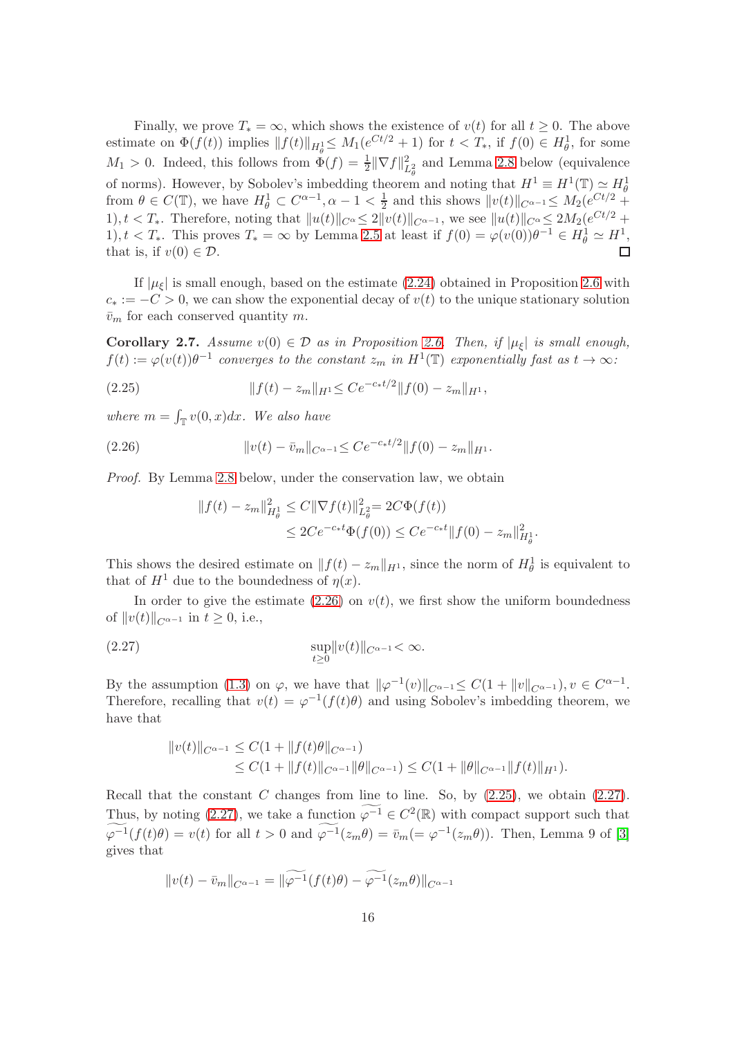Finally, we prove $T_* = \infty$, which shows the existence of $v(t)$ for all $t \geq 0$. The above estimate on $\Phi(f(t))$ implies $\|f(t)\|_{H^1_\theta} \leq M_1(e^{Ct/2} + 1)$ for $t < T_*$, if $f(0) \in H^1_\theta$, for some $M_1 > 0$. Indeed, this follows from $\Phi(f) = \frac{1}{2}\|\nabla f\|^2_{L^2_\theta}$ and Lemma 2.8 below (equivalence of norms). However, by Sobolev's imbedding theorem and noting that $H^1 \equiv H^1(\mathbb{T}) \simeq H^1_\theta$ from $\theta \in C(\mathbb{T})$, we have $H^1_\theta \subset C^{\alpha-1}, \alpha - 1 < \frac{1}{2}$ and this shows $\|v(t)\|_{C^{\alpha-1}} \leq M_2(e^{Ct/2} + 1), t < T_*$. Therefore, noting that $\|u(t)\|_{C^\alpha} \leq 2\|v(t)\|_{C^{\alpha-1}}$, we see $\|u(t)\|_{C^\alpha} \leq 2M_2(e^{Ct/2} + 1), t < T_*$. This proves $T_* = \infty$ by Lemma 2.5 at least if $f(0) = \varphi(v(0))\theta^{-1} \in H^1_\theta \simeq H^1$, that is, if $v(0) \in \mathcal{D}$. □

If $|\mu_\xi|$ is small enough, based on the estimate (2.24) obtained in Proposition 2.6 with $c_* := -C > 0$, we can show the exponential decay of $v(t)$ to the unique stationary solution $\bar{v}_m$ for each conserved quantity $m$.

**Corollary 2.7.** *Assume $v(0) \in \mathcal{D}$ as in Proposition 2.6. Then, if $|\mu_\xi|$ is small enough, $f(t) := \varphi(v(t))\theta^{-1}$ converges to the constant $z_m$ in $H^1(\mathbb{T})$ exponentially fast as $t \to \infty$:*

$$\|f(t) - z_m\|_{H^1} \leq Ce^{-c_*t/2}\|f(0) - z_m\|_{H^1}, \tag{2.25}$$

*where $m = \int_{\mathbb{T}} v(0, x)dx$. We also have*

$$\|v(t) - \bar{v}_m\|_{C^{\alpha-1}} \leq Ce^{-c_*t/2}\|f(0) - z_m\|_{H^1}. \tag{2.26}$$

*Proof.* By Lemma 2.8 below, under the conservation law, we obtain

$$\begin{aligned}
\|f(t) - z_m\|^2_{H^1_\theta} &\leq C\|\nabla f(t)\|^2_{L^2_\theta} = 2C\Phi(f(t)) \\
&\leq 2Ce^{-c_*t}\Phi(f(0)) \leq Ce^{-c_*t}\|f(0) - z_m\|^2_{H^1_\theta}.
\end{aligned}$$

This shows the desired estimate on $\|f(t) - z_m\|_{H^1}$, since the norm of $H^1_\theta$ is equivalent to that of $H^1$ due to the boundedness of $\eta(x)$.

In order to give the estimate (2.26) on $v(t)$, we first show the uniform boundedness of $\|v(t)\|_{C^{\alpha-1}}$ in $t \geq 0$, i.e.,

$$\sup_{t\geq 0}\|v(t)\|_{C^{\alpha-1}} < \infty. \tag{2.27}$$

By the assumption (1.3) on $\varphi$, we have that $\|\varphi^{-1}(v)\|_{C^{\alpha-1}} \leq C(1 + \|v\|_{C^{\alpha-1}}), v \in C^{\alpha-1}$. Therefore, recalling that $v(t) = \varphi^{-1}(f(t)\theta)$ and using Sobolev's imbedding theorem, we have that

$$\begin{aligned}
\|v(t)\|_{C^{\alpha-1}} &\leq C(1 + \|f(t)\theta\|_{C^{\alpha-1}}) \\
&\leq C(1 + \|f(t)\|_{C^{\alpha-1}}\|\theta\|_{C^{\alpha-1}}) \leq C(1 + \|\theta\|_{C^{\alpha-1}}\|f(t)\|_{H^1}).
\end{aligned}$$

Recall that the constant $C$ changes from line to line. So, by (2.25), we obtain (2.27). Thus, by noting (2.27), we take a function $\widetilde{\varphi^{-1}} \in C^2(\mathbb{R})$ with compact support such that $\widetilde{\varphi^{-1}}(f(t)\theta) = v(t)$ for all $t > 0$ and $\widetilde{\varphi^{-1}}(z_m\theta) = \bar{v}_m (= \varphi^{-1}(z_m\theta))$. Then, Lemma 9 of [3] gives that

$$\|v(t) - \bar{v}_m\|_{C^{\alpha-1}} = \|\widetilde{\varphi^{-1}}(f(t)\theta) - \widetilde{\varphi^{-1}}(z_m\theta)\|_{C^{\alpha-1}}$$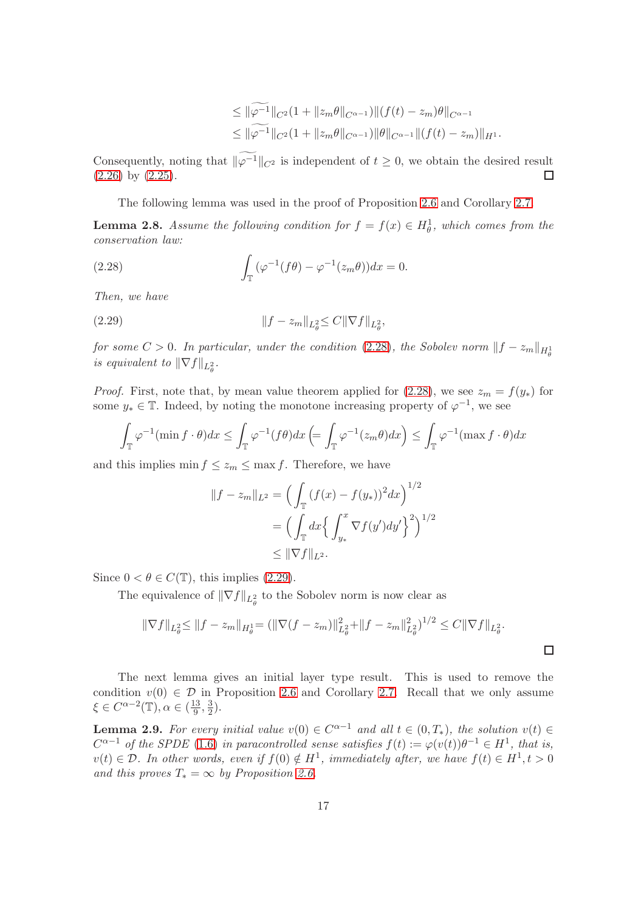$$
\begin{aligned}
&\leq \|\widetilde{\varphi^{-1}}\|_{C^2}(1+\|z_m\theta\|_{C^{\alpha-1}})\|(f(t)-z_m)\theta\|_{C^{\alpha-1}} \\
&\leq \|\widetilde{\varphi^{-1}}\|_{C^2}(1+\|z_m\theta\|_{C^{\alpha-1}})\|\theta\|_{C^{\alpha-1}}\|(f(t)-z_m)\|_{H^1}.
\end{aligned}
$$

Consequently, noting that $\|\widetilde{\varphi^{-1}}\|_{C^2}$ is independent of $t \geq 0$, we obtain the desired result (2.26) by (2.25). ☐

The following lemma was used in the proof of Proposition 2.6 and Corollary 2.7.

**Lemma 2.8.** *Assume the following condition for $f = f(x) \in H^1_\theta$, which comes from the conservation law:*

$$
\int_{\mathbb{T}} (\varphi^{-1}(f\theta) - \varphi^{-1}(z_m\theta))dx = 0. \tag{2.28}
$$

*Then, we have*

$$
\|f - z_m\|_{L^2_\theta} \leq C\|\nabla f\|_{L^2_\theta}, \tag{2.29}
$$

*for some $C > 0$. In particular, under the condition (2.28), the Sobolev norm $\|f - z_m\|_{H^1_\theta}$ is equivalent to $\|\nabla f\|_{L^2_\theta}$.*

*Proof.* First, note that, by mean value theorem applied for (2.28), we see $z_m = f(y_*)$ for some $y_* \in \mathbb{T}$. Indeed, by noting the monotone increasing property of $\varphi^{-1}$, we see

$$
\int_{\mathbb{T}} \varphi^{-1}(\min f \cdot \theta)dx \leq \int_{\mathbb{T}} \varphi^{-1}(f\theta)dx \left(= \int_{\mathbb{T}} \varphi^{-1}(z_m\theta)dx\right) \leq \int_{\mathbb{T}} \varphi^{-1}(\max f \cdot \theta)dx
$$

and this implies $\min f \leq z_m \leq \max f$. Therefore, we have

$$
\begin{aligned}
\|f - z_m\|_{L^2} &= \Big(\int_{\mathbb{T}} (f(x) - f(y_*))^2 dx\Big)^{1/2} \\
&= \Big(\int_{\mathbb{T}} dx \Big\{\int_{y_*}^x \nabla f(y')dy'\Big\}^2\Big)^{1/2} \\
&\leq \|\nabla f\|_{L^2}.
\end{aligned}
$$

Since $0 < \theta \in C(\mathbb{T})$, this implies (2.29).

The equivalence of $\|\nabla f\|_{L^2_\theta}$ to the Sobolev norm is now clear as

$$
\|\nabla f\|_{L^2_\theta} \leq \|f - z_m\|_{H^1_\theta} = (\|\nabla(f - z_m)\|^2_{L^2_\theta} + \|f - z_m\|^2_{L^2_\theta})^{1/2} \leq C\|\nabla f\|_{L^2_\theta}.
$$

☐

The next lemma gives an initial layer type result. This is used to remove the condition $v(0) \in \mathcal{D}$ in Proposition 2.6 and Corollary 2.7. Recall that we only assume $\xi \in C^{\alpha-2}(\mathbb{T}), \alpha \in (\frac{13}{9}, \frac{3}{2})$.

**Lemma 2.9.** *For every initial value $v(0) \in C^{\alpha-1}$ and all $t \in (0, T_*)$, the solution $v(t) \in C^{\alpha-1}$ of the SPDE (1.6) in paracontrolled sense satisfies $f(t) := \varphi(v(t))\theta^{-1} \in H^1$, that is, $v(t) \in \mathcal{D}$. In other words, even if $f(0) \notin H^1$, immediately after, we have $f(t) \in H^1, t > 0$ and this proves $T_* = \infty$ by Proposition 2.6.*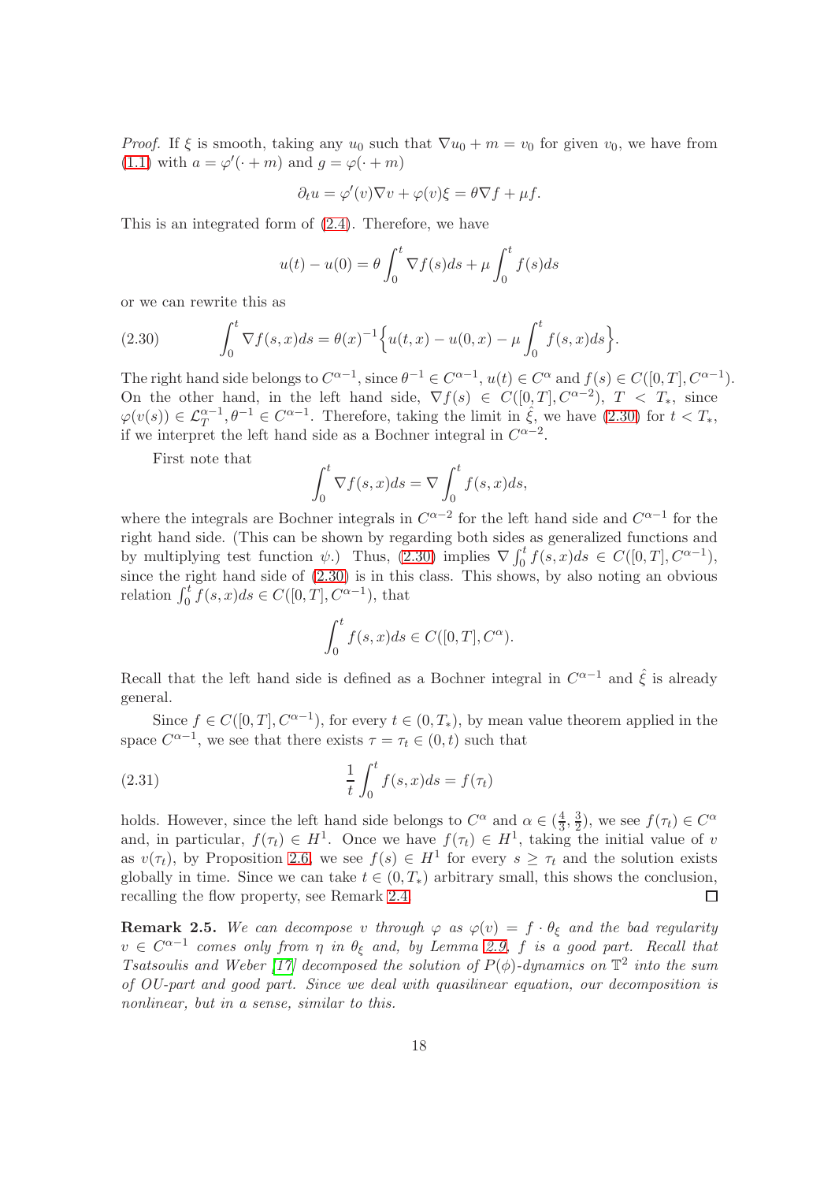*Proof.* If $\xi$ is smooth, taking any $u_0$ such that $\nabla u_0 + m = v_0$ for given $v_0$, we have from (1.1) with $a = \varphi'(\cdot + m)$ and $g = \varphi(\cdot + m)$

$$\partial_t u = \varphi'(v)\nabla v + \varphi(v)\xi = \theta \nabla f + \mu f.$$

This is an integrated form of (2.4). Therefore, we have

$$u(t) - u(0) = \theta \int_0^t \nabla f(s) ds + \mu \int_0^t f(s) ds$$

or we can rewrite this as

$$\int_0^t \nabla f(s,x) ds = \theta(x)^{-1} \Big\{ u(t,x) - u(0,x) - \mu \int_0^t f(s,x) ds \Big\}. \tag{2.30}$$

The right hand side belongs to $C^{\alpha-1}$, since $\theta^{-1} \in C^{\alpha-1}$, $u(t) \in C^\alpha$ and $f(s) \in C([0,T], C^{\alpha-1})$. On the other hand, in the left hand side, $\nabla f(s) \in C([0,T], C^{\alpha-2})$, $T < T_*$, since $\varphi(v(s)) \in \mathcal{L}_T^{\alpha-1}, \theta^{-1} \in C^{\alpha-1}$. Therefore, taking the limit in $\hat{\xi}$, we have (2.30) for $t < T_*$, if we interpret the left hand side as a Bochner integral in $C^{\alpha-2}$.

First note that

$$\int_0^t \nabla f(s,x) ds = \nabla \int_0^t f(s,x) ds,$$

where the integrals are Bochner integrals in $C^{\alpha-2}$ for the left hand side and $C^{\alpha-1}$ for the right hand side. (This can be shown by regarding both sides as generalized functions and by multiplying test function $\psi$.) Thus, (2.30) implies $\nabla \int_0^t f(s,x)ds \in C([0,T], C^{\alpha-1})$, since the right hand side of (2.30) is in this class. This shows, by also noting an obvious relation $\int_0^t f(s,x)ds \in C([0,T], C^{\alpha-1})$, that

$$\int_0^t f(s,x) ds \in C([0,T], C^\alpha).$$

Recall that the left hand side is defined as a Bochner integral in $C^{\alpha-1}$ and $\hat{\xi}$ is already general.

Since $f \in C([0,T], C^{\alpha-1})$, for every $t \in (0, T_*)$, by mean value theorem applied in the space $C^{\alpha-1}$, we see that there exists $\tau = \tau_t \in (0,t)$ such that

$$\frac{1}{t} \int_0^t f(s,x) ds = f(\tau_t) \tag{2.31}$$

holds. However, since the left hand side belongs to $C^\alpha$ and $\alpha \in (\frac{4}{3}, \frac{3}{2})$, we see $f(\tau_t) \in C^\alpha$ and, in particular, $f(\tau_t) \in H^1$. Once we have $f(\tau_t) \in H^1$, taking the initial value of $v$ as $v(\tau_t)$, by Proposition 2.6, we see $f(s) \in H^1$ for every $s \geq \tau_t$ and the solution exists globally in time. Since we can take $t \in (0, T_*)$ arbitrary small, this shows the conclusion, recalling the flow property, see Remark 2.4. ∎

**Remark 2.5.** *We can decompose $v$ through $\varphi$ as $\varphi(v) = f \cdot \theta_\xi$ and the bad regularity $v \in C^{\alpha-1}$ comes only from $\eta$ in $\theta_\xi$ and, by Lemma 2.9, $f$ is a good part. Recall that Tsatsoulis and Weber [17] decomposed the solution of $P(\phi)$-dynamics on $\mathbb{T}^2$ into the sum of OU-part and good part. Since we deal with quasilinear equation, our decomposition is nonlinear, but in a sense, similar to this.*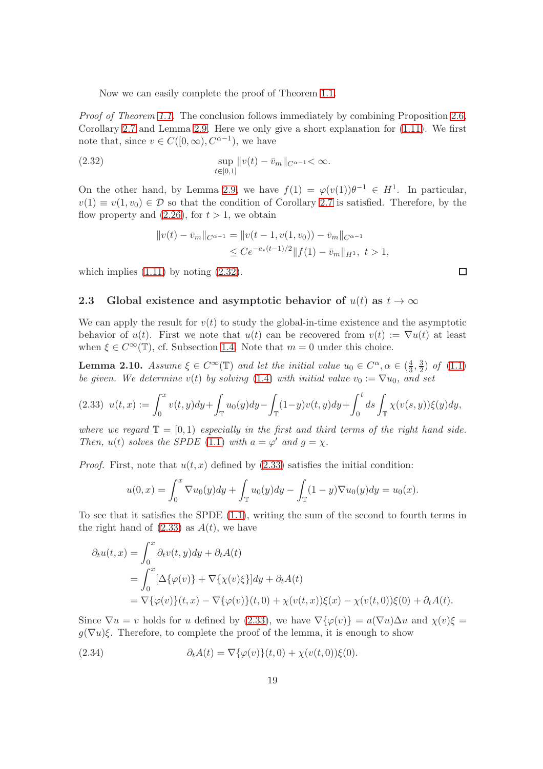Now we can easily complete the proof of Theorem 1.1.

*Proof of Theorem 1.1.* The conclusion follows immediately by combining Proposition 2.6, Corollary 2.7 and Lemma 2.9. Here we only give a short explanation for (1.11). We first note that, since $v \in C([0,\infty), C^{\alpha-1})$, we have

$$\sup_{t\in[0,1]} \|v(t) - \bar{v}_m\|_{C^{\alpha-1}} < \infty. \tag{2.32}$$

On the other hand, by Lemma 2.9, we have $f(1) = \varphi(v(1))\theta^{-1} \in H^1$. In particular, $v(1) \equiv v(1, v_0) \in \mathcal{D}$ so that the condition of Corollary 2.7 is satisfied. Therefore, by the flow property and (2.26), for $t > 1$, we obtain

$$\begin{aligned}\|v(t) - \bar{v}_m\|_{C^{\alpha-1}} &= \|v(t-1, v(1, v_0)) - \bar{v}_m\|_{C^{\alpha-1}} \\ &\le Ce^{-c_*(t-1)/2}\|f(1) - \bar{v}_m\|_{H^1}, \ t > 1,\end{aligned}$$

which implies (1.11) by noting (2.32). ☐

### 2.3 Global existence and asymptotic behavior of $u(t)$ as $t \to \infty$

We can apply the result for $v(t)$ to study the global-in-time existence and the asymptotic behavior of $u(t)$. First we note that $u(t)$ can be recovered from $v(t) := \nabla u(t)$ at least when $\xi \in C^\infty(\mathbb{T})$, cf. Subsection 1.4. Note that $m = 0$ under this choice.

**Lemma 2.10.** *Assume $\xi \in C^\infty(\mathbb{T})$ and let the initial value $u_0 \in C^\alpha, \alpha \in (\frac{4}{3}, \frac{3}{2})$ of (1.1) be given. We determine $v(t)$ by solving (1.4) with initial value $v_0 := \nabla u_0$, and set*

$$u(t,x) := \int_0^x v(t,y)dy + \int_{\mathbb{T}} u_0(y)dy - \int_{\mathbb{T}}(1-y)v(t,y)dy + \int_0^t ds \int_{\mathbb{T}} \chi(v(s,y))\xi(y)dy, \tag{2.33}$$

*where we regard $\mathbb{T} = [0,1)$ especially in the first and third terms of the right hand side. Then, $u(t)$ solves the SPDE (1.1) with $a = \varphi'$ and $g = \chi$.*

*Proof.* First, note that $u(t,x)$ defined by (2.33) satisfies the initial condition:

$$u(0,x) = \int_0^x \nabla u_0(y)dy + \int_{\mathbb{T}} u_0(y)dy - \int_{\mathbb{T}}(1-y)\nabla u_0(y)dy = u_0(x).$$

To see that it satisfies the SPDE (1.1), writing the sum of the second to fourth terms in the right hand of (2.33) as $A(t)$, we have

$$\begin{aligned}\partial_t u(t,x) &= \int_0^x \partial_t v(t,y)dy + \partial_t A(t) \\ &= \int_0^x [\Delta\{\varphi(v)\} + \nabla\{\chi(v)\xi\}]dy + \partial_t A(t) \\ &= \nabla\{\varphi(v)\}(t,x) - \nabla\{\varphi(v)\}(t,0) + \chi(v(t,x))\xi(x) - \chi(v(t,0))\xi(0) + \partial_t A(t).\end{aligned}$$

Since $\nabla u = v$ holds for $u$ defined by (2.33), we have $\nabla\{\varphi(v)\} = a(\nabla u)\Delta u$ and $\chi(v)\xi = g(\nabla u)\xi$. Therefore, to complete the proof of the lemma, it is enough to show

$$\partial_t A(t) = \nabla\{\varphi(v)\}(t,0) + \chi(v(t,0))\xi(0). \tag{2.34}$$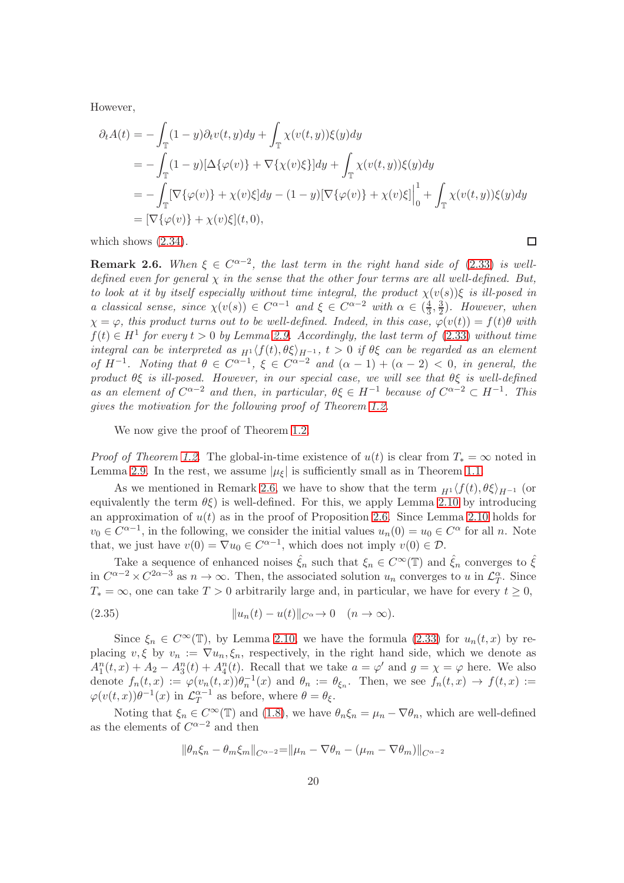However,

$$
\begin{aligned}
\partial_t A(t) &= -\int_{\mathbb{T}} (1-y)\partial_t v(t,y)dy + \int_{\mathbb{T}} \chi(v(t,y))\xi(y)dy \\
&= -\int_{\mathbb{T}} (1-y)[\Delta\{\varphi(v)\} + \nabla\{\chi(v)\xi\}]dy + \int_{\mathbb{T}} \chi(v(t,y))\xi(y)dy \\
&= -\int_{\mathbb{T}} [\nabla\{\varphi(v)\} + \chi(v)\xi]dy - (1-y)[\nabla\{\varphi(v)\} + \chi(v)\xi]\Big|_0^1 + \int_{\mathbb{T}} \chi(v(t,y))\xi(y)dy \\
&= [\nabla\{\varphi(v)\} + \chi(v)\xi](t,0),
\end{aligned}
$$

which shows (2.34). □

**Remark 2.6.** *When $\xi \in C^{\alpha-2}$, the last term in the right hand side of (2.33) is well-defined even for general $\chi$ in the sense that the other four terms are all well-defined. But, to look at it by itself especially without time integral, the product $\chi(v(s))\xi$ is ill-posed in a classical sense, since $\chi(v(s)) \in C^{\alpha-1}$ and $\xi \in C^{\alpha-2}$ with $\alpha \in (\frac{4}{3}, \frac{3}{2})$. However, when $\chi = \varphi$, this product turns out to be well-defined. Indeed, in this case, $\varphi(v(t)) = f(t)\theta$ with $f(t) \in H^1$ for every $t > 0$ by Lemma 2.9. Accordingly, the last term of (2.33) without time integral can be interpreted as ${}_{H^1}\langle f(t), \theta\xi\rangle_{H^{-1}}$, $t > 0$ if $\theta\xi$ can be regarded as an element of $H^{-1}$. Noting that $\theta \in C^{\alpha-1}$, $\xi \in C^{\alpha-2}$ and $(\alpha-1)+(\alpha-2) < 0$, in general, the product $\theta\xi$ is ill-posed. However, in our special case, we will see that $\theta\xi$ is well-defined as an element of $C^{\alpha-2}$ and then, in particular, $\theta\xi \in H^{-1}$ because of $C^{\alpha-2} \subset H^{-1}$. This gives the motivation for the following proof of Theorem 1.2.*

We now give the proof of Theorem 1.2.

*Proof of Theorem 1.2.* The global-in-time existence of $u(t)$ is clear from $T_* = \infty$ noted in Lemma 2.9. In the rest, we assume $|\mu_\xi|$ is sufficiently small as in Theorem 1.1.

As we mentioned in Remark 2.6, we have to show that the term ${}_{H^1}\langle f(t), \theta\xi\rangle_{H^{-1}}$ (or equivalently the term $\theta\xi$) is well-defined. For this, we apply Lemma 2.10 by introducing an approximation of $u(t)$ as in the proof of Proposition 2.6. Since Lemma 2.10 holds for $v_0 \in C^{\alpha-1}$, in the following, we consider the initial values $u_n(0) = u_0 \in C^\alpha$ for all $n$. Note that, we just have $v(0) = \nabla u_0 \in C^{\alpha-1}$, which does not imply $v(0) \in \mathcal{D}$.

Take a sequence of enhanced noises $\hat{\xi}_n$ such that $\xi_n \in C^\infty(\mathbb{T})$ and $\hat{\xi}_n$ converges to $\hat{\xi}$ in $C^{\alpha-2} \times C^{2\alpha-3}$ as $n \to \infty$. Then, the associated solution $u_n$ converges to $u$ in $\mathcal{L}_T^\alpha$. Since $T_* = \infty$, one can take $T > 0$ arbitrarily large and, in particular, we have for every $t \geq 0$,

$$
\|u_n(t) - u(t)\|_{C^\alpha} \to 0 \quad (n \to \infty). \tag{2.35}
$$

Since $\xi_n \in C^\infty(\mathbb{T})$, by Lemma 2.10, we have the formula (2.33) for $u_n(t,x)$ by replacing $v, \xi$ by $v_n := \nabla u_n, \xi_n$, respectively, in the right hand side, which we denote as $A_1^n(t,x) + A_2 - A_3^n(t) + A_4^n(t)$. Recall that we take $a = \varphi'$ and $g = \chi = \varphi$ here. We also denote $f_n(t,x) := \varphi(v_n(t,x))\theta_n^{-1}(x)$ and $\theta_n := \theta_{\xi_n}$. Then, we see $f_n(t,x) \to f(t,x) := \varphi(v(t,x))\theta^{-1}(x)$ in $\mathcal{L}_T^{\alpha-1}$ as before, where $\theta = \theta_\xi$.

Noting that $\xi_n \in C^\infty(\mathbb{T})$ and (1.8), we have $\theta_n\xi_n = \mu_n - \nabla\theta_n$, which are well-defined as the elements of $C^{\alpha-2}$ and then

$$
\|\theta_n\xi_n - \theta_m\xi_m\|_{C^{\alpha-2}} = \|\mu_n - \nabla\theta_n - (\mu_m - \nabla\theta_m)\|_{C^{\alpha-2}}
$$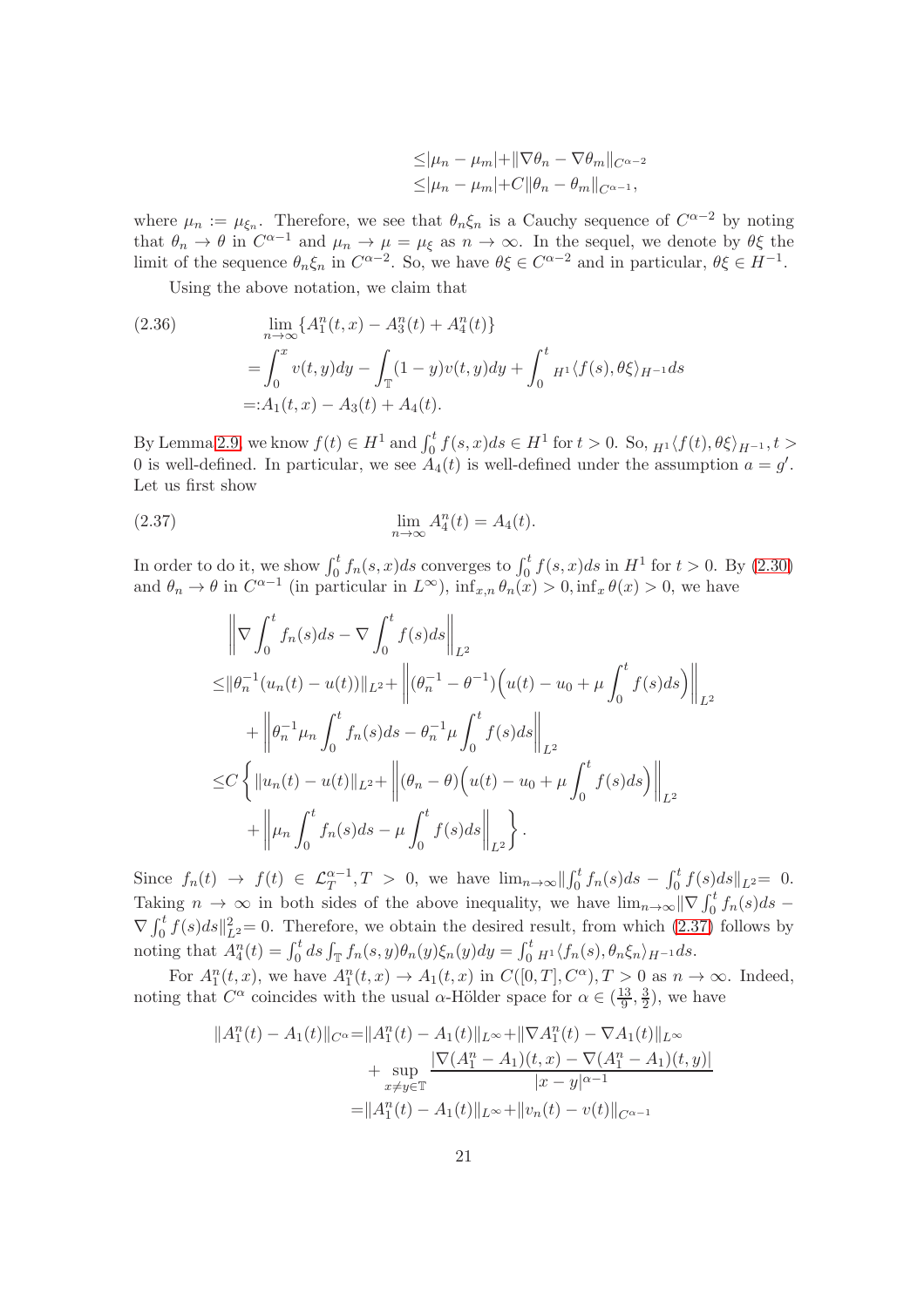$$
\begin{aligned}
&\leq |\mu_n - \mu_m| + \|\nabla\theta_n - \nabla\theta_m\|_{C^{\alpha-2}} \\
&\leq |\mu_n - \mu_m| + C\|\theta_n - \theta_m\|_{C^{\alpha-1}},
\end{aligned}
$$

where $\mu_n := \mu_{\xi_n}$. Therefore, we see that $\theta_n\xi_n$ is a Cauchy sequence of $C^{\alpha-2}$ by noting that $\theta_n \to \theta$ in $C^{\alpha-1}$ and $\mu_n \to \mu = \mu_\xi$ as $n \to \infty$. In the sequel, we denote by $\theta\xi$ the limit of the sequence $\theta_n\xi_n$ in $C^{\alpha-2}$. So, we have $\theta\xi \in C^{\alpha-2}$ and in particular, $\theta\xi \in H^{-1}$.

Using the above notation, we claim that

$$
\begin{aligned}
&\lim_{n\to\infty}\{A_1^n(t,x) - A_3^n(t) + A_4^n(t)\} \\
&= \int_0^x v(t,y)dy - \int_{\mathbb{T}} (1-y)v(t,y)dy + \int_0^t {}_{H^1}\langle f(s), \theta\xi\rangle_{H^{-1}} ds \\
&=: A_1(t,x) - A_3(t) + A_4(t).
\end{aligned} \tag{2.36}
$$

By Lemma 2.9, we know $f(t) \in H^1$ and $\int_0^t f(s,x)ds \in H^1$ for $t > 0$. So, ${}_{H^1}\langle f(t), \theta\xi\rangle_{H^{-1}}, t > 0$ is well-defined. In particular, we see $A_4(t)$ is well-defined under the assumption $a = g'$. Let us first show

$$
\lim_{n\to\infty} A_4^n(t) = A_4(t). \tag{2.37}
$$

In order to do it, we show $\int_0^t f_n(s,x)ds$ converges to $\int_0^t f(s,x)ds$ in $H^1$ for $t > 0$. By (2.30) and $\theta_n \to \theta$ in $C^{\alpha-1}$ (in particular in $L^\infty$), $\inf_{x,n}\theta_n(x) > 0, \inf_x \theta(x) > 0$, we have

$$
\begin{aligned}
&\left\|\nabla\int_0^t f_n(s)ds - \nabla\int_0^t f(s)ds\right\|_{L^2} \\
\leq &\|\theta_n^{-1}(u_n(t) - u(t))\|_{L^2} + \left\|(\theta_n^{-1} - \theta^{-1})\Big(u(t) - u_0 + \mu\int_0^t f(s)ds\Big)\right\|_{L^2} \\
&+ \left\|\theta_n^{-1}\mu_n\int_0^t f_n(s)ds - \theta_n^{-1}\mu\int_0^t f(s)ds\right\|_{L^2} \\
\leq &C\left\{\|u_n(t) - u(t)\|_{L^2} + \left\|(\theta_n - \theta)\Big(u(t) - u_0 + \mu\int_0^t f(s)ds\Big)\right\|_{L^2}\right. \\
&\left. + \left\|\mu_n\int_0^t f_n(s)ds - \mu\int_0^t f(s)ds\right\|_{L^2}\right\}.
\end{aligned}
$$

Since $f_n(t) \to f(t) \in \mathcal{L}_T^{\alpha-1}, T > 0$, we have $\lim_{n\to\infty}\|\int_0^t f_n(s)ds - \int_0^t f(s)ds\|_{L^2} = 0$. Taking $n \to \infty$ in both sides of the above inequality, we have $\lim_{n\to\infty}\|\nabla\int_0^t f_n(s)ds - \nabla\int_0^t f(s)ds\|_{L^2}^2 = 0$. Therefore, we obtain the desired result, from which (2.37) follows by noting that $A_4^n(t) = \int_0^t ds\int_{\mathbb{T}} f_n(s,y)\theta_n(y)\xi_n(y)dy = \int_0^t {}_{H^1}\langle f_n(s), \theta_n\xi_n\rangle_{H^{-1}} ds$.

For $A_1^n(t,x)$, we have $A_1^n(t,x) \to A_1(t,x)$ in $C([0,T], C^\alpha), T > 0$ as $n \to \infty$. Indeed, noting that $C^\alpha$ coincides with the usual $\alpha$-Hölder space for $\alpha \in (\frac{13}{9}, \frac{3}{2})$, we have

$$
\begin{aligned}
\|A_1^n(t) - A_1(t)\|_{C^\alpha} = &\|A_1^n(t) - A_1(t)\|_{L^\infty} + \|\nabla A_1^n(t) - \nabla A_1(t)\|_{L^\infty} \\
&+ \sup_{x\neq y\in\mathbb{T}} \frac{|\nabla(A_1^n - A_1)(t,x) - \nabla(A_1^n - A_1)(t,y)|}{|x-y|^{\alpha-1}} \\
= &\|A_1^n(t) - A_1(t)\|_{L^\infty} + \|v_n(t) - v(t)\|_{C^{\alpha-1}}
\end{aligned}
$$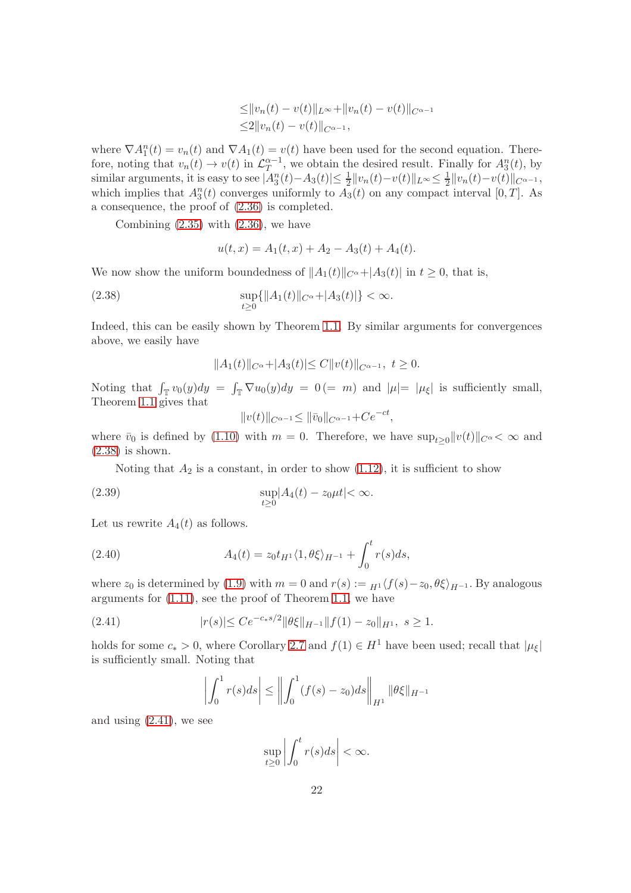$$
\begin{aligned}
&\le \|v_n(t) - v(t)\|_{L^\infty} + \|v_n(t) - v(t)\|_{C^{\alpha-1}} \\
&\le 2\|v_n(t) - v(t)\|_{C^{\alpha-1}},
\end{aligned}
$$

where $\nabla A_1^n(t) = v_n(t)$ and $\nabla A_1(t) = v(t)$ have been used for the second equation. Therefore, noting that $v_n(t) \to v(t)$ in $\mathcal{L}_T^{\alpha-1}$, we obtain the desired result. Finally for $A_3^n(t)$, by similar arguments, it is easy to see $|A_3^n(t) - A_3(t)| \le \frac{1}{2}\|v_n(t) - v(t)\|_{L^\infty} \le \frac{1}{2}\|v_n(t) - v(t)\|_{C^{\alpha-1}}$, which implies that $A_3^n(t)$ converges uniformly to $A_3(t)$ on any compact interval $[0, T]$. As a consequence, the proof of (2.36) is completed.

Combining (2.35) with (2.36), we have

$$
u(t,x) = A_1(t,x) + A_2 - A_3(t) + A_4(t).
$$

We now show the uniform boundedness of $\|A_1(t)\|_{C^\alpha} + |A_3(t)|$ in $t \ge 0$, that is,

$$
\sup_{t\ge 0}\{\|A_1(t)\|_{C^\alpha} + |A_3(t)|\} < \infty. \tag{2.38}
$$

Indeed, this can be easily shown by Theorem 1.1. By similar arguments for convergences above, we easily have

$$
\|A_1(t)\|_{C^\alpha} + |A_3(t)| \le C\|v(t)\|_{C^{\alpha-1}}, \ t \ge 0.
$$

Noting that $\int_{\mathbb{T}} v_0(y)dy = \int_{\mathbb{T}} \nabla u_0(y)dy = 0 \,(= m)$ and $|\mu| = |\mu_\xi|$ is sufficiently small, Theorem 1.1 gives that

$$
\|v(t)\|_{C^{\alpha-1}} \le \|\bar{v}_0\|_{C^{\alpha-1}} + Ce^{-ct},
$$

where $\bar{v}_0$ is defined by (1.10) with $m = 0$. Therefore, we have $\sup_{t\ge 0}\|v(t)\|_{C^\alpha} < \infty$ and (2.38) is shown.

Noting that $A_2$ is a constant, in order to show (1.12), it is sufficient to show

$$
\sup_{t\ge 0}|A_4(t) - z_0\mu t| < \infty. \tag{2.39}
$$

Let us rewrite $A_4(t)$ as follows.

$$
A_4(t) = z_0 t\,{}_{H^1}\langle 1, \theta\xi\rangle_{H^{-1}} + \int_0^t r(s)ds, \tag{2.40}
$$

where $z_0$ is determined by (1.9) with $m = 0$ and $r(s) := {}_{H^1}\langle f(s) - z_0, \theta\xi\rangle_{H^{-1}}$. By analogous arguments for (1.11), see the proof of Theorem 1.1, we have

$$
|r(s)| \le Ce^{-c_* s/2}\|\theta\xi\|_{H^{-1}}\|f(1) - z_0\|_{H^1}, \ s \ge 1. \tag{2.41}
$$

holds for some $c_* > 0$, where Corollary 2.7 and $f(1) \in H^1$ have been used; recall that $|\mu_\xi|$ is sufficiently small. Noting that

$$
\left|\int_0^1 r(s)ds\right| \le \left\|\int_0^1 (f(s) - z_0)ds\right\|_{H^1} \|\theta\xi\|_{H^{-1}}
$$

and using (2.41), we see

$$
\sup_{t\ge 0}\left|\int_0^t r(s)ds\right| < \infty.
$$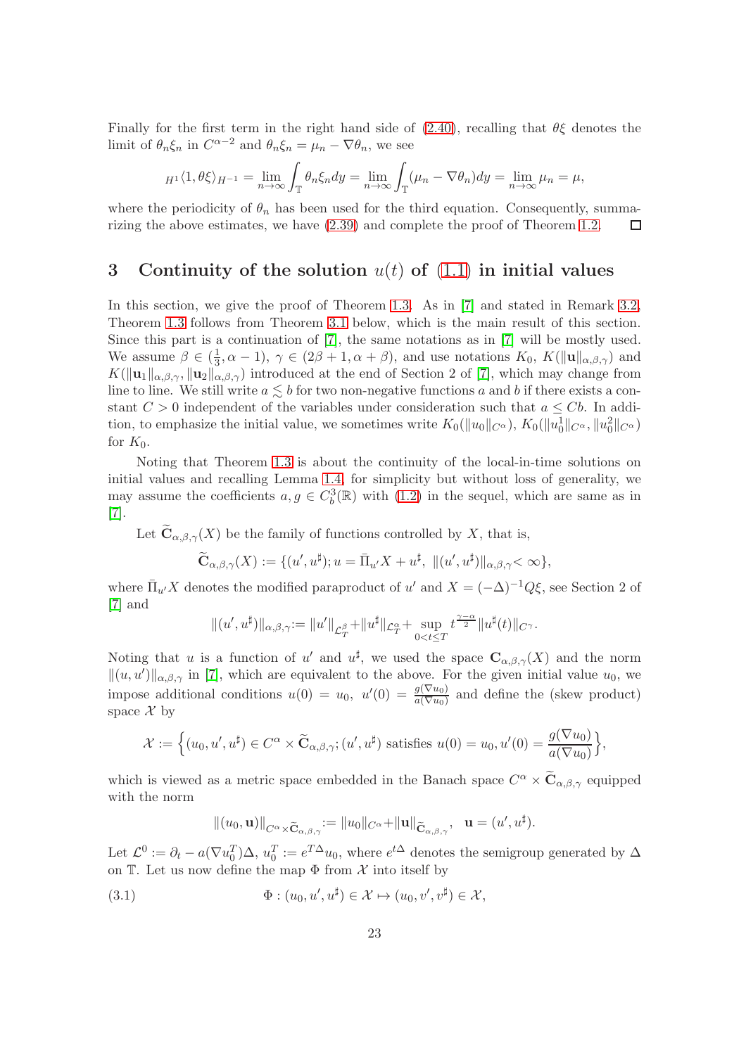Finally for the first term in the right hand side of (2.40), recalling that $\theta\xi$ denotes the limit of $\theta_n\xi_n$ in $C^{\alpha-2}$ and $\theta_n\xi_n = \mu_n - \nabla\theta_n$, we see

$$
{}_{H^1}\langle 1, \theta\xi\rangle_{H^{-1}} = \lim_{n\to\infty}\int_{\mathbb{T}} \theta_n\xi_n dy = \lim_{n\to\infty}\int_{\mathbb{T}} (\mu_n - \nabla\theta_n) dy = \lim_{n\to\infty} \mu_n = \mu,
$$

where the periodicity of $\theta_n$ has been used for the third equation. Consequently, summarizing the above estimates, we have (2.39) and complete the proof of Theorem 1.2. □

# 3 Continuity of the solution $u(t)$ of (1.1) in initial values

In this section, we give the proof of Theorem 1.3. As in [7] and stated in Remark 3.2, Theorem 1.3 follows from Theorem 3.1 below, which is the main result of this section. Since this part is a continuation of [7], the same notations as in [7] will be mostly used. We assume $\beta \in (\frac{1}{3}, \alpha - 1)$, $\gamma \in (2\beta + 1, \alpha + \beta)$, and use notations $K_0$, $K(\|\mathbf{u}\|_{\alpha,\beta,\gamma})$ and $K(\|\mathbf{u}_1\|_{\alpha,\beta,\gamma}, \|\mathbf{u}_2\|_{\alpha,\beta,\gamma})$ introduced at the end of Section 2 of [7], which may change from line to line. We still write $a \lesssim b$ for two non-negative functions $a$ and $b$ if there exists a constant $C > 0$ independent of the variables under consideration such that $a \le Cb$. In addition, to emphasize the initial value, we sometimes write $K_0(\|u_0\|_{C^\alpha})$, $K_0(\|u_0^1\|_{C^\alpha}, \|u_0^2\|_{C^\alpha})$ for $K_0$.

Noting that Theorem 1.3 is about the continuity of the local-in-time solutions on initial values and recalling Lemma 1.4, for simplicity but without loss of generality, we may assume the coefficients $a, g \in C_b^3(\mathbb{R})$ with (1.2) in the sequel, which are same as in [7].

Let $\widetilde{\mathbf{C}}_{\alpha,\beta,\gamma}(X)$ be the family of functions controlled by $X$, that is,

$$
\widetilde{\mathbf{C}}_{\alpha,\beta,\gamma}(X) := \{(u', u^\sharp); u = \bar{\Pi}_{u'} X + u^\sharp, \ \|(u', u^\sharp)\|_{\alpha,\beta,\gamma} < \infty\},
$$

where $\bar{\Pi}_{u'} X$ denotes the modified paraproduct of $u'$ and $X = (-\Delta)^{-1} Q\xi$, see Section 2 of [7] and

$$
\|(u', u^\sharp)\|_{\alpha,\beta,\gamma} := \|u'\|_{\mathcal{L}_T^\beta} + \|u^\sharp\|_{\mathcal{L}_T^\alpha} + \sup_{0<t\le T} t^{\frac{\gamma-\alpha}{2}} \|u^\sharp(t)\|_{C^\gamma}.
$$

Noting that $u$ is a function of $u'$ and $u^\sharp$, we used the space $\mathbf{C}_{\alpha,\beta,\gamma}(X)$ and the norm $\|(u, u')\|_{\alpha,\beta,\gamma}$ in [7], which are equivalent to the above. For the given initial value $u_0$, we impose additional conditions $u(0) = u_0$, $u'(0) = \frac{g(\nabla u_0)}{a(\nabla u_0)}$ and define the (skew product) space $\mathcal{X}$ by

$$
\mathcal{X} := \Big\{(u_0, u', u^\sharp) \in C^\alpha \times \widetilde{\mathbf{C}}_{\alpha,\beta,\gamma}; (u', u^\sharp) \text{ satisfies } u(0) = u_0, u'(0) = \frac{g(\nabla u_0)}{a(\nabla u_0)}\Big\},
$$

which is viewed as a metric space embedded in the Banach space $C^\alpha \times \widetilde{\mathbf{C}}_{\alpha,\beta,\gamma}$ equipped with the norm

$$
\|(u_0, \mathbf{u})\|_{C^\alpha \times \widetilde{\mathbf{C}}_{\alpha,\beta,\gamma}} := \|u_0\|_{C^\alpha} + \|\mathbf{u}\|_{\widetilde{\mathbf{C}}_{\alpha,\beta,\gamma}}, \quad \mathbf{u} = (u', u^\sharp).
$$

Let $\mathcal{L}^0 := \partial_t - a(\nabla u_0^T)\Delta$, $u_0^T := e^{T\Delta} u_0$, where $e^{t\Delta}$ denotes the semigroup generated by $\Delta$ on $\mathbb{T}$. Let us now define the map $\Phi$ from $\mathcal{X}$ into itself by

$$
\Phi : (u_0, u', u^\sharp) \in \mathcal{X} \mapsto (u_0, v', v^\sharp) \in \mathcal{X}, \tag{3.1}
$$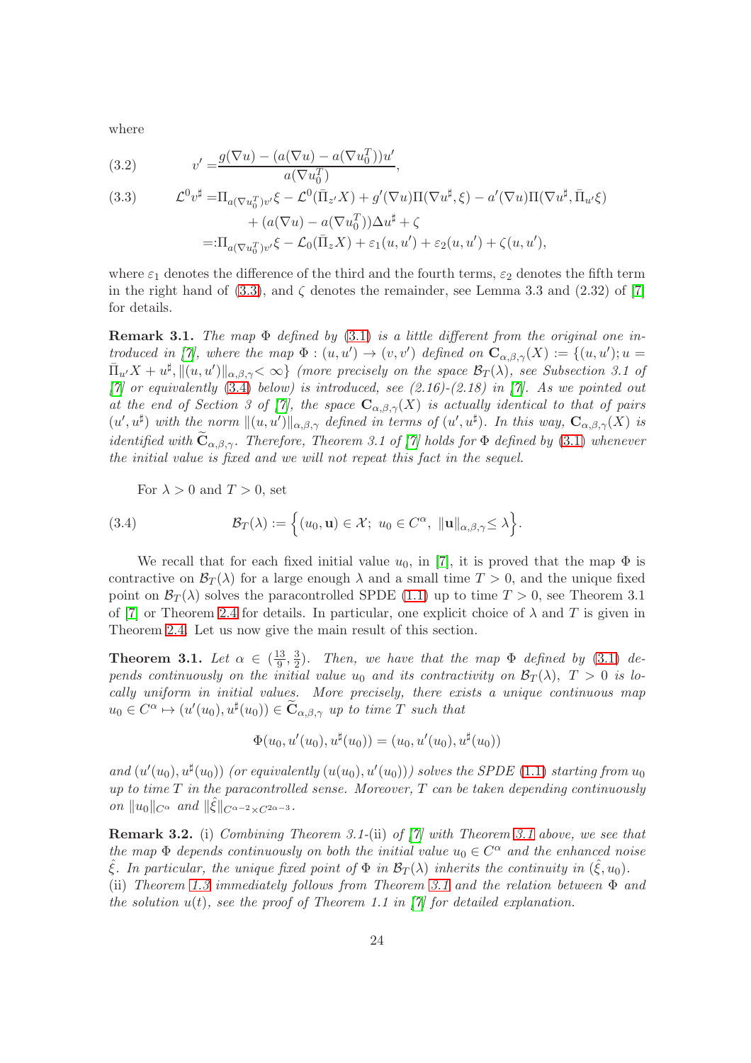where

$$
v' = \frac{g(\nabla u) - (a(\nabla u) - a(\nabla u_0^T))u'}{a(\nabla u_0^T)}, \tag{3.2}
$$

$$
\begin{aligned}
\mathcal{L}^0 v^\sharp =& \Pi_{a(\nabla u_0^T)v'}\xi - \mathcal{L}^0(\bar{\Pi}_{z'}X) + g'(\nabla u)\Pi(\nabla u^\sharp, \xi) - a'(\nabla u)\Pi(\nabla u^\sharp, \bar{\Pi}_{u'}\xi) \\
&+ (a(\nabla u) - a(\nabla u_0^T))\Delta u^\sharp + \zeta \\
=:& \Pi_{a(\nabla u_0^T)v'}\xi - \mathcal{L}_0(\bar{\Pi}_z X) + \varepsilon_1(u, u') + \varepsilon_2(u, u') + \zeta(u, u'),
\end{aligned} \tag{3.3}
$$

where $\varepsilon_1$ denotes the difference of the third and the fourth terms, $\varepsilon_2$ denotes the fifth term in the right hand of (3.3), and $\zeta$ denotes the remainder, see Lemma 3.3 and (2.32) of [7] for details.

**Remark 3.1.** *The map $\Phi$ defined by (3.1) is a little different from the original one introduced in [7], where the map $\Phi : (u, u') \to (v, v')$ defined on $\mathbf{C}_{\alpha,\beta,\gamma}(X) := \{(u, u'); u = \bar{\Pi}_{u'}X + u^\sharp, \|(u, u')\|_{\alpha,\beta,\gamma} < \infty\}$ (more precisely on the space $\mathcal{B}_T(\lambda)$, see Subsection 3.1 of [7] or equivalently (3.4) below) is introduced, see (2.16)-(2.18) in [7]. As we pointed out at the end of Section 3 of [7], the space $\mathbf{C}_{\alpha,\beta,\gamma}(X)$ is actually identical to that of pairs $(u', u^\sharp)$ with the norm $\|(u, u')\|_{\alpha,\beta,\gamma}$ defined in terms of $(u', u^\sharp)$. In this way, $\mathbf{C}_{\alpha,\beta,\gamma}(X)$ is identified with $\widetilde{\mathbf{C}}_{\alpha,\beta,\gamma}$. Therefore, Theorem 3.1 of [7] holds for $\Phi$ defined by (3.1) whenever the initial value is fixed and we will not repeat this fact in the sequel.*

For $\lambda > 0$ and $T > 0$, set

$$
\mathcal{B}_T(\lambda) := \Big\{(u_0, \mathbf{u}) \in \mathcal{X};\ u_0 \in C^\alpha,\ \|\mathbf{u}\|_{\alpha,\beta,\gamma} \leq \lambda\Big\}. \tag{3.4}
$$

We recall that for each fixed initial value $u_0$, in [7], it is proved that the map $\Phi$ is contractive on $\mathcal{B}_T(\lambda)$ for a large enough $\lambda$ and a small time $T > 0$, and the unique fixed point on $\mathcal{B}_T(\lambda)$ solves the paracontrolled SPDE (1.1) up to time $T > 0$, see Theorem 3.1 of [7] or Theorem 2.4 for details. In particular, one explicit choice of $\lambda$ and $T$ is given in Theorem 2.4. Let us now give the main result of this section.

**Theorem 3.1.** *Let $\alpha \in (\frac{13}{9}, \frac{3}{2})$. Then, we have that the map $\Phi$ defined by (3.1) depends continuously on the initial value $u_0$ and its contractivity on $\mathcal{B}_T(\lambda)$, $T > 0$ is locally uniform in initial values. More precisely, there exists a unique continuous map $u_0 \in C^\alpha \mapsto (u'(u_0), u^\sharp(u_0)) \in \widetilde{\mathbf{C}}_{\alpha,\beta,\gamma}$ up to time $T$ such that*

$$
\Phi(u_0, u'(u_0), u^\sharp(u_0)) = (u_0, u'(u_0), u^\sharp(u_0))
$$

*and $(u'(u_0), u^\sharp(u_0))$ (or equivalently $(u(u_0), u'(u_0))$) solves the SPDE (1.1) starting from $u_0$ up to time $T$ in the paracontrolled sense. Moreover, $T$ can be taken depending continuously on $\|u_0\|_{C^\alpha}$ and $\|\hat{\xi}\|_{C^{\alpha-2}\times C^{2\alpha-3}}$.*

**Remark 3.2.** (i) *Combining Theorem 3.1-(ii) of [7] with Theorem 3.1 above, we see that the map $\Phi$ depends continuously on both the initial value $u_0 \in C^\alpha$ and the enhanced noise $\hat{\xi}$. In particular, the unique fixed point of $\Phi$ in $\mathcal{B}_T(\lambda)$ inherits the continuity in $(\hat{\xi}, u_0)$.*
(ii) *Theorem 1.3 immediately follows from Theorem 3.1 and the relation between $\Phi$ and the solution $u(t)$, see the proof of Theorem 1.1 in [7] for detailed explanation.*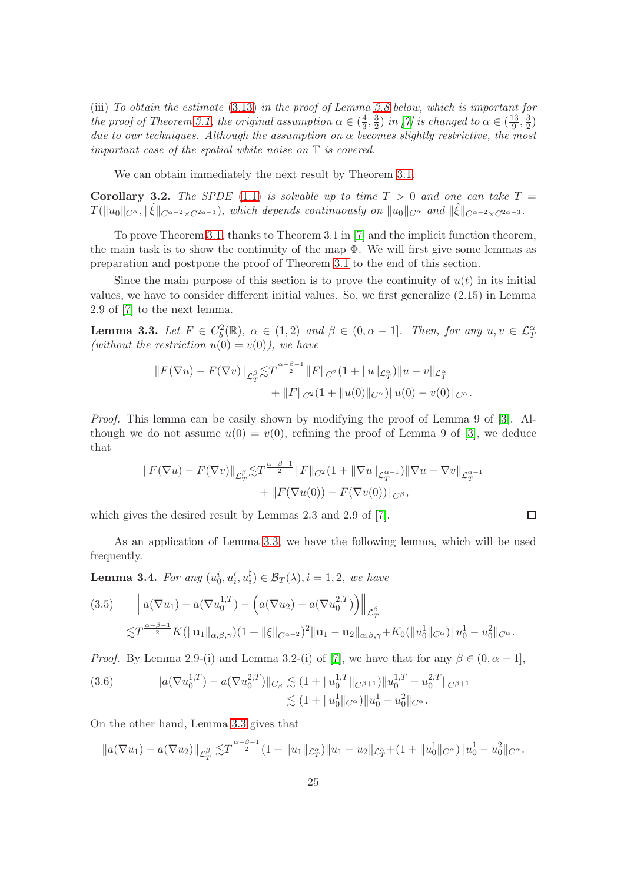(iii) *To obtain the estimate (3.13) in the proof of Lemma 3.8 below, which is important for the proof of Theorem 3.1, the original assumption $\alpha \in (\frac{4}{3}, \frac{3}{2})$ in [7] is changed to $\alpha \in (\frac{13}{9}, \frac{3}{2})$ due to our techniques. Although the assumption on $\alpha$ becomes slightly restrictive, the most important case of the spatial white noise on $\mathbb{T}$ is covered.*

We can obtain immediately the next result by Theorem 3.1.

**Corollary 3.2.** *The SPDE (1.1) is solvable up to time $T > 0$ and one can take $T = T(\|u_0\|_{C^\alpha}, \|\hat{\xi}\|_{C^{\alpha-2}\times C^{2\alpha-3}})$, which depends continuously on $\|u_0\|_{C^\alpha}$ and $\|\hat{\xi}\|_{C^{\alpha-2}\times C^{2\alpha-3}}$.*

To prove Theorem 3.1, thanks to Theorem 3.1 in [7] and the implicit function theorem, the main task is to show the continuity of the map $\Phi$. We will first give some lemmas as preparation and postpone the proof of Theorem 3.1 to the end of this section.

Since the main purpose of this section is to prove the continuity of $u(t)$ in its initial values, we have to consider different initial values. So, we first generalize (2.15) in Lemma 2.9 of [7] to the next lemma.

**Lemma 3.3.** *Let $F \in C_b^2(\mathbb{R})$, $\alpha \in (1, 2)$ and $\beta \in (0, \alpha - 1]$. Then, for any $u, v \in \mathcal{L}_T^\alpha$ (without the restriction $u(0) = v(0)$), we have*

$$\|F(\nabla u) - F(\nabla v)\|_{\mathcal{L}_T^\beta} \lesssim T^{\frac{\alpha-\beta-1}{2}} \|F\|_{C^2}(1 + \|u\|_{\mathcal{L}_T^\alpha})\|u - v\|_{\mathcal{L}_T^\alpha} + \|F\|_{C^2}(1 + \|u(0)\|_{C^\alpha})\|u(0) - v(0)\|_{C^\alpha}.$$

*Proof.* This lemma can be easily shown by modifying the proof of Lemma 9 of [3]. Although we do not assume $u(0) = v(0)$, refining the proof of Lemma 9 of [3], we deduce that

$$\|F(\nabla u) - F(\nabla v)\|_{\mathcal{L}_T^\beta} \lesssim T^{\frac{\alpha-\beta-1}{2}} \|F\|_{C^2}(1 + \|\nabla u\|_{\mathcal{L}_T^{\alpha-1}})\|\nabla u - \nabla v\|_{\mathcal{L}_T^{\alpha-1}} + \|F(\nabla u(0)) - F(\nabla v(0))\|_{C^\beta},$$

which gives the desired result by Lemmas 2.3 and 2.9 of [7]. $\square$

As an application of Lemma 3.3, we have the following lemma, which will be used frequently.

**Lemma 3.4.** *For any $(u_0^i, u_i', u_i^\sharp) \in \mathcal{B}_T(\lambda), i = 1, 2$, we have*

$$\begin{aligned}
(3.5) \qquad &\left\| a(\nabla u_1) - a(\nabla u_0^{1,T}) - \left( a(\nabla u_2) - a(\nabla u_0^{2,T}) \right) \right\|_{\mathcal{L}_T^\beta} \\
&\lesssim T^{\frac{\alpha-\beta-1}{2}} K(\|\mathbf{u}_1\|_{\alpha,\beta,\gamma})(1 + \|\xi\|_{C^{\alpha-2}})^2 \|\mathbf{u}_1 - \mathbf{u}_2\|_{\alpha,\beta,\gamma} + K_0(\|u_0^1\|_{C^\alpha})\|u_0^1 - u_0^2\|_{C^\alpha}.
\end{aligned}$$

*Proof.* By Lemma 2.9-(i) and Lemma 3.2-(i) of [7], we have that for any $\beta \in (0, \alpha - 1]$,

$$\begin{aligned}
(3.6) \qquad \|a(\nabla u_0^{1,T}) - a(\nabla u_0^{2,T})\|_{C_\beta} &\lesssim (1 + \|u_0^{1,T}\|_{C^{\beta+1}})\|u_0^{1,T} - u_0^{2,T}\|_{C^{\beta+1}} \\
&\lesssim (1 + \|u_0^1\|_{C^\alpha})\|u_0^1 - u_0^2\|_{C^\alpha}.
\end{aligned}$$

On the other hand, Lemma 3.3 gives that

$$\|a(\nabla u_1) - a(\nabla u_2)\|_{\mathcal{L}_T^\beta} \lesssim T^{\frac{\alpha-\beta-1}{2}}(1 + \|u_1\|_{\mathcal{L}_T^\alpha})\|u_1 - u_2\|_{\mathcal{L}_T^\alpha} + (1 + \|u_0^1\|_{C^\alpha})\|u_0^1 - u_0^2\|_{C^\alpha}.$$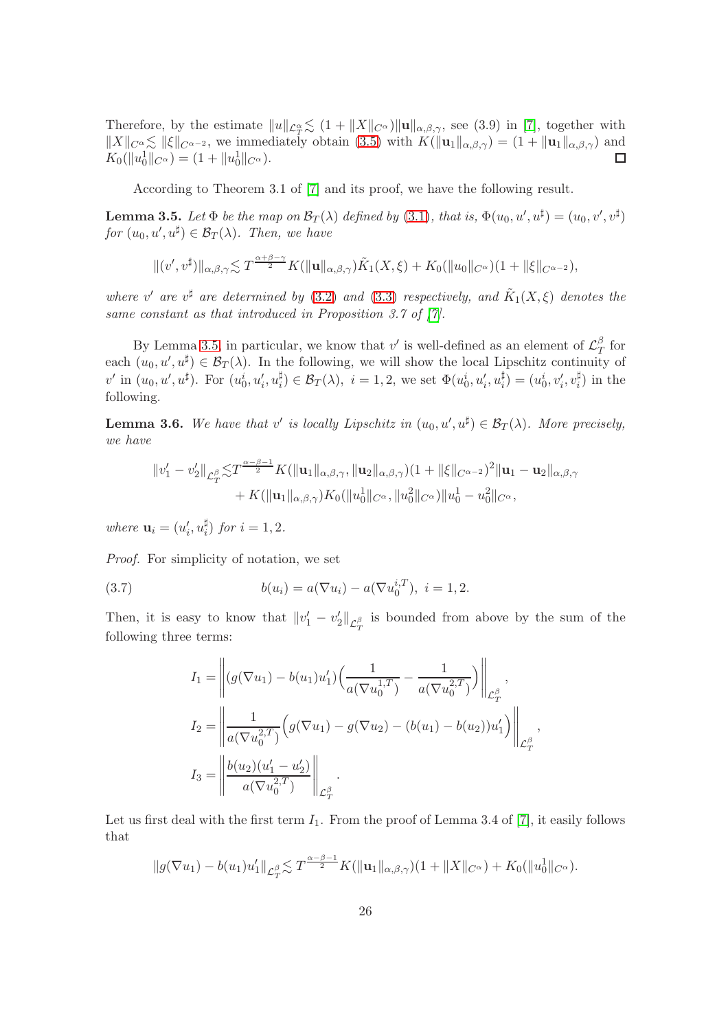Therefore, by the estimate $\|u\|_{\mathcal{L}_T^\alpha} \lesssim (1+\|X\|_{C^\alpha})\|\mathbf{u}\|_{\alpha,\beta,\gamma}$, see (3.9) in [7], together with $\|X\|_{C^\alpha} \lesssim \|\xi\|_{C^{\alpha-2}}$, we immediately obtain (3.5) with $K(\|\mathbf{u}_1\|_{\alpha,\beta,\gamma}) = (1+\|\mathbf{u}_1\|_{\alpha,\beta,\gamma})$ and $K_0(\|u_0^1\|_{C^\alpha}) = (1+\|u_0^1\|_{C^\alpha})$. ◻

According to Theorem 3.1 of [7] and its proof, we have the following result.

**Lemma 3.5.** *Let $\Phi$ be the map on $\mathcal{B}_T(\lambda)$ defined by (3.1), that is, $\Phi(u_0, u', u^\sharp) = (u_0, v', v^\sharp)$ for $(u_0, u', u^\sharp) \in \mathcal{B}_T(\lambda)$. Then, we have*

$$\|(v', v^\sharp)\|_{\alpha,\beta,\gamma} \lesssim T^{\frac{\alpha+\beta-\gamma}{2}} K(\|\mathbf{u}\|_{\alpha,\beta,\gamma}) \tilde{K}_1(X,\xi) + K_0(\|u_0\|_{C^\alpha})(1+\|\xi\|_{C^{\alpha-2}}),$$

*where $v'$ are $v^\sharp$ are determined by (3.2) and (3.3) respectively, and $\tilde{K}_1(X,\xi)$ denotes the same constant as that introduced in Proposition 3.7 of [7].*

By Lemma 3.5 in particular, we know that $v'$ is well-defined as an element of $\mathcal{L}_T^\beta$ for each $(u_0, u', u^\sharp) \in \mathcal{B}_T(\lambda)$. In the following, we will show the local Lipschitz continuity of $v'$ in $(u_0, u', u^\sharp)$. For $(u_0^i, u_i', u_i^\sharp) \in \mathcal{B}_T(\lambda),\ i = 1, 2$, we set $\Phi(u_0^i, u_i', u_i^\sharp) = (u_0^i, v_i', v_i^\sharp)$ in the following.

**Lemma 3.6.** *We have that $v'$ is locally Lipschitz in $(u_0, u', u^\sharp) \in \mathcal{B}_T(\lambda)$. More precisely, we have*

$$\begin{aligned}
\|v_1' - v_2'\|_{\mathcal{L}_T^\beta} \lesssim & T^{\frac{\alpha-\beta-1}{2}} K(\|\mathbf{u}_1\|_{\alpha,\beta,\gamma}, \|\mathbf{u}_2\|_{\alpha,\beta,\gamma})(1+\|\xi\|_{C^{\alpha-2}})^2 \|\mathbf{u}_1 - \mathbf{u}_2\|_{\alpha,\beta,\gamma} \\
& + K(\|\mathbf{u}_1\|_{\alpha,\beta,\gamma}) K_0(\|u_0^1\|_{C^\alpha}, \|u_0^2\|_{C^\alpha}) \|u_0^1 - u_0^2\|_{C^\alpha},
\end{aligned}$$

*where $\mathbf{u}_i = (u_i', u_i^\sharp)$ for $i = 1, 2$.*

*Proof.* For simplicity of notation, we set

$$b(u_i) = a(\nabla u_i) - a(\nabla u_0^{i,T}),\ i = 1, 2. \tag{3.7}$$

Then, it is easy to know that $\|v_1' - v_2'\|_{\mathcal{L}_T^\beta}$ is bounded from above by the sum of the following three terms:

$$\begin{aligned}
I_1 &= \left\| (g(\nabla u_1) - b(u_1) u_1') \Big( \frac{1}{a(\nabla u_0^{1,T})} - \frac{1}{a(\nabla u_0^{2,T})} \Big) \right\|_{\mathcal{L}_T^\beta}, \\
I_2 &= \left\| \frac{1}{a(\nabla u_0^{2,T})} \Big( g(\nabla u_1) - g(\nabla u_2) - (b(u_1) - b(u_2)) u_1' \Big) \right\|_{\mathcal{L}_T^\beta}, \\
I_3 &= \left\| \frac{b(u_2)(u_1' - u_2')}{a(\nabla u_0^{2,T})} \right\|_{\mathcal{L}_T^\beta}.
\end{aligned}$$

Let us first deal with the first term $I_1$. From the proof of Lemma 3.4 of [7], it easily follows that

$$\|g(\nabla u_1) - b(u_1) u_1'\|_{\mathcal{L}_T^\beta} \lesssim T^{\frac{\alpha-\beta-1}{2}} K(\|\mathbf{u}_1\|_{\alpha,\beta,\gamma})(1+\|X\|_{C^\alpha}) + K_0(\|u_0^1\|_{C^\alpha}).$$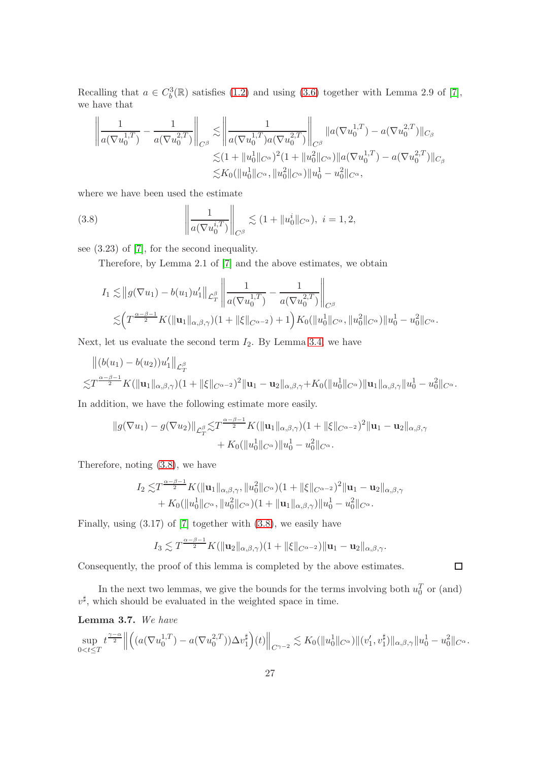Recalling that $a \in C_b^3(\mathbb{R})$ satisfies (1.2) and using (3.6) together with Lemma 2.9 of [7], we have that

$$
\begin{aligned}
\left\| \frac{1}{a(\nabla u_0^{1,T})} - \frac{1}{a(\nabla u_0^{2,T})} \right\|_{C^\beta} \lesssim & \left\| \frac{1}{a(\nabla u_0^{1,T}) a(\nabla u_0^{2,T})} \right\|_{C^\beta} \|a(\nabla u_0^{1,T}) - a(\nabla u_0^{2,T})\|_{C_\beta} \\
\lesssim & (1 + \|u_0^1\|_{C^\alpha})^2 (1 + \|u_0^2\|_{C^\alpha}) \|a(\nabla u_0^{1,T}) - a(\nabla u_0^{2,T})\|_{C_\beta} \\
\lesssim & K_0(\|u_0^1\|_{C^\alpha}, \|u_0^2\|_{C^\alpha}) \|u_0^1 - u_0^2\|_{C^\alpha},
\end{aligned}
$$

where we have been used the estimate

$$
\left\| \frac{1}{a(\nabla u_0^{i,T})} \right\|_{C^\beta} \lesssim (1 + \|u_0^i\|_{C^\alpha}), \ i = 1, 2, \tag{3.8}
$$

see (3.23) of [7], for the second inequality.

Therefore, by Lemma 2.1 of [7] and the above estimates, we obtain

$$
\begin{aligned}
I_1 \lesssim & \|g(\nabla u_1) - b(u_1) u_1'\|_{\mathcal{L}_T^\beta} \left\| \frac{1}{a(\nabla u_0^{1,T})} - \frac{1}{a(\nabla u_0^{2,T})} \right\|_{C^\beta} \\
\lesssim & \left( T^{\frac{\alpha-\beta-1}{2}} K(\|\mathbf{u}_1\|_{\alpha,\beta,\gamma})(1 + \|\xi\|_{C^{\alpha-2}}) + 1 \right) K_0(\|u_0^1\|_{C^\alpha}, \|u_0^2\|_{C^\alpha}) \|u_0^1 - u_0^2\|_{C^\alpha}.
\end{aligned}
$$

Next, let us evaluate the second term $I_2$. By Lemma 3.4, we have

$$
\begin{aligned}
& \|(b(u_1) - b(u_2)) u_1'\|_{\mathcal{L}_T^\beta} \\
\lesssim & T^{\frac{\alpha-\beta-1}{2}} K(\|\mathbf{u}_1\|_{\alpha,\beta,\gamma})(1 + \|\xi\|_{C^{\alpha-2}})^2 \|\mathbf{u}_1 - \mathbf{u}_2\|_{\alpha,\beta,\gamma} + K_0(\|u_0^1\|_{C^\alpha}) \|\mathbf{u}_1\|_{\alpha,\beta,\gamma} \|u_0^1 - u_0^2\|_{C^\alpha}.
\end{aligned}
$$

In addition, we have the following estimate more easily.

$$
\begin{aligned}
\|g(\nabla u_1) - g(\nabla u_2)\|_{\mathcal{L}_T^\beta} \lesssim & T^{\frac{\alpha-\beta-1}{2}} K(\|\mathbf{u}_1\|_{\alpha,\beta,\gamma})(1 + \|\xi\|_{C^{\alpha-2}})^2 \|\mathbf{u}_1 - \mathbf{u}_2\|_{\alpha,\beta,\gamma} \\
& + K_0(\|u_0^1\|_{C^\alpha}) \|u_0^1 - u_0^2\|_{C^\alpha}.
\end{aligned}
$$

Therefore, noting (3.8), we have

$$
\begin{aligned}
I_2 \lesssim & T^{\frac{\alpha-\beta-1}{2}} K(\|\mathbf{u}_1\|_{\alpha,\beta,\gamma}, \|u_0^2\|_{C^\alpha})(1 + \|\xi\|_{C^{\alpha-2}})^2 \|\mathbf{u}_1 - \mathbf{u}_2\|_{\alpha,\beta,\gamma} \\
& + K_0(\|u_0^1\|_{C^\alpha}, \|u_0^2\|_{C^\alpha})(1 + \|\mathbf{u}_1\|_{\alpha,\beta,\gamma}) \|u_0^1 - u_0^2\|_{C^\alpha}.
\end{aligned}
$$

Finally, using (3.17) of [7] together with (3.8), we easily have

$$
I_3 \lesssim T^{\frac{\alpha-\beta-1}{2}} K(\|\mathbf{u}_2\|_{\alpha,\beta,\gamma})(1 + \|\xi\|_{C^{\alpha-2}}) \|\mathbf{u}_1 - \mathbf{u}_2\|_{\alpha,\beta,\gamma}.
$$

Consequently, the proof of this lemma is completed by the above estimates. $\square$

In the next two lemmas, we give the bounds for the terms involving both $u_0^T$ or (and) $v^\sharp$, which should be evaluated in the weighted space in time.

**Lemma 3.7.** *We have*

$$
\sup_{0 < t \le T} t^{\frac{\gamma-\alpha}{2}} \left\| \left( (a(\nabla u_0^{1,T}) - a(\nabla u_0^{2,T})) \Delta v_1^\sharp \right)(t) \right\|_{C^{\gamma-2}} \lesssim K_0(\|u_0^1\|_{C^\alpha}) \|(v_1', v_1^\sharp)\|_{\alpha,\beta,\gamma} \|u_0^1 - u_0^2\|_{C^\alpha}.
$$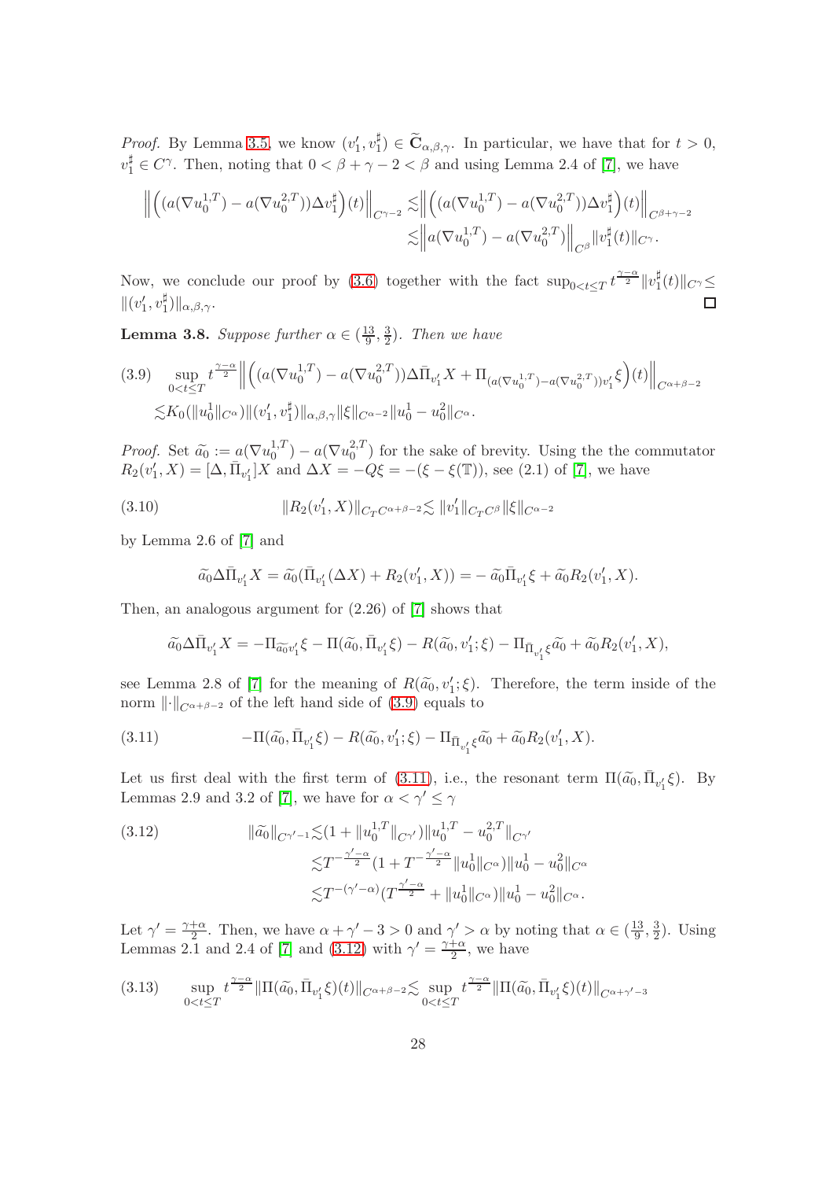*Proof.* By Lemma 3.5, we know $(v_1', v_1^\sharp) \in \widetilde{\mathbf{C}}_{\alpha,\beta,\gamma}$. In particular, we have that for $t > 0$, $v_1^\sharp \in C^\gamma$. Then, noting that $0 < \beta + \gamma - 2 < \beta$ and using Lemma 2.4 of [7], we have

$$\Big\| \Big( (a(\nabla u_0^{1,T}) - a(\nabla u_0^{2,T}))\Delta v_1^\sharp \Big)(t) \Big\|_{C^{\gamma-2}} \lesssim \Big\| \Big( (a(\nabla u_0^{1,T}) - a(\nabla u_0^{2,T}))\Delta v_1^\sharp \Big)(t) \Big\|_{C^{\beta+\gamma-2}} \lesssim \Big\| a(\nabla u_0^{1,T}) - a(\nabla u_0^{2,T}) \Big\|_{C^\beta} \|v_1^\sharp(t)\|_{C^\gamma}.$$

Now, we conclude our proof by (3.6) together with the fact $\sup_{0<t\le T} t^{\frac{\gamma-\alpha}{2}} \|v_1^\sharp(t)\|_{C^\gamma} \le \|(v_1', v_1^\sharp)\|_{\alpha,\beta,\gamma}$. $\square$

**Lemma 3.8.** *Suppose further $\alpha \in (\frac{13}{9}, \frac{3}{2})$. Then we have*

$$\sup_{0<t\le T} t^{\frac{\gamma-\alpha}{2}} \Big\| \Big( (a(\nabla u_0^{1,T}) - a(\nabla u_0^{2,T}))\Delta \bar{\Pi}_{v_1'} X + \Pi_{(a(\nabla u_0^{1,T}) - a(\nabla u_0^{2,T}))v_1'} \xi \Big)(t) \Big\|_{C^{\alpha+\beta-2}} \lesssim K_0(\|u_0^1\|_{C^\alpha}) \|(v_1', v_1^\sharp)\|_{\alpha,\beta,\gamma} \|\xi\|_{C^{\alpha-2}} \|u_0^1 - u_0^2\|_{C^\alpha}. \tag{3.9}$$

*Proof.* Set $\widetilde{a}_0 := a(\nabla u_0^{1,T}) - a(\nabla u_0^{2,T})$ for the sake of brevity. Using the the commutator $R_2(v_1', X) = [\Delta, \bar{\Pi}_{v_1'}]X$ and $\Delta X = -Q\xi = -(\xi - \xi(\mathbb{T}))$, see (2.1) of [7], we have

$$\|R_2(v_1', X)\|_{C_T C^{\alpha+\beta-2}} \lesssim \|v_1'\|_{C_T C^\beta} \|\xi\|_{C^{\alpha-2}} \tag{3.10}$$

by Lemma 2.6 of [7] and

$$\widetilde{a}_0 \Delta \bar{\Pi}_{v_1'} X = \widetilde{a}_0 (\bar{\Pi}_{v_1'}(\Delta X) + R_2(v_1', X)) = -\widetilde{a}_0 \bar{\Pi}_{v_1'} \xi + \widetilde{a}_0 R_2(v_1', X).$$

Then, an analogous argument for (2.26) of [7] shows that

$$\widetilde{a}_0 \Delta \bar{\Pi}_{v_1'} X = -\Pi_{\widetilde{a}_0 v_1'} \xi - \Pi(\widetilde{a}_0, \bar{\Pi}_{v_1'} \xi) - R(\widetilde{a}_0, v_1'; \xi) - \Pi_{\bar{\Pi}_{v_1'} \xi} \widetilde{a}_0 + \widetilde{a}_0 R_2(v_1', X),$$

see Lemma 2.8 of [7] for the meaning of $R(\widetilde{a}_0, v_1'; \xi)$. Therefore, the term inside of the norm $\|\cdot\|_{C^{\alpha+\beta-2}}$ of the left hand side of (3.9) equals to

$$-\Pi(\widetilde{a}_0, \bar{\Pi}_{v_1'} \xi) - R(\widetilde{a}_0, v_1'; \xi) - \Pi_{\bar{\Pi}_{v_1'} \xi} \widetilde{a}_0 + \widetilde{a}_0 R_2(v_1', X). \tag{3.11}$$

Let us first deal with the first term of (3.11), i.e., the resonant term $\Pi(\widetilde{a}_0, \bar{\Pi}_{v_1'} \xi)$. By Lemmas 2.9 and 3.2 of [7], we have for $\alpha < \gamma' \le \gamma$

$$\begin{aligned}
\|\widetilde{a}_0\|_{C^{\gamma'-1}} &\lesssim (1 + \|u_0^{1,T}\|_{C^{\gamma'}}) \|u_0^{1,T} - u_0^{2,T}\|_{C^{\gamma'}} \\
&\lesssim T^{-\frac{\gamma'-\alpha}{2}} (1 + T^{-\frac{\gamma'-\alpha}{2}} \|u_0^1\|_{C^\alpha}) \|u_0^1 - u_0^2\|_{C^\alpha} \\
&\lesssim T^{-(\gamma'-\alpha)} (T^{\frac{\gamma'-\alpha}{2}} + \|u_0^1\|_{C^\alpha}) \|u_0^1 - u_0^2\|_{C^\alpha}.
\end{aligned} \tag{3.12}$$

Let $\gamma' = \frac{\gamma+\alpha}{2}$. Then, we have $\alpha + \gamma' - 3 > 0$ and $\gamma' > \alpha$ by noting that $\alpha \in (\frac{13}{9}, \frac{3}{2})$. Using Lemmas 2.1 and 2.4 of [7] and (3.12) with $\gamma' = \frac{\gamma+\alpha}{2}$, we have

$$\sup_{0<t\le T} t^{\frac{\gamma-\alpha}{2}} \|\Pi(\widetilde{a}_0, \bar{\Pi}_{v_1'} \xi)(t)\|_{C^{\alpha+\beta-2}} \lesssim \sup_{0<t\le T} t^{\frac{\gamma-\alpha}{2}} \|\Pi(\widetilde{a}_0, \bar{\Pi}_{v_1'} \xi)(t)\|_{C^{\alpha+\gamma'-3}} \tag{3.13}$$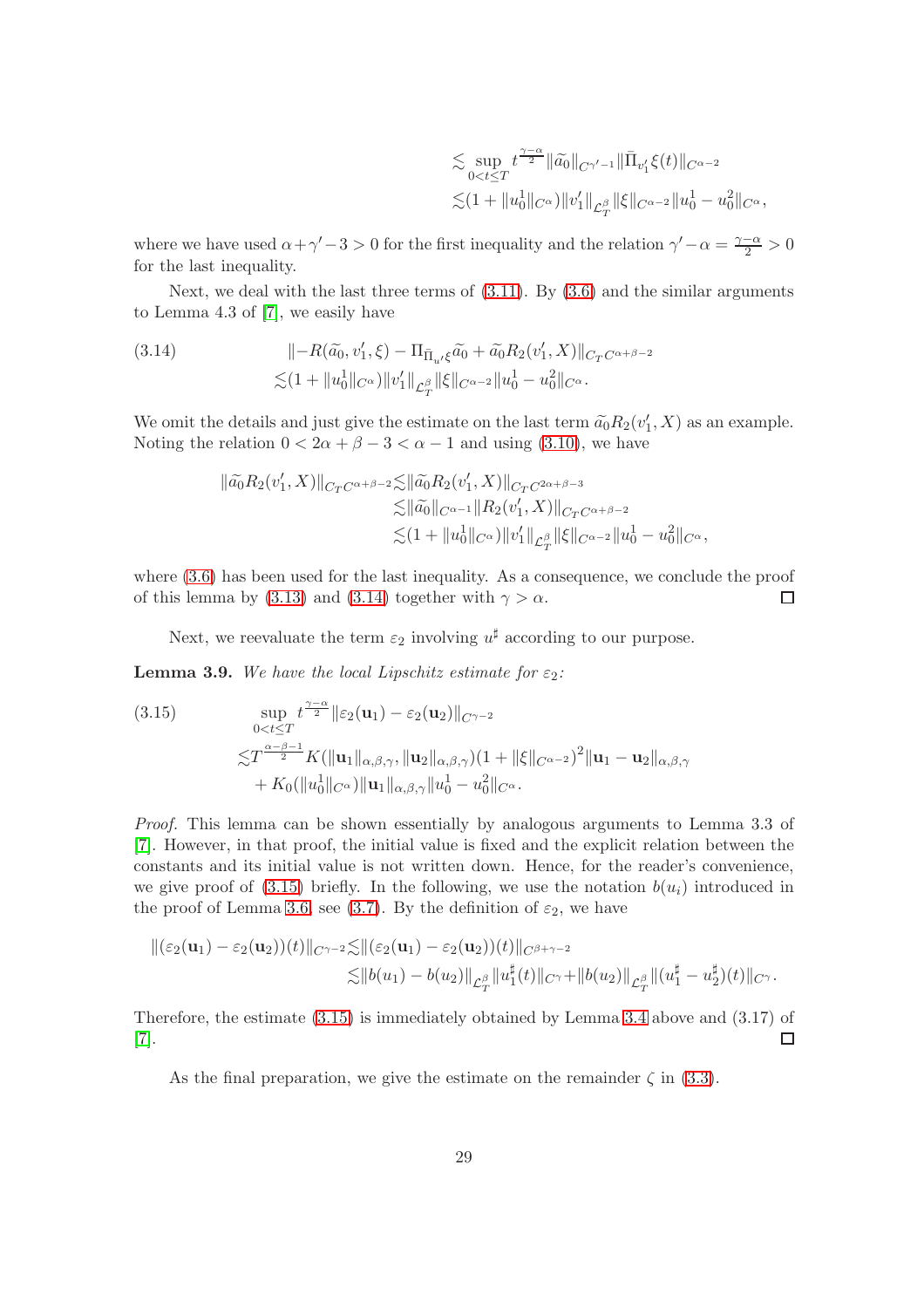$$
\begin{aligned}
&\lesssim \sup_{0<t\le T} t^{\frac{\gamma-\alpha}{2}} \|\widetilde{a}_0\|_{C^{\gamma'-1}} \|\bar{\Pi}_{v_1'}\xi(t)\|_{C^{\alpha-2}} \\
&\lesssim (1+\|u_0^1\|_{C^\alpha})\|v_1'\|_{\mathcal{L}_T^\beta}\|\xi\|_{C^{\alpha-2}}\|u_0^1-u_0^2\|_{C^\alpha},
\end{aligned}
$$

where we have used $\alpha+\gamma'-3>0$ for the first inequality and the relation $\gamma'-\alpha=\frac{\gamma-\alpha}{2}>0$ for the last inequality.

Next, we deal with the last three terms of (3.11). By (3.6) and the similar arguments to Lemma 4.3 of [7], we easily have

$$
\begin{aligned}
(3.14) \qquad &\|-R(\widetilde{a}_0, v_1', \xi) - \Pi_{\bar{\Pi}_{u'}\xi}\widetilde{a}_0 + \widetilde{a}_0 R_2(v_1', X)\|_{C_T C^{\alpha+\beta-2}} \\
&\lesssim (1+\|u_0^1\|_{C^\alpha})\|v_1'\|_{\mathcal{L}_T^\beta}\|\xi\|_{C^{\alpha-2}}\|u_0^1-u_0^2\|_{C^\alpha}.
\end{aligned}
$$

We omit the details and just give the estimate on the last term $\widetilde{a}_0 R_2(v_1', X)$ as an example. Noting the relation $0<2\alpha+\beta-3<\alpha-1$ and using (3.10), we have

$$
\begin{aligned}
\|\widetilde{a}_0 R_2(v_1', X)\|_{C_T C^{\alpha+\beta-2}} &\lesssim \|\widetilde{a}_0 R_2(v_1', X)\|_{C_T C^{2\alpha+\beta-3}} \\
&\lesssim \|\widetilde{a}_0\|_{C^{\alpha-1}} \|R_2(v_1', X)\|_{C_T C^{\alpha+\beta-2}} \\
&\lesssim (1+\|u_0^1\|_{C^\alpha})\|v_1'\|_{\mathcal{L}_T^\beta}\|\xi\|_{C^{\alpha-2}}\|u_0^1-u_0^2\|_{C^\alpha},
\end{aligned}
$$

where (3.6) has been used for the last inequality. As a consequence, we conclude the proof of this lemma by (3.13) and (3.14) together with $\gamma>\alpha$. □

Next, we reevaluate the term $\varepsilon_2$ involving $u^\sharp$ according to our purpose.

**Lemma 3.9.** *We have the local Lipschitz estimate for $\varepsilon_2$:*

$$
\begin{aligned}
(3.15) \qquad &\sup_{0<t\le T} t^{\frac{\gamma-\alpha}{2}} \|\varepsilon_2(\mathbf{u}_1)-\varepsilon_2(\mathbf{u}_2)\|_{C^{\gamma-2}} \\
&\lesssim T^{\frac{\alpha-\beta-1}{2}} K(\|\mathbf{u}_1\|_{\alpha,\beta,\gamma}, \|\mathbf{u}_2\|_{\alpha,\beta,\gamma})(1+\|\xi\|_{C^{\alpha-2}})^2\|\mathbf{u}_1-\mathbf{u}_2\|_{\alpha,\beta,\gamma} \\
&\quad + K_0(\|u_0^1\|_{C^\alpha})\|\mathbf{u}_1\|_{\alpha,\beta,\gamma}\|u_0^1-u_0^2\|_{C^\alpha}.
\end{aligned}
$$

*Proof.* This lemma can be shown essentially by analogous arguments to Lemma 3.3 of [7]. However, in that proof, the initial value is fixed and the explicit relation between the constants and its initial value is not written down. Hence, for the reader's convenience, we give proof of (3.15) briefly. In the following, we use the notation $b(u_i)$ introduced in the proof of Lemma 3.6, see (3.7). By the definition of $\varepsilon_2$, we have

$$
\begin{aligned}
\|(\varepsilon_2(\mathbf{u}_1)-\varepsilon_2(\mathbf{u}_2))(t)\|_{C^{\gamma-2}} &\lesssim \|(\varepsilon_2(\mathbf{u}_1)-\varepsilon_2(\mathbf{u}_2))(t)\|_{C^{\beta+\gamma-2}} \\
&\lesssim \|b(u_1)-b(u_2)\|_{\mathcal{L}_T^\beta}\|u_1^\sharp(t)\|_{C^\gamma} + \|b(u_2)\|_{\mathcal{L}_T^\beta}\|(u_1^\sharp-u_2^\sharp)(t)\|_{C^\gamma}.
\end{aligned}
$$

Therefore, the estimate (3.15) is immediately obtained by Lemma 3.4 above and (3.17) of [7]. □

As the final preparation, we give the estimate on the remainder $\zeta$ in (3.3).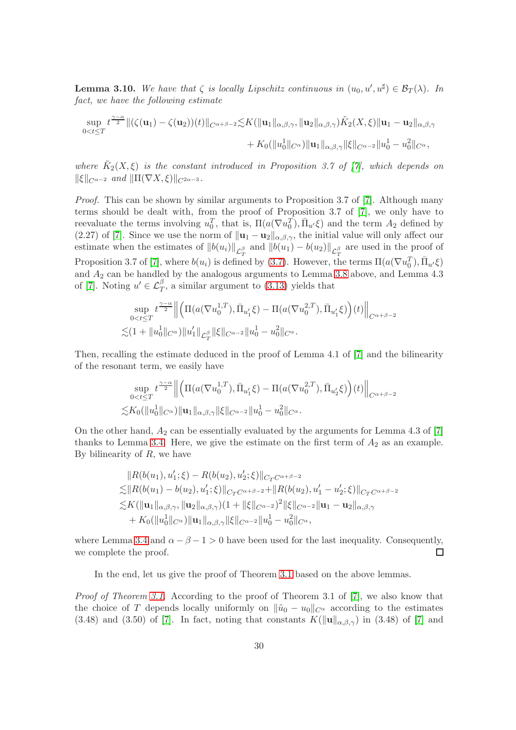**Lemma 3.10.** *We have that $\zeta$ is locally Lipschitz continuous in $(u_0, u', u^\sharp) \in \mathcal{B}_T(\lambda)$. In fact, we have the following estimate*

$$
\begin{aligned}
\sup_{0<t\le T} t^{\frac{\gamma-\alpha}{2}} \|(\zeta(\mathbf{u}_1) - \zeta(\mathbf{u}_2))(t)\|_{C^{\alpha+\beta-2}} \lesssim & K(\|\mathbf{u}_1\|_{\alpha,\beta,\gamma}, \|\mathbf{u}_2\|_{\alpha,\beta,\gamma}) \tilde{K}_2(X,\xi) \|\mathbf{u}_1 - \mathbf{u}_2\|_{\alpha,\beta,\gamma} \\
& + K_0(\|u_0^1\|_{C^\alpha}) \|\mathbf{u}_1\|_{\alpha,\beta,\gamma} \|\xi\|_{C^{\alpha-2}} \|u_0^1 - u_0^2\|_{C^\alpha},
\end{aligned}
$$

*where $\tilde{K}_2(X,\xi)$ is the constant introduced in Proposition 3.7 of [7], which depends on $\|\xi\|_{C^{\alpha-2}}$ and $\|\Pi(\nabla X, \xi)\|_{C^{2\alpha-3}}$.*

*Proof.* This can be shown by similar arguments to Proposition 3.7 of [7]. Although many terms should be dealt with, from the proof of Proposition 3.7 of [7], we only have to reevaluate the terms involving $u_0^T$, that is, $\Pi(a(\nabla u_0^T), \bar{\Pi}_{u'}\xi)$ and the term $A_2$ defined by (2.27) of [7]. Since we use the norm of $\|\mathbf{u}_1 - \mathbf{u}_2\|_{\alpha,\beta,\gamma}$, the initial value will only affect our estimate when the estimates of $\|b(u_i)\|_{\mathcal{L}_T^\beta}$ and $\|b(u_1) - b(u_2)\|_{\mathcal{L}_T^\beta}$ are used in the proof of Proposition 3.7 of [7], where $b(u_i)$ is defined by (3.7). However, the terms $\Pi(a(\nabla u_0^T), \bar{\Pi}_{u'}\xi)$ and $A_2$ can be handled by the analogous arguments to Lemma 3.8 above, and Lemma 4.3 of [7]. Noting $u' \in \mathcal{L}_T^\beta$, a similar argument to (3.13) yields that

$$
\begin{aligned}
&\sup_{0<t\le T} t^{\frac{\gamma-\alpha}{2}} \left\| \left( \Pi(a(\nabla u_0^{1,T}), \bar{\Pi}_{u_1'}\xi) - \Pi(a(\nabla u_0^{2,T}), \bar{\Pi}_{u_1'}\xi) \right)(t) \right\|_{C^{\alpha+\beta-2}} \\
\lesssim & (1 + \|u_0^1\|_{C^\alpha}) \|u_1'\|_{\mathcal{L}_T^\beta} \|\xi\|_{C^{\alpha-2}} \|u_0^1 - u_0^2\|_{C^\alpha}.
\end{aligned}
$$

Then, recalling the estimate deduced in the proof of Lemma 4.1 of [7] and the bilinearity of the resonant term, we easily have

$$
\begin{aligned}
&\sup_{0<t\le T} t^{\frac{\gamma-\alpha}{2}} \left\| \left( \Pi(a(\nabla u_0^{1,T}), \bar{\Pi}_{u_1'}\xi) - \Pi(a(\nabla u_0^{2,T}), \bar{\Pi}_{u_2'}\xi) \right)(t) \right\|_{C^{\alpha+\beta-2}} \\
\lesssim & K_0(\|u_0^1\|_{C^\alpha}) \|\mathbf{u}_1\|_{\alpha,\beta,\gamma} \|\xi\|_{C^{\alpha-2}} \|u_0^1 - u_0^2\|_{C^\alpha}.
\end{aligned}
$$

On the other hand, $A_2$ can be essentially evaluated by the arguments for Lemma 4.3 of [7] thanks to Lemma 3.4. Here, we give the estimate on the first term of $A_2$ as an example. By bilinearity of $R$, we have

$$
\begin{aligned}
&\|R(b(u_1), u_1'; \xi) - R(b(u_2), u_2'; \xi)\|_{C_T C^{\alpha+\beta-2}} \\
\lesssim & \|R(b(u_1) - b(u_2), u_1'; \xi)\|_{C_T C^{\alpha+\beta-2}} + \|R(b(u_2), u_1' - u_2'; \xi)\|_{C_T C^{\alpha+\beta-2}} \\
\lesssim & K(\|\mathbf{u}_1\|_{\alpha,\beta,\gamma}, \|\mathbf{u}_2\|_{\alpha,\beta,\gamma})(1 + \|\xi\|_{C^{\alpha-2}})^2 \|\xi\|_{C^{\alpha-2}} \|\mathbf{u}_1 - \mathbf{u}_2\|_{\alpha,\beta,\gamma} \\
& + K_0(\|u_0^1\|_{C^\alpha}) \|\mathbf{u}_1\|_{\alpha,\beta,\gamma} \|\xi\|_{C^{\alpha-2}} \|u_0^1 - u_0^2\|_{C^\alpha},
\end{aligned}
$$

where Lemma 3.4 and $\alpha - \beta - 1 > 0$ have been used for the last inequality. Consequently, we complete the proof. □

In the end, let us give the proof of Theorem 3.1 based on the above lemmas.

*Proof of Theorem 3.1.* According to the proof of Theorem 3.1 of [7], we also know that the choice of $T$ depends locally uniformly on $\|\tilde{u}_0 - u_0\|_{C^\alpha}$ according to the estimates (3.48) and (3.50) of [7]. In fact, noting that constants $K(\|\mathbf{u}\|_{\alpha,\beta,\gamma})$ in (3.48) of [7] and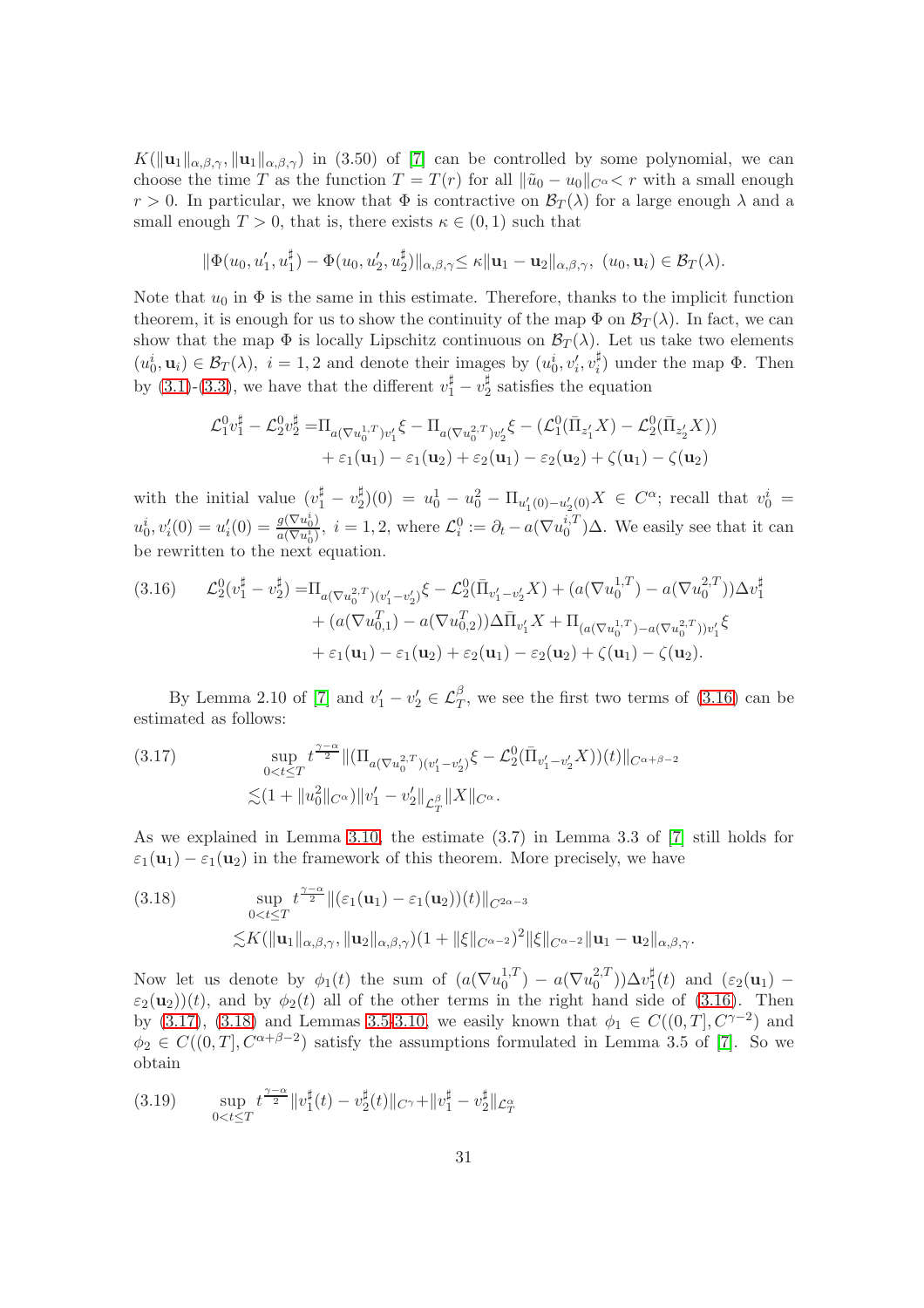$K(\|\mathbf{u}_1\|_{\alpha,\beta,\gamma}, \|\mathbf{u}_1\|_{\alpha,\beta,\gamma})$ in (3.50) of [7] can be controlled by some polynomial, we can choose the time $T$ as the function $T = T(r)$ for all $\|\tilde{u}_0 - u_0\|_{C^\alpha} < r$ with a small enough $r > 0$. In particular, we know that $\Phi$ is contractive on $\mathcal{B}_T(\lambda)$ for a large enough $\lambda$ and a small enough $T > 0$, that is, there exists $\kappa \in (0,1)$ such that

$$\|\Phi(u_0, u_1', u_1^\sharp) - \Phi(u_0, u_2', u_2^\sharp)\|_{\alpha,\beta,\gamma} \leq \kappa \|\mathbf{u}_1 - \mathbf{u}_2\|_{\alpha,\beta,\gamma}, \ (u_0, \mathbf{u}_i) \in \mathcal{B}_T(\lambda).$$

Note that $u_0$ in $\Phi$ is the same in this estimate. Therefore, thanks to the implicit function theorem, it is enough for us to show the continuity of the map $\Phi$ on $\mathcal{B}_T(\lambda)$. In fact, we can show that the map $\Phi$ is locally Lipschitz continuous on $\mathcal{B}_T(\lambda)$. Let us take two elements $(u_0^i, \mathbf{u}_i) \in \mathcal{B}_T(\lambda)$, $i = 1, 2$ and denote their images by $(u_0^i, v_i', v_i^\sharp)$ under the map $\Phi$. Then by (3.1)-(3.3), we have that the different $v_1^\sharp - v_2^\sharp$ satisfies the equation

$$\begin{aligned}\mathcal{L}_1^0 v_1^\sharp - \mathcal{L}_2^0 v_2^\sharp =& \Pi_{a(\nabla u_0^{1,T}) v_1'} \xi - \Pi_{a(\nabla u_0^{2,T}) v_2'} \xi - (\mathcal{L}_1^0(\bar{\Pi}_{z_1'} X) - \mathcal{L}_2^0(\bar{\Pi}_{z_2'} X)) \\ &+ \varepsilon_1(\mathbf{u}_1) - \varepsilon_1(\mathbf{u}_2) + \varepsilon_2(\mathbf{u}_1) - \varepsilon_2(\mathbf{u}_2) + \zeta(\mathbf{u}_1) - \zeta(\mathbf{u}_2)\end{aligned}$$

with the initial value $(v_1^\sharp - v_2^\sharp)(0) = u_0^1 - u_0^2 - \Pi_{u_1'(0) - u_2'(0)} X \in C^\alpha$; recall that $v_0^i = u_0^i, v_i'(0) = u_i'(0) = \frac{g(\nabla u_0^i)}{a(\nabla u_0^i)}$, $i = 1, 2$, where $\mathcal{L}_i^0 := \partial_t - a(\nabla u_0^{i,T})\Delta$. We easily see that it can be rewritten to the next equation.

$$\begin{aligned}(3.16)\qquad \mathcal{L}_2^0(v_1^\sharp - v_2^\sharp) =& \Pi_{a(\nabla u_0^{2,T})(v_1' - v_2')} \xi - \mathcal{L}_2^0(\bar{\Pi}_{v_1' - v_2'} X) + (a(\nabla u_0^{1,T}) - a(\nabla u_0^{2,T}))\Delta v_1^\sharp \\ &+ (a(\nabla u_{0,1}^T) - a(\nabla u_{0,2}^T))\Delta \bar{\Pi}_{v_1'} X + \Pi_{(a(\nabla u_0^{1,T}) - a(\nabla u_0^{2,T}))v_1'} \xi \\ &+ \varepsilon_1(\mathbf{u}_1) - \varepsilon_1(\mathbf{u}_2) + \varepsilon_2(\mathbf{u}_1) - \varepsilon_2(\mathbf{u}_2) + \zeta(\mathbf{u}_1) - \zeta(\mathbf{u}_2).\end{aligned}$$

By Lemma 2.10 of [7] and $v_1' - v_2' \in \mathcal{L}_T^\beta$, we see the first two terms of (3.16) can be estimated as follows:

$$\begin{aligned}(3.17)\qquad &\sup_{0<t\leq T} t^{\frac{\gamma-\alpha}{2}} \|(\Pi_{a(\nabla u_0^{2,T})(v_1' - v_2')} \xi - \mathcal{L}_2^0(\bar{\Pi}_{v_1' - v_2'} X))(t)\|_{C^{\alpha+\beta-2}} \\ &\lesssim (1 + \|u_0^2\|_{C^\alpha}) \|v_1' - v_2'\|_{\mathcal{L}_T^\beta} \|X\|_{C^\alpha}.\end{aligned}$$

As we explained in Lemma 3.10, the estimate (3.7) in Lemma 3.3 of [7] still holds for $\varepsilon_1(\mathbf{u}_1) - \varepsilon_1(\mathbf{u}_2)$ in the framework of this theorem. More precisely, we have

$$\begin{aligned}(3.18)\qquad &\sup_{0<t\leq T} t^{\frac{\gamma-\alpha}{2}} \|(\varepsilon_1(\mathbf{u}_1) - \varepsilon_1(\mathbf{u}_2))(t)\|_{C^{2\alpha-3}} \\ &\lesssim K(\|\mathbf{u}_1\|_{\alpha,\beta,\gamma}, \|\mathbf{u}_2\|_{\alpha,\beta,\gamma})(1 + \|\xi\|_{C^{\alpha-2}})^2 \|\xi\|_{C^{\alpha-2}} \|\mathbf{u}_1 - \mathbf{u}_2\|_{\alpha,\beta,\gamma}.\end{aligned}$$

Now let us denote by $\phi_1(t)$ the sum of $(a(\nabla u_0^{1,T}) - a(\nabla u_0^{2,T}))\Delta v_1^\sharp(t)$ and $(\varepsilon_2(\mathbf{u}_1) - \varepsilon_2(\mathbf{u}_2))(t)$, and by $\phi_2(t)$ all of the other terms in the right hand side of (3.16). Then by (3.17), (3.18) and Lemmas 3.5–3.10, we easily known that $\phi_1 \in C((0,T], C^{\gamma-2})$ and $\phi_2 \in C((0,T], C^{\alpha+\beta-2})$ satisfy the assumptions formulated in Lemma 3.5 of [7]. So we obtain

$$(3.19)\qquad \sup_{0<t\leq T} t^{\frac{\gamma-\alpha}{2}} \|v_1^\sharp(t) - v_2^\sharp(t)\|_{C^\gamma} + \|v_1^\sharp - v_2^\sharp\|_{\mathcal{L}_T^\alpha}$$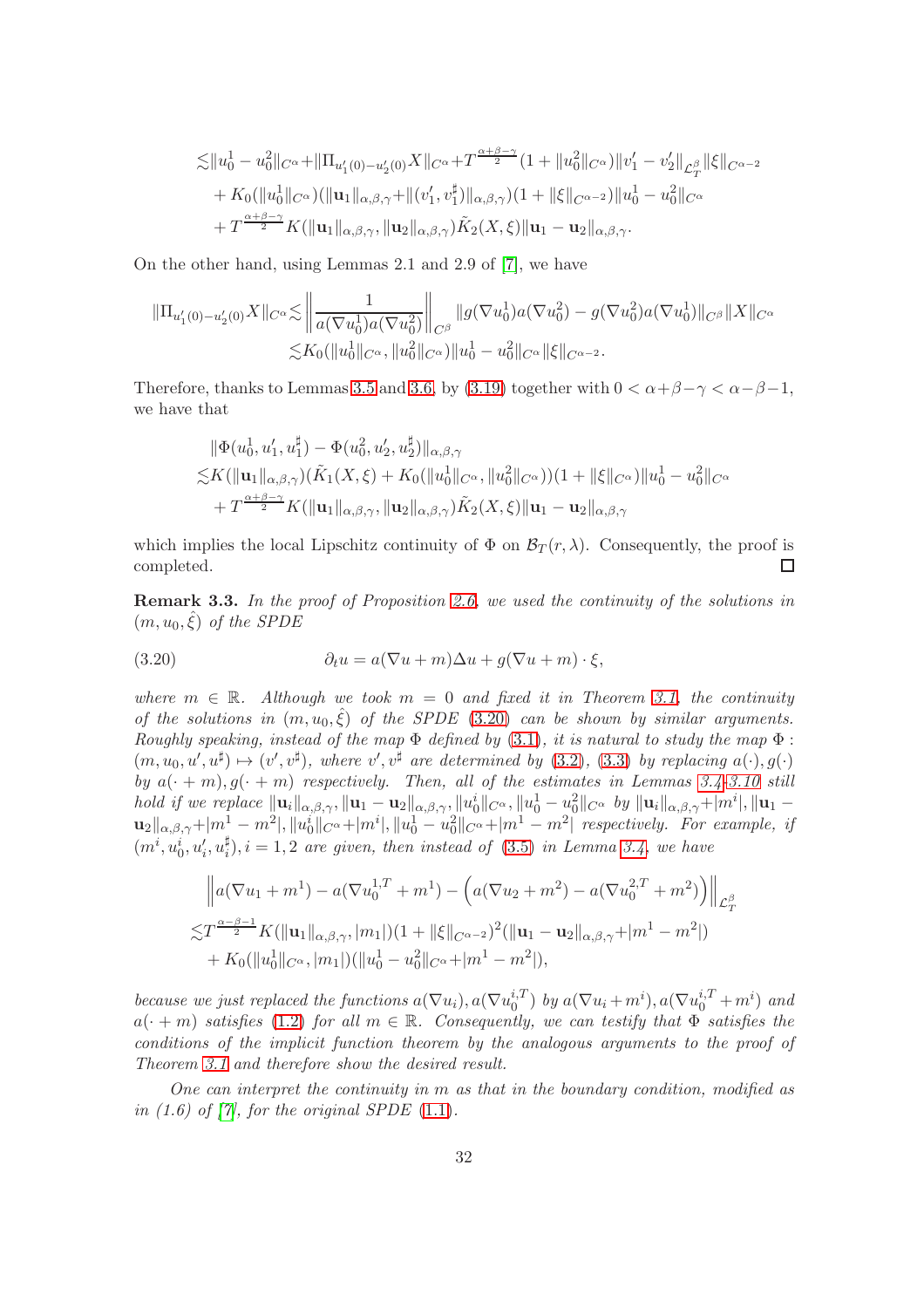$$
\begin{aligned}
\lesssim &\|u_0^1 - u_0^2\|_{C^\alpha} + \|\Pi_{u_1'(0)-u_2'(0)} X\|_{C^\alpha} + T^{\frac{\alpha+\beta-\gamma}{2}}(1+\|u_0^2\|_{C^\alpha})\|v_1' - v_2'\|_{\mathcal{L}_T^\beta}\|\xi\|_{C^{\alpha-2}} \\
&+ K_0(\|u_0^1\|_{C^\alpha})(\|\mathbf{u}_1\|_{\alpha,\beta,\gamma} + \|(v_1', v_1^\sharp)\|_{\alpha,\beta,\gamma})(1+\|\xi\|_{C^{\alpha-2}})\|u_0^1 - u_0^2\|_{C^\alpha} \\
&+ T^{\frac{\alpha+\beta-\gamma}{2}} K(\|\mathbf{u}_1\|_{\alpha,\beta,\gamma}, \|\mathbf{u}_2\|_{\alpha,\beta,\gamma})\tilde{K}_2(X,\xi)\|\mathbf{u}_1 - \mathbf{u}_2\|_{\alpha,\beta,\gamma}.
\end{aligned}
$$

On the other hand, using Lemmas 2.1 and 2.9 of [7], we have

$$
\begin{aligned}
\|\Pi_{u_1'(0)-u_2'(0)} X\|_{C^\alpha} \lesssim &\left\| \frac{1}{a(\nabla u_0^1)a(\nabla u_0^2)} \right\|_{C^\beta} \|g(\nabla u_0^1)a(\nabla u_0^2) - g(\nabla u_0^2)a(\nabla u_0^1)\|_{C^\beta}\|X\|_{C^\alpha} \\
\lesssim &K_0(\|u_0^1\|_{C^\alpha}, \|u_0^2\|_{C^\alpha})\|u_0^1 - u_0^2\|_{C^\alpha}\|\xi\|_{C^{\alpha-2}}.
\end{aligned}
$$

Therefore, thanks to Lemmas 3.5 and 3.6, by (3.19) together with $0 < \alpha+\beta-\gamma < \alpha-\beta-1$, we have that

$$
\begin{aligned}
&\|\Phi(u_0^1, u_1', u_1^\sharp) - \Phi(u_0^2, u_2', u_2^\sharp)\|_{\alpha,\beta,\gamma} \\
\lesssim &K(\|\mathbf{u}_1\|_{\alpha,\beta,\gamma})(\tilde{K}_1(X,\xi) + K_0(\|u_0^1\|_{C^\alpha}, \|u_0^2\|_{C^\alpha}))(1+\|\xi\|_{C^\alpha})\|u_0^1 - u_0^2\|_{C^\alpha} \\
&+ T^{\frac{\alpha+\beta-\gamma}{2}} K(\|\mathbf{u}_1\|_{\alpha,\beta,\gamma}, \|\mathbf{u}_2\|_{\alpha,\beta,\gamma})\tilde{K}_2(X,\xi)\|\mathbf{u}_1 - \mathbf{u}_2\|_{\alpha,\beta,\gamma}
\end{aligned}
$$

which implies the local Lipschitz continuity of $\Phi$ on $\mathcal{B}_T(r,\lambda)$. Consequently, the proof is completed. $\square$

**Remark 3.3.** *In the proof of Proposition 2.6, we used the continuity of the solutions in $(m, u_0, \hat{\xi})$ of the SPDE*

$$
\partial_t u = a(\nabla u + m)\Delta u + g(\nabla u + m)\cdot \xi, \tag{3.20}
$$

*where $m \in \mathbb{R}$. Although we took $m = 0$ and fixed it in Theorem 3.1, the continuity of the solutions in $(m, u_0, \hat{\xi})$ of the SPDE (3.20) can be shown by similar arguments. Roughly speaking, instead of the map $\Phi$ defined by (3.1), it is natural to study the map $\Phi : (m, u_0, u', u^\sharp) \mapsto (v', v^\sharp)$, where $v', v^\sharp$ are determined by (3.2), (3.3) by replacing $a(\cdot), g(\cdot)$ by $a(\cdot + m), g(\cdot + m)$ respectively. Then, all of the estimates in Lemmas 3.4–3.10 still hold if we replace $\|\mathbf{u}_i\|_{\alpha,\beta,\gamma}, \|\mathbf{u}_1 - \mathbf{u}_2\|_{\alpha,\beta,\gamma}, \|u_0^i\|_{C^\alpha}, \|u_0^1 - u_0^2\|_{C^\alpha}$ by $\|\mathbf{u}_i\|_{\alpha,\beta,\gamma} + |m^i|, \|\mathbf{u}_1 - \mathbf{u}_2\|_{\alpha,\beta,\gamma} + |m^1 - m^2|, \|u_0^i\|_{C^\alpha} + |m^i|, \|u_0^1 - u_0^2\|_{C^\alpha} + |m^1 - m^2|$ respectively. For example, if $(m^i, u_0^i, u_i', u_i^\sharp), i = 1, 2$ are given, then instead of (3.5) in Lemma 3.4, we have*

$$
\begin{aligned}
&\left\| a(\nabla u_1 + m^1) - a(\nabla u_0^{1,T} + m^1) - \left( a(\nabla u_2 + m^2) - a(\nabla u_0^{2,T} + m^2) \right) \right\|_{\mathcal{L}_T^\beta} \\
\lesssim &T^{\frac{\alpha-\beta-1}{2}} K(\|\mathbf{u}_1\|_{\alpha,\beta,\gamma}, |m_1|)(1+\|\xi\|_{C^{\alpha-2}})^2(\|\mathbf{u}_1 - \mathbf{u}_2\|_{\alpha,\beta,\gamma} + |m^1 - m^2|) \\
&+ K_0(\|u_0^1\|_{C^\alpha}, |m_1|)(\|u_0^1 - u_0^2\|_{C^\alpha} + |m^1 - m^2|),
\end{aligned}
$$

*because we just replaced the functions $a(\nabla u_i), a(\nabla u_0^{i,T})$ by $a(\nabla u_i + m^i), a(\nabla u_0^{i,T} + m^i)$ and $a(\cdot + m)$ satisfies (1.2) for all $m \in \mathbb{R}$. Consequently, we can testify that $\Phi$ satisfies the conditions of the implicit function theorem by the analogous arguments to the proof of Theorem 3.1 and therefore show the desired result.*

*One can interpret the continuity in $m$ as that in the boundary condition, modified as in (1.6) of [7], for the original SPDE (1.1).*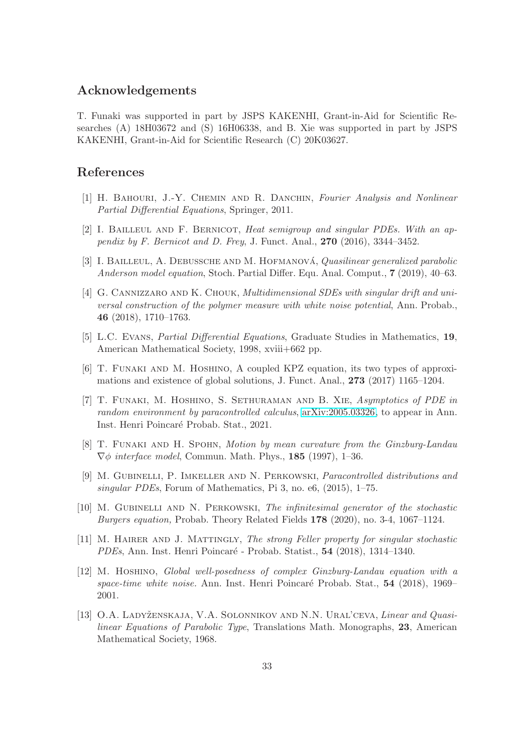## Acknowledgements

T. Funaki was supported in part by JSPS KAKENHI, Grant-in-Aid for Scientific Researches (A) 18H03672 and (S) 16H06338, and B. Xie was supported in part by JSPS KAKENHI, Grant-in-Aid for Scientific Research (C) 20K03627.

## References

[1] H. Bahouri, J.-Y. Chemin and R. Danchin, *Fourier Analysis and Nonlinear Partial Differential Equations*, Springer, 2011.

[2] I. Bailleul and F. Bernicot, *Heat semigroup and singular PDEs. With an appendix by F. Bernicot and D. Frey*, J. Funct. Anal., **270** (2016), 3344–3452.

[3] I. Bailleul, A. Debussche and M. Hofmanová, *Quasilinear generalized parabolic Anderson model equation*, Stoch. Partial Differ. Equ. Anal. Comput., **7** (2019), 40–63.

[4] G. Cannizzaro and K. Chouk, *Multidimensional SDEs with singular drift and universal construction of the polymer measure with white noise potential*, Ann. Probab., **46** (2018), 1710–1763.

[5] L.C. Evans, *Partial Differential Equations*, Graduate Studies in Mathematics, **19**, American Mathematical Society, 1998, xviii+662 pp.

[6] T. Funaki and M. Hoshino, A coupled KPZ equation, its two types of approximations and existence of global solutions, J. Funct. Anal., **273** (2017) 1165–1204.

[7] T. Funaki, M. Hoshino, S. Sethuraman and B. Xie, *Asymptotics of PDE in random environment by paracontrolled calculus*, arXiv:2005.03326, to appear in Ann. Inst. Henri Poincaré Probab. Stat., 2021.

[8] T. Funaki and H. Spohn, *Motion by mean curvature from the Ginzburg-Landau $\nabla\phi$ interface model*, Commun. Math. Phys., **185** (1997), 1–36.

[9] M. Gubinelli, P. Imkeller and N. Perkowski, *Paracontrolled distributions and singular PDEs*, Forum of Mathematics, Pi 3, no. e6, (2015), 1–75.

[10] M. Gubinelli and N. Perkowski, *The infinitesimal generator of the stochastic Burgers equation,* Probab. Theory Related Fields **178** (2020), no. 3-4, 1067–1124.

[11] M. Hairer and J. Mattingly, *The strong Feller property for singular stochastic PDEs*, Ann. Inst. Henri Poincaré - Probab. Statist., **54** (2018), 1314–1340.

[12] M. Hoshino, *Global well-posedness of complex Ginzburg-Landau equation with a space-time white noise.* Ann. Inst. Henri Poincaré Probab. Stat., **54** (2018), 1969–2001.

[13] O.A. Ladyženskaja, V.A. Solonnikov and N.N. Ural'ceva, *Linear and Quasilinear Equations of Parabolic Type*, Translations Math. Monographs, **23**, American Mathematical Society, 1968.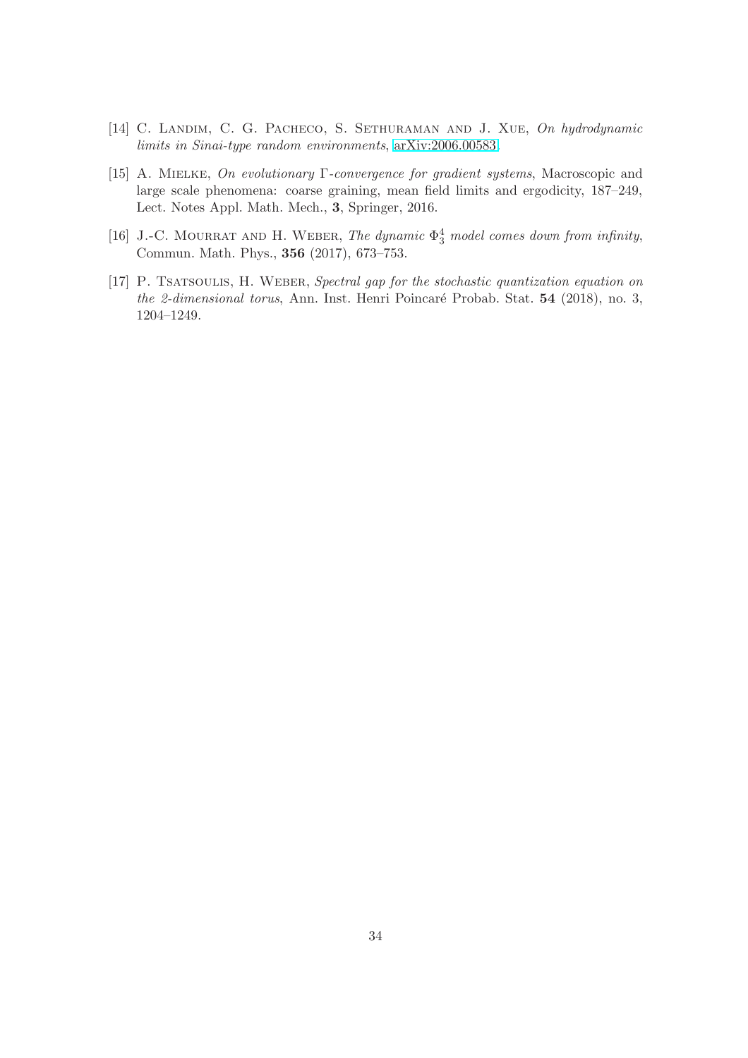[14] C. Landim, C. G. Pacheco, S. Sethuraman and J. Xue, *On hydrodynamic limits in Sinai-type random environments*, arXiv:2006.00583.

[15] A. Mielke, *On evolutionary $\Gamma$-convergence for gradient systems*, Macroscopic and large scale phenomena: coarse graining, mean field limits and ergodicity, 187–249, Lect. Notes Appl. Math. Mech., **3**, Springer, 2016.

[16] J.-C. Mourrat and H. Weber, *The dynamic $\Phi^4_3$ model comes down from infinity*, Commun. Math. Phys., **356** (2017), 673–753.

[17] P. Tsatsoulis, H. Weber, *Spectral gap for the stochastic quantization equation on the 2-dimensional torus*, Ann. Inst. Henri Poincaré Probab. Stat. **54** (2018), no. 3, 1204–1249.